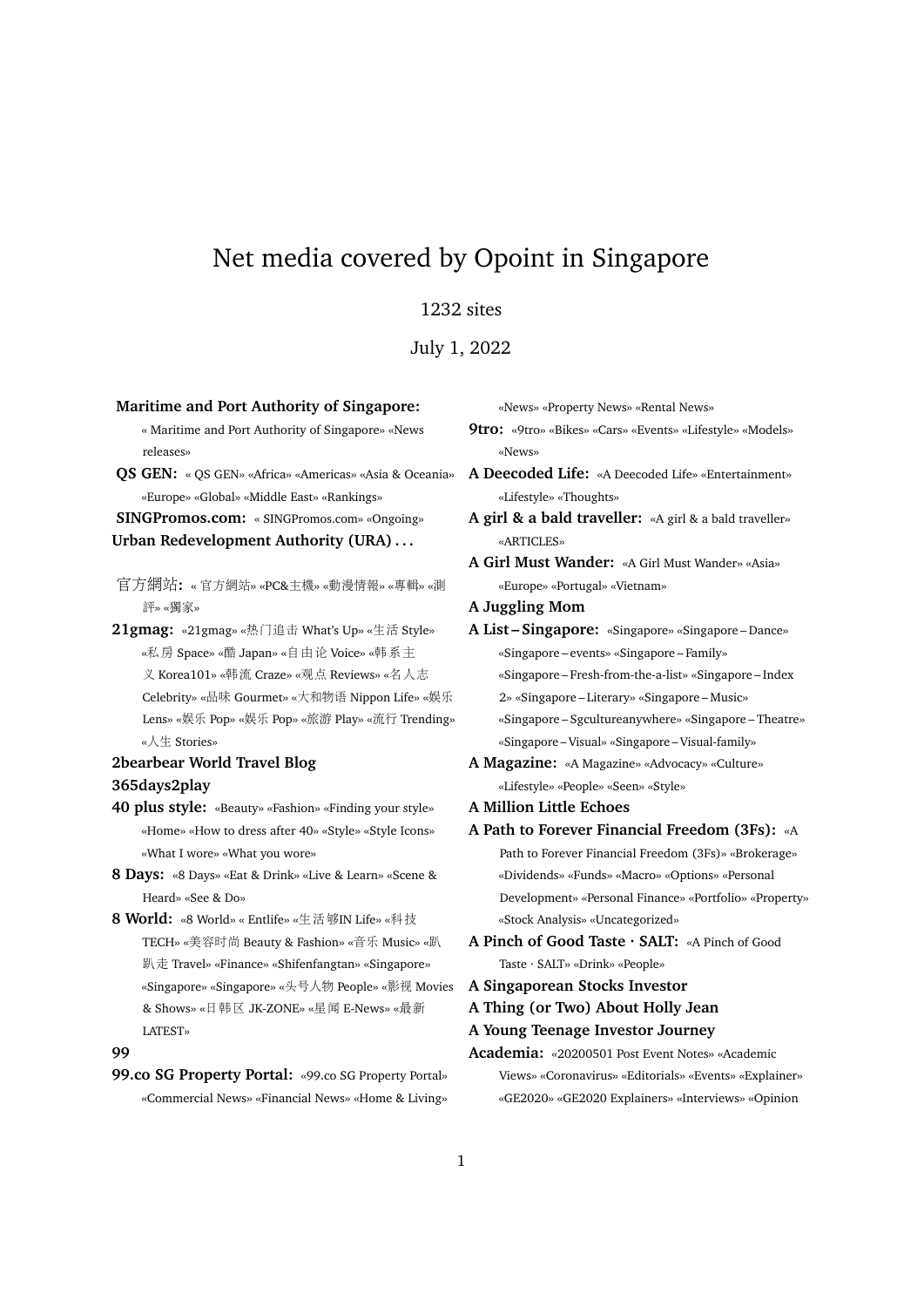# Net media covered by Opoint in Singapore

1232 sites

July 1, 2022

**Maritime and Port Authority of Singapore:** « Maritime and Port Authority of Singapore» «News releases»

**QS GEN:** « QS GEN» «Africa» «Americas» «Asia & Oceania» «Europe» «Global» «Middle East» «Rankings»

**SINGPromos.com:** « SINGPromos.com» «Ongoing»

**Urban Redevelopment Authority (URA) . . .**

官方網站**:** « 官方網站» «PC&主機» «動漫情報» «專輯» «測評» «獨家»

**21gmag:** «21gmag» «热门追击 What's Up» «生活 Style» «私房 Space» «酷 Japan» «自由论 Voice» «韩系主义 Korea101» «韩流 Craze» «观点 Reviews» «名人志 Celebrity» «品味 Gourmet» «大和物语 Nippon Life» «娱乐 Lens» «娱乐 Pop» «娱乐 Pop» «旅游 Play» «流行 Trending» «人生 Stories»

**2bearbear World Travel Blog**

**365days2play**

**40 plus style:** «Beauty» «Fashion» «Finding your style» «Home» «How to dress after 40» «Style» «Style Icons» «What I wore» «What you wore»

**8 Days:** «8 Days» «Eat & Drink» «Live & Learn» «Scene & Heard» «See & Do»

**8 World:** «8 World» « Entlife» «生活够IN Life» «科技 TECH» «美容时尚 Beauty & Fashion» «音乐 Music» «趴趴走 Travel» «Finance» «Shifenfangtan» «Singapore» «Singapore» «Singapore» «头号人物 People» «影视 Movies & Shows» «日韩区 JK-ZONE» «星闻 E-News» «最新 LATEST»

**99**

**99.co SG Property Portal:** «99.co SG Property Portal» «Commercial News» «Financial News» «Home & Living» «News» «Property News» «Rental News»

**9tro:** «9tro» «Bikes» «Cars» «Events» «Lifestyle» «Models» «News»

**A Deecoded Life:** «A Deecoded Life» «Entertainment» «Lifestyle» «Thoughts»

**A girl & a bald traveller:** «A girl & a bald traveller» «ARTICLES»

**A Girl Must Wander:** «A Girl Must Wander» «Asia» «Europe» «Portugal» «Vietnam»

**A Juggling Mom**

**A List – Singapore:** «Singapore» «Singapore – Dance» «Singapore – events» «Singapore – Family» «Singapore – Fresh-from-the-a-list» «Singapore – Index 2» «Singapore – Literary» «Singapore – Music» «Singapore – Sgcultureanywhere» «Singapore – Theatre» «Singapore – Visual» «Singapore – Visual-family»

**A Magazine:** «A Magazine» «Advocacy» «Culture» «Lifestyle» «People» «Seen» «Style»

**A Million Little Echoes**

**A Path to Forever Financial Freedom (3Fs):** «A Path to Forever Financial Freedom (3Fs)» «Brokerage» «Dividends» «Funds» «Macro» «Options» «Personal Development» «Personal Finance» «Portfolio» «Property» «Stock Analysis» «Uncategorized»

**A Pinch of Good Taste · SALT:** «A Pinch of Good Taste · SALT» «Drink» «People»

**A Singaporean Stocks Investor**

**A Thing (or Two) About Holly Jean**

**A Young Teenage Investor Journey**

**Academia:** «20200501 Post Event Notes» «Academic Views» «Coronavirus» «Editorials» «Events» «Explainer» «GE2020» «GE2020 Explainers» «Interviews» «Opinion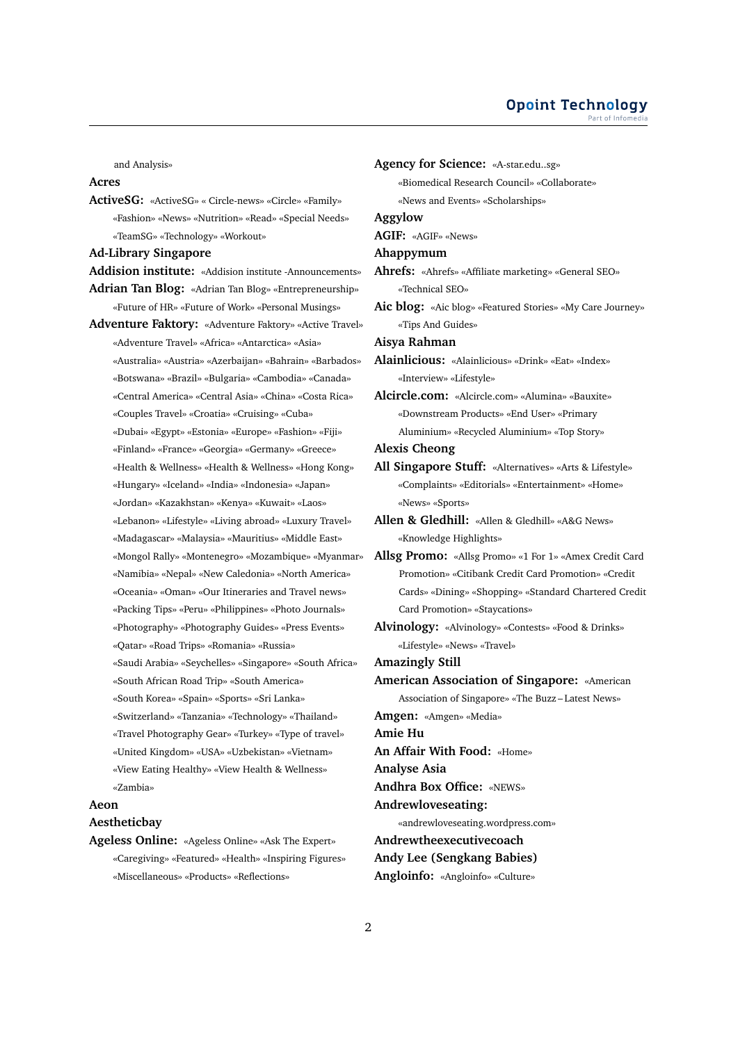and Analysis»

**Acres**

**ActiveSG:** «ActiveSG» « Circle-news» «Circle» «Family» «Fashion» «News» «Nutrition» «Read» «Special Needs» «TeamSG» «Technology» «Workout»

**Ad-Library Singapore**

**Addision institute:** «Addision institute -Announcements»

**Adrian Tan Blog:** «Adrian Tan Blog» «Entrepreneurship» «Future of HR» «Future of Work» «Personal Musings»

**Adventure Faktory:** «Adventure Faktory» «Active Travel» «Adventure Travel» «Africa» «Antarctica» «Asia» «Australia» «Austria» «Azerbaijan» «Bahrain» «Barbados» «Botswana» «Brazil» «Bulgaria» «Cambodia» «Canada» «Central America» «Central Asia» «China» «Costa Rica» «Couples Travel» «Croatia» «Cruising» «Cuba» «Dubai» «Egypt» «Estonia» «Europe» «Fashion» «Fiji» «Finland» «France» «Georgia» «Germany» «Greece» «Health & Wellness» «Health & Wellness» «Hong Kong» «Hungary» «Iceland» «India» «Indonesia» «Japan» «Jordan» «Kazakhstan» «Kenya» «Kuwait» «Laos» «Lebanon» «Lifestyle» «Living abroad» «Luxury Travel» «Madagascar» «Malaysia» «Mauritius» «Middle East» «Mongol Rally» «Montenegro» «Mozambique» «Myanmar» «Namibia» «Nepal» «New Caledonia» «North America» «Oceania» «Oman» «Our Itineraries and Travel news» «Packing Tips» «Peru» «Philippines» «Photo Journals» «Photography» «Photography Guides» «Press Events» «Qatar» «Road Trips» «Romania» «Russia» «Saudi Arabia» «Seychelles» «Singapore» «South Africa» «South African Road Trip» «South America» «South Korea» «Spain» «Sports» «Sri Lanka» «Switzerland» «Tanzania» «Technology» «Thailand» «Travel Photography Gear» «Turkey» «Type of travel» «United Kingdom» «USA» «Uzbekistan» «Vietnam» «View Eating Healthy» «View Health & Wellness» «Zambia»

**Aeon**

**Aestheticbay**

**Ageless Online:** «Ageless Online» «Ask The Expert» «Caregiving» «Featured» «Health» «Inspiring Figures» «Miscellaneous» «Products» «Reflections»

**Agency for Science:** «A-star.edu..sg» «Biomedical Research Council» «Collaborate» «News and Events» «Scholarships»

**Aggylow**

**AGIF:** «AGIF» «News»

**Ahappymum**

**Ahrefs:** «Ahrefs» «Affiliate marketing» «General SEO» «Technical SEO»

**Aic blog:** «Aic blog» «Featured Stories» «My Care Journey» «Tips And Guides»

**Aisya Rahman**

**Alainlicious:** «Alainlicious» «Drink» «Eat» «Index» «Interview» «Lifestyle»

**Alcircle.com:** «Alcircle.com» «Alumina» «Bauxite» «Downstream Products» «End User» «Primary Aluminium» «Recycled Aluminium» «Top Story»

**Alexis Cheong**

**All Singapore Stuff:** «Alternatives» «Arts & Lifestyle» «Complaints» «Editorials» «Entertainment» «Home» «News» «Sports»

**Allen & Gledhill:** «Allen & Gledhill» «A&G News» «Knowledge Highlights»

**Allsg Promo:** «Allsg Promo» «1 For 1» «Amex Credit Card Promotion» «Citibank Credit Card Promotion» «Credit Cards» «Dining» «Shopping» «Standard Chartered Credit Card Promotion» «Staycations»

**Alvinology:** «Alvinology» «Contests» «Food & Drinks» «Lifestyle» «News» «Travel»

**Amazingly Still**

**American Association of Singapore:** «American Association of Singapore» «The Buzz – Latest News»

**Amgen:** «Amgen» «Media»

**Amie Hu**

**An Affair With Food:** «Home»

**Analyse Asia**

**Andhra Box Office:** «NEWS»

**Andrewloveseating:** «andrewloveseating.wordpress.com»

**Andrewtheexecutivecoach**

**Andy Lee (Sengkang Babies)**

**Angloinfo:** «Angloinfo» «Culture»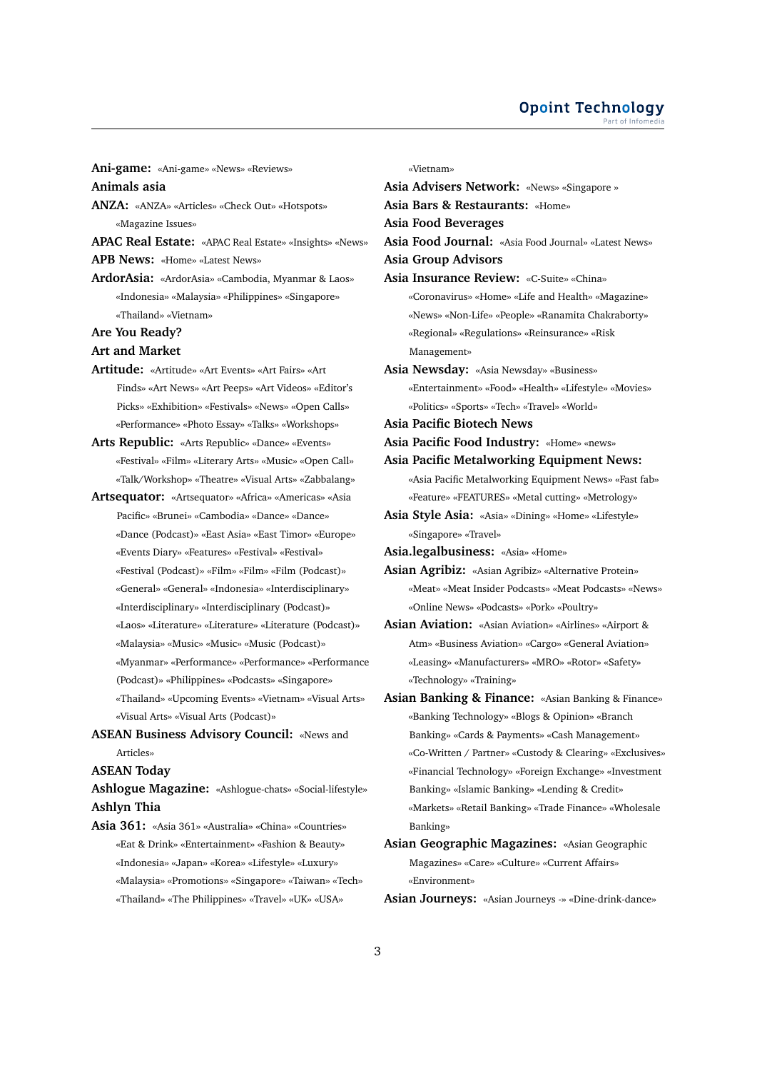**Ani-game:** «Ani-game» «News» «Reviews»

**Animals asia**

**ANZA:** «ANZA» «Articles» «Check Out» «Hotspots» «Magazine Issues»

**APAC Real Estate:** «APAC Real Estate» «Insights» «News»

**APB News:** «Home» «Latest News»

**ArdorAsia:** «ArdorAsia» «Cambodia, Myanmar & Laos» «Indonesia» «Malaysia» «Philippines» «Singapore» «Thailand» «Vietnam»

**Are You Ready?**

**Art and Market**

**Artitude:** «Artitude» «Art Events» «Art Fairs» «Art Finds» «Art News» «Art Peeps» «Art Videos» «Editor's Picks» «Exhibition» «Festivals» «News» «Open Calls» «Performance» «Photo Essay» «Talks» «Workshops»

**Arts Republic:** «Arts Republic» «Dance» «Events» «Festival» «Film» «Literary Arts» «Music» «Open Call» «Talk/Workshop» «Theatre» «Visual Arts» «Zabbalang»

**Artsequator:** «Artsequator» «Africa» «Americas» «Asia Pacific» «Brunei» «Cambodia» «Dance» «Dance» «Dance (Podcast)» «East Asia» «East Timor» «Europe» «Events Diary» «Features» «Festival» «Festival» «Festival (Podcast)» «Film» «Film» «Film (Podcast)» «General» «General» «Indonesia» «Interdisciplinary» «Interdisciplinary» «Interdisciplinary (Podcast)» «Laos» «Literature» «Literature» «Literature (Podcast)» «Malaysia» «Music» «Music» «Music (Podcast)» «Myanmar» «Performance» «Performance» «Performance (Podcast)» «Philippines» «Podcasts» «Singapore» «Thailand» «Upcoming Events» «Vietnam» «Visual Arts» «Visual Arts» «Visual Arts (Podcast)»

**ASEAN Business Advisory Council:** «News and Articles»

**ASEAN Today**

**Ashlogue Magazine:** «Ashlogue-chats» «Social-lifestyle»

**Ashlyn Thia**

**Asia 361:** «Asia 361» «Australia» «China» «Countries» «Eat & Drink» «Entertainment» «Fashion & Beauty» «Indonesia» «Japan» «Korea» «Lifestyle» «Luxury» «Malaysia» «Promotions» «Singapore» «Taiwan» «Tech» «Thailand» «The Philippines» «Travel» «UK» «USA» «Vietnam»

**Asia Advisers Network:** «News» «Singapore »

**Asia Bars & Restaurants:** «Home»

**Asia Food Beverages**

**Asia Food Journal:** «Asia Food Journal» «Latest News»

**Asia Group Advisors**

**Asia Insurance Review:** «C-Suite» «China» «Coronavirus» «Home» «Life and Health» «Magazine» «News» «Non-Life» «People» «Ranamita Chakraborty» «Regional» «Regulations» «Reinsurance» «Risk Management»

**Asia Newsday:** «Asia Newsday» «Business» «Entertainment» «Food» «Health» «Lifestyle» «Movies» «Politics» «Sports» «Tech» «Travel» «World»

**Asia Pacific Biotech News**

**Asia Pacific Food Industry:** «Home» «news»

**Asia Pacific Metalworking Equipment News:** «Asia Pacific Metalworking Equipment News» «Fast fab» «Feature» «FEATURES» «Metal cutting» «Metrology»

**Asia Style Asia:** «Asia» «Dining» «Home» «Lifestyle» «Singapore» «Travel»

**Asia.legalbusiness:** «Asia» «Home»

**Asian Agribiz:** «Asian Agribiz» «Alternative Protein» «Meat» «Meat Insider Podcasts» «Meat Podcasts» «News» «Online News» «Podcasts» «Pork» «Poultry»

**Asian Aviation:** «Asian Aviation» «Airlines» «Airport & Atm» «Business Aviation» «Cargo» «General Aviation» «Leasing» «Manufacturers» «MRO» «Rotor» «Safety» «Technology» «Training»

**Asian Banking & Finance:** «Asian Banking & Finance» «Banking Technology» «Blogs & Opinion» «Branch Banking» «Cards & Payments» «Cash Management» «Co-Written / Partner» «Custody & Clearing» «Exclusives» «Financial Technology» «Foreign Exchange» «Investment Banking» «Islamic Banking» «Lending & Credit» «Markets» «Retail Banking» «Trade Finance» «Wholesale Banking»

**Asian Geographic Magazines:** «Asian Geographic Magazines» «Care» «Culture» «Current Affairs» «Environment»

**Asian Journeys:** «Asian Journeys -» «Dine-drink-dance»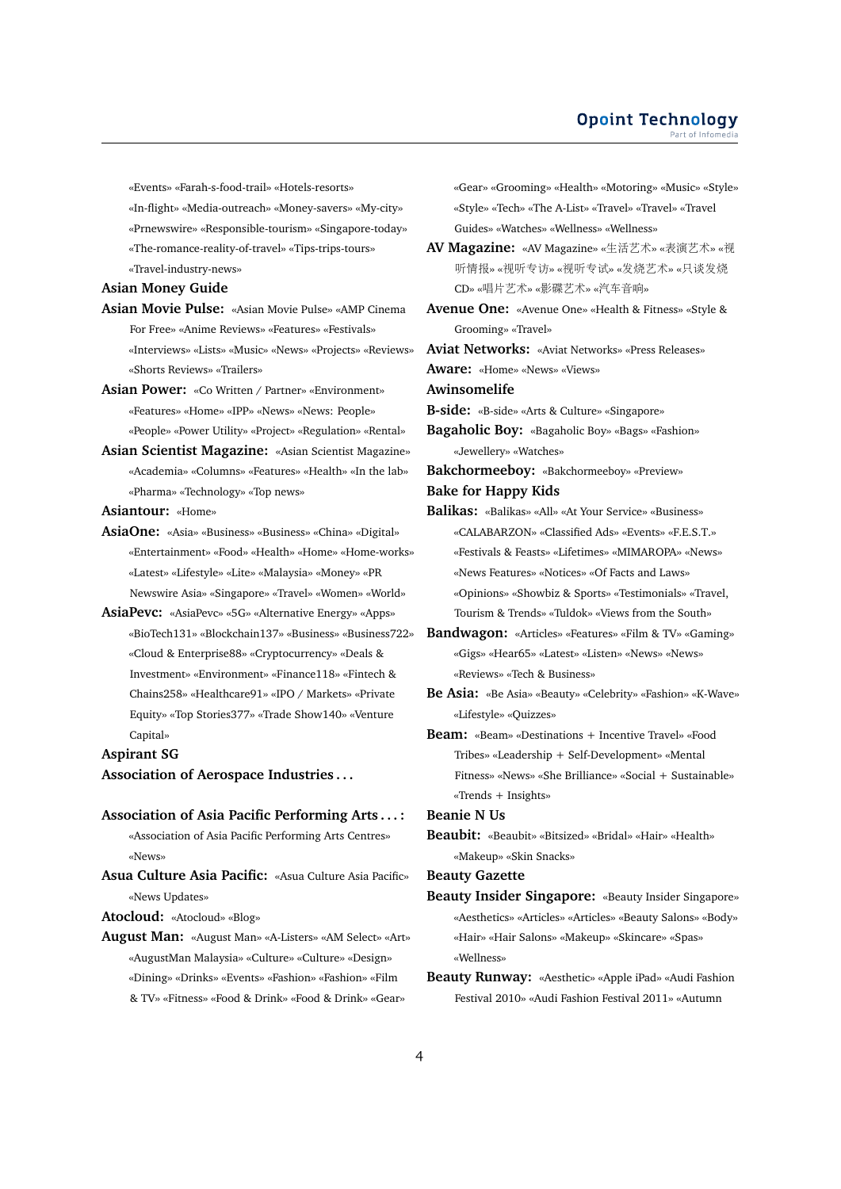«Events» «Farah-s-food-trail» «Hotels-resorts» «In-flight» «Media-outreach» «Money-savers» «My-city» «Prnewswire» «Responsible-tourism» «Singapore-today» «The-romance-reality-of-travel» «Tips-trips-tours» «Travel-industry-news»

**Asian Money Guide**

**Asian Movie Pulse:** «Asian Movie Pulse» «AMP Cinema For Free» «Anime Reviews» «Features» «Festivals» «Interviews» «Lists» «Music» «News» «Projects» «Reviews» «Shorts Reviews» «Trailers»

**Asian Power:** «Co Written / Partner» «Environment» «Features» «Home» «IPP» «News» «News: People» «People» «Power Utility» «Project» «Regulation» «Rental»

**Asian Scientist Magazine:** «Asian Scientist Magazine» «Academia» «Columns» «Features» «Health» «In the lab» «Pharma» «Technology» «Top news»

**Asiantour:** «Home»

**AsiaOne:** «Asia» «Business» «Business» «China» «Digital» «Entertainment» «Food» «Health» «Home» «Home-works» «Latest» «Lifestyle» «Lite» «Malaysia» «Money» «PR Newswire Asia» «Singapore» «Travel» «Women» «World»

**AsiaPevc:** «AsiaPevc» «5G» «Alternative Energy» «Apps» «BioTech131» «Blockchain137» «Business» «Business722» «Cloud & Enterprise88» «Cryptocurrency» «Deals & Investment» «Environment» «Finance118» «Fintech & Chains258» «Healthcare91» «IPO / Markets» «Private Equity» «Top Stories377» «Trade Show140» «Venture Capital»

**Aspirant SG**

**Association of Aerospace Industries . . .**

**Association of Asia Pacific Performing Arts . . . :** «Association of Asia Pacific Performing Arts Centres» «News»

**Asua Culture Asia Pacific:** «Asua Culture Asia Pacific» «News Updates»

**Atocloud:** «Atocloud» «Blog»

**August Man:** «August Man» «A-Listers» «AM Select» «Art» «AugustMan Malaysia» «Culture» «Culture» «Design» «Dining» «Drinks» «Events» «Fashion» «Fashion» «Film & TV» «Fitness» «Food & Drink» «Food & Drink» «Gear» «Gear» «Grooming» «Health» «Motoring» «Music» «Style» «Style» «Tech» «The A-List» «Travel» «Travel» «Travel Guides» «Watches» «Wellness» «Wellness»

**AV Magazine:** «AV Magazine» «生活艺术» «表演艺术» «视听情报» «视听专访» «视听专试» «发烧艺术» «只谈发烧CD» «唱片艺术» «影碟艺术» «汽车音响»

**Avenue One:** «Avenue One» «Health & Fitness» «Style & Grooming» «Travel»

**Aviat Networks:** «Aviat Networks» «Press Releases»

**Aware:** «Home» «News» «Views»

**Awinsomelife**

**B-side:** «B-side» «Arts & Culture» «Singapore»

**Bagaholic Boy:** «Bagaholic Boy» «Bags» «Fashion» «Jewellery» «Watches»

**Bakchormeeboy:** «Bakchormeeboy» «Preview»

**Bake for Happy Kids**

**Balikas:** «Balikas» «All» «At Your Service» «Business» «CALABARZON» «Classified Ads» «Events» «F.E.S.T.» «Festivals & Feasts» «Lifetimes» «MIMAROPA» «News» «News Features» «Notices» «Of Facts and Laws» «Opinions» «Showbiz & Sports» «Testimonials» «Travel, Tourism & Trends» «Tuldok» «Views from the South»

**Bandwagon:** «Articles» «Features» «Film & TV» «Gaming» «Gigs» «Hear65» «Latest» «Listen» «News» «News» «Reviews» «Tech & Business»

**Be Asia:** «Be Asia» «Beauty» «Celebrity» «Fashion» «K-Wave» «Lifestyle» «Quizzes»

**Beam:** «Beam» «Destinations + Incentive Travel» «Food Tribes» «Leadership + Self-Development» «Mental Fitness» «News» «She Brilliance» «Social + Sustainable» «Trends + Insights»

**Beanie N Us**

**Beaubit:** «Beaubit» «Bitsized» «Bridal» «Hair» «Health» «Makeup» «Skin Snacks»

**Beauty Gazette**

**Beauty Insider Singapore:** «Beauty Insider Singapore» «Aesthetics» «Articles» «Articles» «Beauty Salons» «Body» «Hair» «Hair Salons» «Makeup» «Skincare» «Spas» «Wellness»

**Beauty Runway:** «Aesthetic» «Apple iPad» «Audi Fashion Festival 2010» «Audi Fashion Festival 2011» «Autumn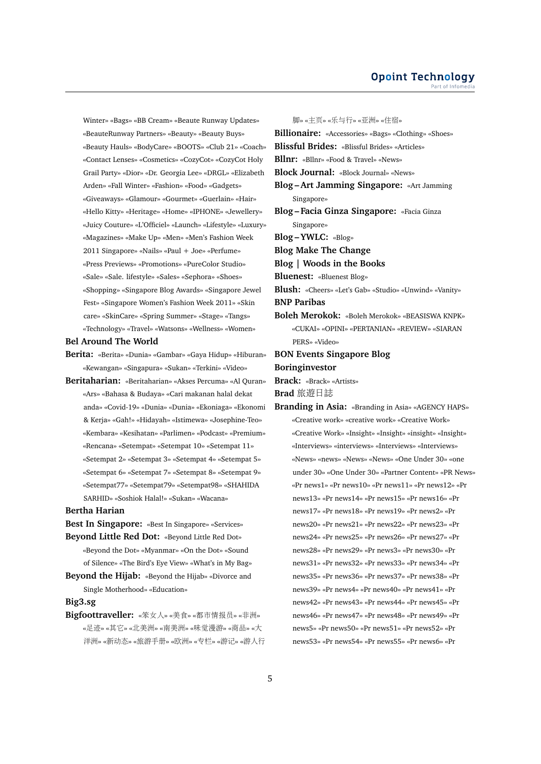Winter» «Bags» «BB Cream» «Beaute Runway Updates» «BeauteRunway Partners» «Beauty» «Beauty Buys» «Beauty Hauls» «BodyCare» «BOOTS» «Club 21» «Coach» «Contact Lenses» «Cosmetics» «CozyCot» «CozyCot Holy Grail Party» «Dior» «Dr. Georgia Lee» «DRGL» «Elizabeth Arden» «Fall Winter» «Fashion» «Food» «Gadgets» «Giveaways» «Glamour» «Gourmet» «Guerlain» «Hair» «Hello Kitty» «Heritage» «Home» «IPHONE» «Jewellery» «Juicy Couture» «L'Officiel» «Launch» «Lifestyle» «Luxury» «Magazines» «Make Up» «Men» «Men's Fashion Week 2011 Singapore» «Nails» «Paul + Joe» «Perfume» «Press Previews» «Promotions» «PureColor Studio» «Sale» «Sale. lifestyle» «Sales» «Sephora» «Shoes» «Shopping» «Singapore Blog Awards» «Singapore Jewel Fest» «Singapore Women's Fashion Week 2011» «Skin care» «SkinCare» «Spring Summer» «Stage» «Tangs» «Technology» «Travel» «Watsons» «Wellness» «Women»

**Bel Around The World**

**Berita:** «Berita» «Dunia» «Gambar» «Gaya Hidup» «Hiburan» «Kewangan» «Singapura» «Sukan» «Terkini» «Video»

**Beritaharian:** «Beritaharian» «Akses Percuma» «Al Quran» «Ars» «Bahasa & Budaya» «Cari makanan halal dekat anda» «Covid-19» «Dunia» «Dunia» «Ekoniaga» «Ekonomi & Kerja» «Gah!» «Hidayah» «Istimewa» «Josephine-Teo» «Kembara» «Kesihatan» «Parlimen» «Podcast» «Premium» «Rencana» «Setempat» «Setempat 10» «Setempat 11» «Setempat 2» «Setempat 3» «Setempat 4» «Setempat 5» «Setempat 6» «Setempat 7» «Setempat 8» «Setempat 9» «Setempat77» «Setempat79» «Setempat98» «SHAHIDA SARHID» «Soshiok Halal!» «Sukan» «Wacana»

**Bertha Harian**

**Best In Singapore:** «Best In Singapore» «Services»

**Beyond Little Red Dot:** «Beyond Little Red Dot» «Beyond the Dot» «Myanmar» «On the Dot» «Sound of Silence» «The Bird's Eye View» «What's in My Bag»

**Beyond the Hijab:** «Beyond the Hijab» «Divorce and Single Motherhood» «Education»

**Big3.sg**

**Bigfoottraveller:** «笨女人» «美食» «都市情报员» «非洲» «足迹» «其它» «北美洲» «南美洲» «味觉漫游» «商品» «大洋洲» «新动态» «旅游手册» «欧洲» «专栏» «游记» «游人行脚» «主页» «乐与行» «亚洲» «住宿»

**Billionaire:** «Accessories» «Bags» «Clothing» «Shoes»

**Blissful Brides:** «Blissful Brides» «Articles»

**Bllnr:** «Bllnr» «Food & Travel» «News»

**Block Journal:** «Block Journal» «News»

**Blog – Art Jamming Singapore:** «Art Jamming Singapore»

**Blog – Facia Ginza Singapore:** «Facia Ginza Singapore»

**Blog – YWLC:** «Blog»

**Blog Make The Change**

**Blog | Woods in the Books**

**Bluenest:** «Bluenest Blog»

**Blush:** «Cheers» «Let's Gab» «Studio» «Unwind» «Vanity»

**BNP Paribas**

**Boleh Merokok:** «Boleh Merokok» «BEASISWA KNPK» «CUKAI» «OPINI» «PERTANIAN» «REVIEW» «SIARAN PERS» «Video»

**BON Events Singapore Blog**

**Boringinvestor**

**Brack:** «Brack» «Artists»

**Brad 旅遊日誌**

**Branding in Asia:** «Branding in Asia» «AGENCY HAPS» «Creative work» «creative work» «Creative Work» «Creative Work» «Insight» «Insight» «insight» «Insight» «Interviews» «interviews» «Interviews» «Interviews» «News» «news» «News» «News» «One Under 30» «one under 30» «One Under 30» «Partner Content» «PR News» «Pr news1» «Pr news10» «Pr news11» «Pr news12» «Pr news13» «Pr news14» «Pr news15» «Pr news16» «Pr news17» «Pr news18» «Pr news19» «Pr news2» «Pr news20» «Pr news21» «Pr news22» «Pr news23» «Pr news24» «Pr news25» «Pr news26» «Pr news27» «Pr news28» «Pr news29» «Pr news3» «Pr news30» «Pr news31» «Pr news32» «Pr news33» «Pr news34» «Pr news35» «Pr news36» «Pr news37» «Pr news38» «Pr news39» «Pr news4» «Pr news40» «Pr news41» «Pr news42» «Pr news43» «Pr news44» «Pr news45» «Pr news46» «Pr news47» «Pr news48» «Pr news49» «Pr news5» «Pr news50» «Pr news51» «Pr news52» «Pr news53» «Pr news54» «Pr news55» «Pr news6» «Pr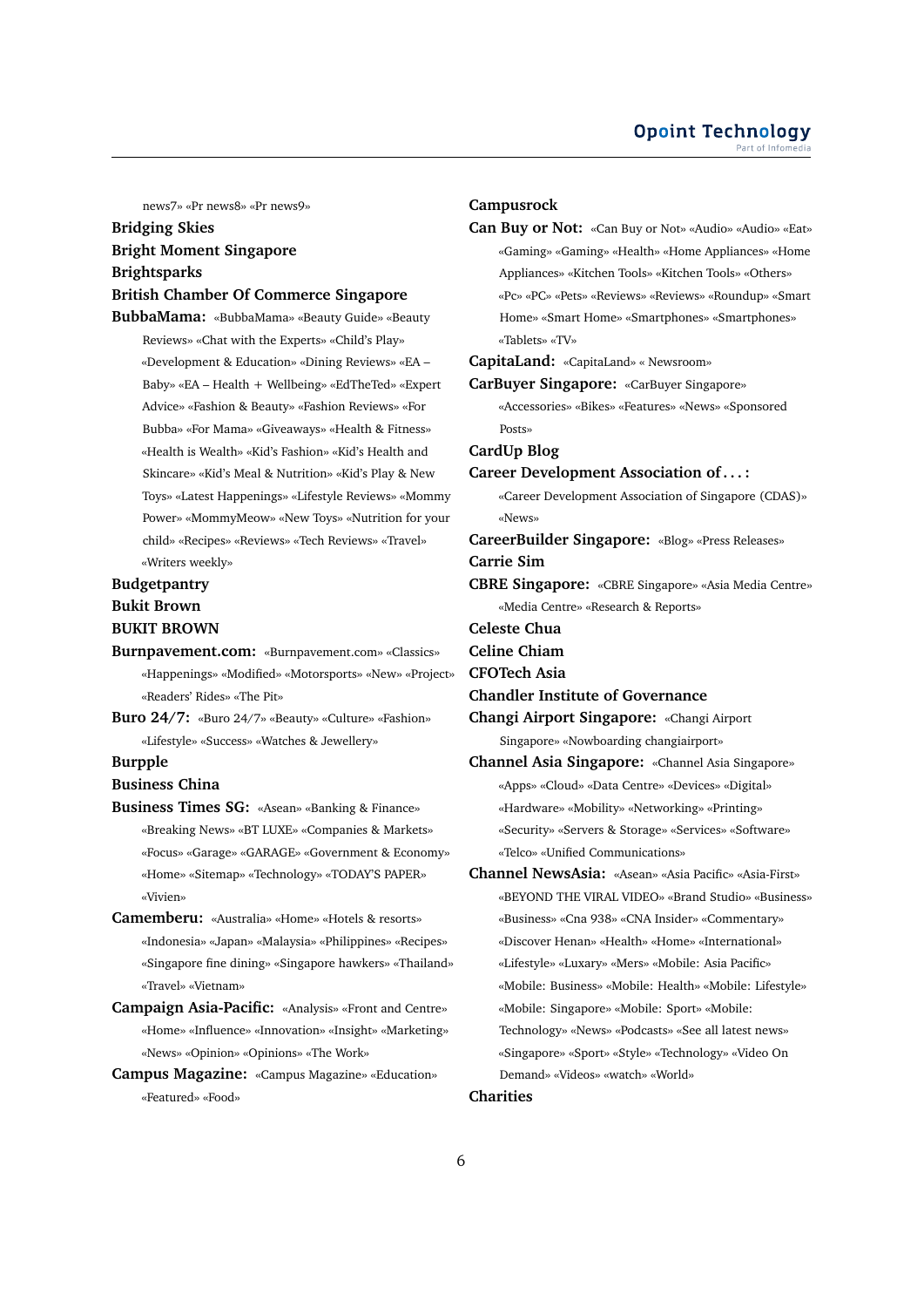news7» «Pr news8» «Pr news9»

**Bridging Skies**

**Bright Moment Singapore**

**Brightsparks**

**British Chamber Of Commerce Singapore**

**BubbaMama:** «BubbaMama» «Beauty Guide» «Beauty Reviews» «Chat with the Experts» «Child's Play» «Development & Education» «Dining Reviews» «EA – Baby» «EA – Health + Wellbeing» «EdTheTed» «Expert Advice» «Fashion & Beauty» «Fashion Reviews» «For Bubba» «For Mama» «Giveaways» «Health & Fitness» «Health is Wealth» «Kid's Fashion» «Kid's Health and Skincare» «Kid's Meal & Nutrition» «Kid's Play & New Toys» «Latest Happenings» «Lifestyle Reviews» «Mommy Power» «MommyMeow» «New Toys» «Nutrition for your child» «Recipes» «Reviews» «Tech Reviews» «Travel» «Writers weekly»

**Budgetpantry**

**Bukit Brown**

**BUKIT BROWN**

**Burnpavement.com:** «Burnpavement.com» «Classics» «Happenings» «Modified» «Motorsports» «New» «Project» «Readers' Rides» «The Pit»

**Buro 24/7:** «Buro 24/7» «Beauty» «Culture» «Fashion» «Lifestyle» «Success» «Watches & Jewellery»

**Burpple**

**Business China**

**Business Times SG:** «Asean» «Banking & Finance» «Breaking News» «BT LUXE» «Companies & Markets» «Focus» «Garage» «GARAGE» «Government & Economy» «Home» «Sitemap» «Technology» «TODAY'S PAPER» «Vivien»

**Camemberu:** «Australia» «Home» «Hotels & resorts» «Indonesia» «Japan» «Malaysia» «Philippines» «Recipes» «Singapore fine dining» «Singapore hawkers» «Thailand» «Travel» «Vietnam»

**Campaign Asia-Pacific:** «Analysis» «Front and Centre» «Home» «Influence» «Innovation» «Insight» «Marketing» «News» «Opinion» «Opinions» «The Work»

**Campus Magazine:** «Campus Magazine» «Education» «Featured» «Food»

**Campusrock**

**Can Buy or Not:** «Can Buy or Not» «Audio» «Audio» «Eat» «Gaming» «Gaming» «Health» «Home Appliances» «Home Appliances» «Kitchen Tools» «Kitchen Tools» «Others» «Pc» «PC» «Pets» «Reviews» «Reviews» «Roundup» «Smart Home» «Smart Home» «Smartphones» «Smartphones» «Tablets» «TV»

**CapitaLand:** «CapitaLand» « Newsroom»

**CarBuyer Singapore:** «CarBuyer Singapore» «Accessories» «Bikes» «Features» «News» «Sponsored Posts»

**CardUp Blog**

**Career Development Association of . . . :** «Career Development Association of Singapore (CDAS)» «News»

**CareerBuilder Singapore:** «Blog» «Press Releases»

**Carrie Sim**

**CBRE Singapore:** «CBRE Singapore» «Asia Media Centre» «Media Centre» «Research & Reports»

**Celeste Chua**

**Celine Chiam**

**CFOTech Asia**

**Chandler Institute of Governance**

**Changi Airport Singapore:** «Changi Airport Singapore» «Nowboarding changiairport»

**Channel Asia Singapore:** «Channel Asia Singapore» «Apps» «Cloud» «Data Centre» «Devices» «Digital» «Hardware» «Mobility» «Networking» «Printing» «Security» «Servers & Storage» «Services» «Software» «Telco» «Unified Communications»

**Channel NewsAsia:** «Asean» «Asia Pacific» «Asia-First» «BEYOND THE VIRAL VIDEO» «Brand Studio» «Business» «Business» «Cna 938» «CNA Insider» «Commentary» «Discover Henan» «Health» «Home» «International» «Lifestyle» «Luxary» «Mers» «Mobile: Asia Pacific» «Mobile: Business» «Mobile: Health» «Mobile: Lifestyle» «Mobile: Singapore» «Mobile: Sport» «Mobile: Technology» «News» «Podcasts» «See all latest news» «Singapore» «Sport» «Style» «Technology» «Video On Demand» «Videos» «watch» «World»

**Charities**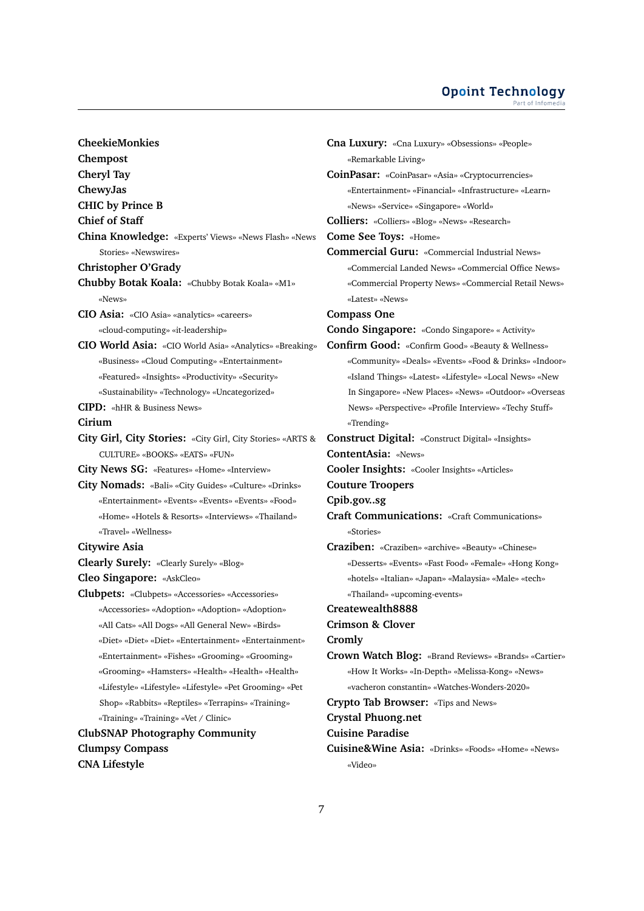**CheekieMonkies**

**Chempost**

**Cheryl Tay**

**ChewyJas**

**CHIC by Prince B**

**Chief of Staff**

**China Knowledge:** «Experts' Views» «News Flash» «News Stories» «Newswires»

**Christopher O'Grady**

**Chubby Botak Koala:** «Chubby Botak Koala» «M1» «News»

**CIO Asia:** «CIO Asia» «analytics» «careers» «cloud-computing» «it-leadership»

**CIO World Asia:** «CIO World Asia» «Analytics» «Breaking» «Business» «Cloud Computing» «Entertainment» «Featured» «Insights» «Productivity» «Security» «Sustainability» «Technology» «Uncategorized»

**CIPD:** «hHR & Business News»

**Cirium**

**City Girl, City Stories:** «City Girl, City Stories» «ARTS & CULTURE» «BOOKS» «EATS» «FUN»

**City News SG:** «Features» «Home» «Interview»

**City Nomads:** «Bali» «City Guides» «Culture» «Drinks» «Entertainment» «Events» «Events» «Events» «Food» «Home» «Hotels & Resorts» «Interviews» «Thailand» «Travel» «Wellness»

**Citywire Asia**

**Clearly Surely:** «Clearly Surely» «Blog»

**Cleo Singapore:** «AskCleo»

**Clubpets:** «Clubpets» «Accessories» «Accessories» «Accessories» «Adoption» «Adoption» «Adoption» «All Cats» «All Dogs» «All General New» «Birds» «Diet» «Diet» «Diet» «Entertainment» «Entertainment» «Entertainment» «Fishes» «Grooming» «Grooming» «Grooming» «Hamsters» «Health» «Health» «Health» «Lifestyle» «Lifestyle» «Lifestyle» «Pet Grooming» «Pet Shop» «Rabbits» «Reptiles» «Terrapins» «Training» «Training» «Training» «Vet / Clinic»

**ClubSNAP Photography Community**

**Clumpsy Compass**

**CNA Lifestyle**

**Cna Luxury:** «Cna Luxury» «Obsessions» «People» «Remarkable Living»

**CoinPasar:** «CoinPasar» «Asia» «Cryptocurrencies» «Entertainment» «Financial» «Infrastructure» «Learn» «News» «Service» «Singapore» «World»

**Colliers:** «Colliers» «Blog» «News» «Research»

**Come See Toys:** «Home»

**Commercial Guru:** «Commercial Industrial News» «Commercial Landed News» «Commercial Office News» «Commercial Property News» «Commercial Retail News» «Latest» «News»

**Compass One**

**Condo Singapore:** «Condo Singapore» « Activity»

**Confirm Good:** «Confirm Good» «Beauty & Wellness» «Community» «Deals» «Events» «Food & Drinks» «Indoor» «Island Things» «Latest» «Lifestyle» «Local News» «New In Singapore» «New Places» «News» «Outdoor» «Overseas News» «Perspective» «Profile Interview» «Techy Stuff» «Trending»

**Construct Digital:** «Construct Digital» «Insights»

**ContentAsia:** «News»

**Cooler Insights:** «Cooler Insights» «Articles»

**Couture Troopers**

**Cpib.gov..sg**

**Craft Communications:** «Craft Communications» «Stories»

**Craziben:** «Craziben» «archive» «Beauty» «Chinese» «Desserts» «Events» «Fast Food» «Female» «Hong Kong» «hotels» «Italian» «Japan» «Malaysia» «Male» «tech» «Thailand» «upcoming-events»

**Createwealth8888**

**Crimson & Clover**

**Cromly**

**Crown Watch Blog:** «Brand Reviews» «Brands» «Cartier» «How It Works» «In-Depth» «Melissa-Kong» «News» «vacheron constantin» «Watches-Wonders-2020»

**Crypto Tab Browser:** «Tips and News»

**Crystal Phuong.net**

**Cuisine Paradise**

**Cuisine&Wine Asia:** «Drinks» «Foods» «Home» «News» «Video»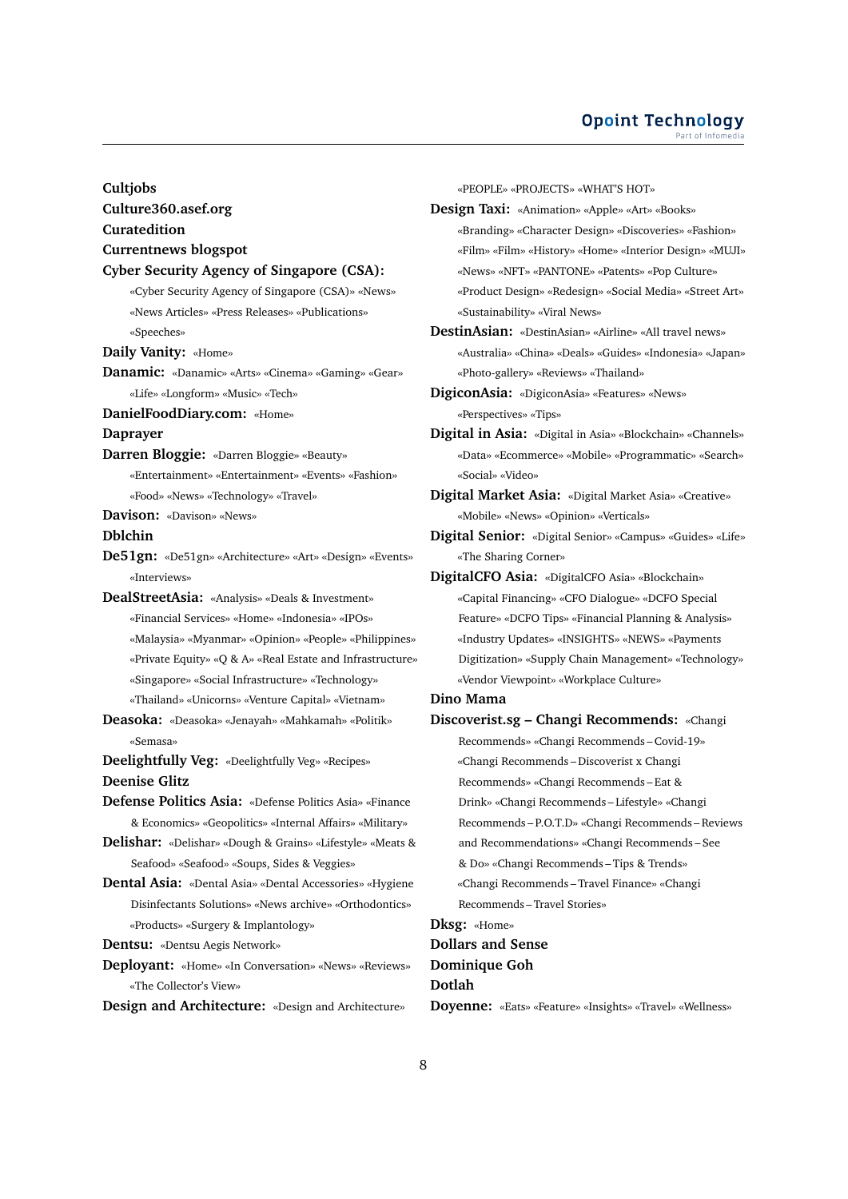**Cultjobs**

**Culture360.asef.org**

**Curatedition**

**Currentnews blogspot**

**Cyber Security Agency of Singapore (CSA):** «Cyber Security Agency of Singapore (CSA)» «News» «News Articles» «Press Releases» «Publications» «Speeches»

**Daily Vanity:** «Home»

**Danamic:** «Danamic» «Arts» «Cinema» «Gaming» «Gear» «Life» «Longform» «Music» «Tech»

**DanielFoodDiary.com:** «Home»

**Daprayer**

**Darren Bloggie:** «Darren Bloggie» «Beauty» «Entertainment» «Entertainment» «Events» «Fashion» «Food» «News» «Technology» «Travel»

**Davison:** «Davison» «News»

**Dblchin**

**De51gn:** «De51gn» «Architecture» «Art» «Design» «Events» «Interviews»

**DealStreetAsia:** «Analysis» «Deals & Investment» «Financial Services» «Home» «Indonesia» «IPOs» «Malaysia» «Myanmar» «Opinion» «People» «Philippines» «Private Equity» «Q & A» «Real Estate and Infrastructure» «Singapore» «Social Infrastructure» «Technology» «Thailand» «Unicorns» «Venture Capital» «Vietnam»

**Deasoka:** «Deasoka» «Jenayah» «Mahkamah» «Politik» «Semasa»

**Deelightfully Veg:** «Deelightfully Veg» «Recipes»

**Deenise Glitz**

**Defense Politics Asia:** «Defense Politics Asia» «Finance & Economics» «Geopolitics» «Internal Affairs» «Military»

**Delishar:** «Delishar» «Dough & Grains» «Lifestyle» «Meats & Seafood» «Seafood» «Soups, Sides & Veggies»

**Dental Asia:** «Dental Asia» «Dental Accessories» «Hygiene Disinfectants Solutions» «News archive» «Orthodontics» «Products» «Surgery & Implantology»

**Dentsu:** «Dentsu Aegis Network»

**Deployant:** «Home» «In Conversation» «News» «Reviews» «The Collector's View»

**Design and Architecture:** «Design and Architecture» «PEOPLE» «PROJECTS» «WHAT'S HOT»

**Design Taxi:** «Animation» «Apple» «Art» «Books» «Branding» «Character Design» «Discoveries» «Fashion» «Film» «Film» «History» «Home» «Interior Design» «MUJI» «News» «NFT» «PANTONE» «Patents» «Pop Culture» «Product Design» «Redesign» «Social Media» «Street Art» «Sustainability» «Viral News»

**DestinAsian:** «DestinAsian» «Airline» «All travel news» «Australia» «China» «Deals» «Guides» «Indonesia» «Japan» «Photo-gallery» «Reviews» «Thailand»

**DigiconAsia:** «DigiconAsia» «Features» «News» «Perspectives» «Tips»

**Digital in Asia:** «Digital in Asia» «Blockchain» «Channels» «Data» «Ecommerce» «Mobile» «Programmatic» «Search» «Social» «Video»

**Digital Market Asia:** «Digital Market Asia» «Creative» «Mobile» «News» «Opinion» «Verticals»

**Digital Senior:** «Digital Senior» «Campus» «Guides» «Life» «The Sharing Corner»

**DigitalCFO Asia:** «DigitalCFO Asia» «Blockchain» «Capital Financing» «CFO Dialogue» «DCFO Special Feature» «DCFO Tips» «Financial Planning & Analysis» «Industry Updates» «INSIGHTS» «NEWS» «Payments Digitization» «Supply Chain Management» «Technology» «Vendor Viewpoint» «Workplace Culture»

**Dino Mama**

**Discoverist.sg – Changi Recommends:** «Changi Recommends» «Changi Recommends – Covid-19» «Changi Recommends – Discoverist x Changi Recommends» «Changi Recommends – Eat & Drink» «Changi Recommends – Lifestyle» «Changi Recommends – P.O.T.D» «Changi Recommends – Reviews and Recommendations» «Changi Recommends – See & Do» «Changi Recommends – Tips & Trends» «Changi Recommends – Travel Finance» «Changi Recommends – Travel Stories»

**Dksg:** «Home»

**Dollars and Sense**

**Dominique Goh**

**Dotlah**

**Doyenne:** «Eats» «Feature» «Insights» «Travel» «Wellness»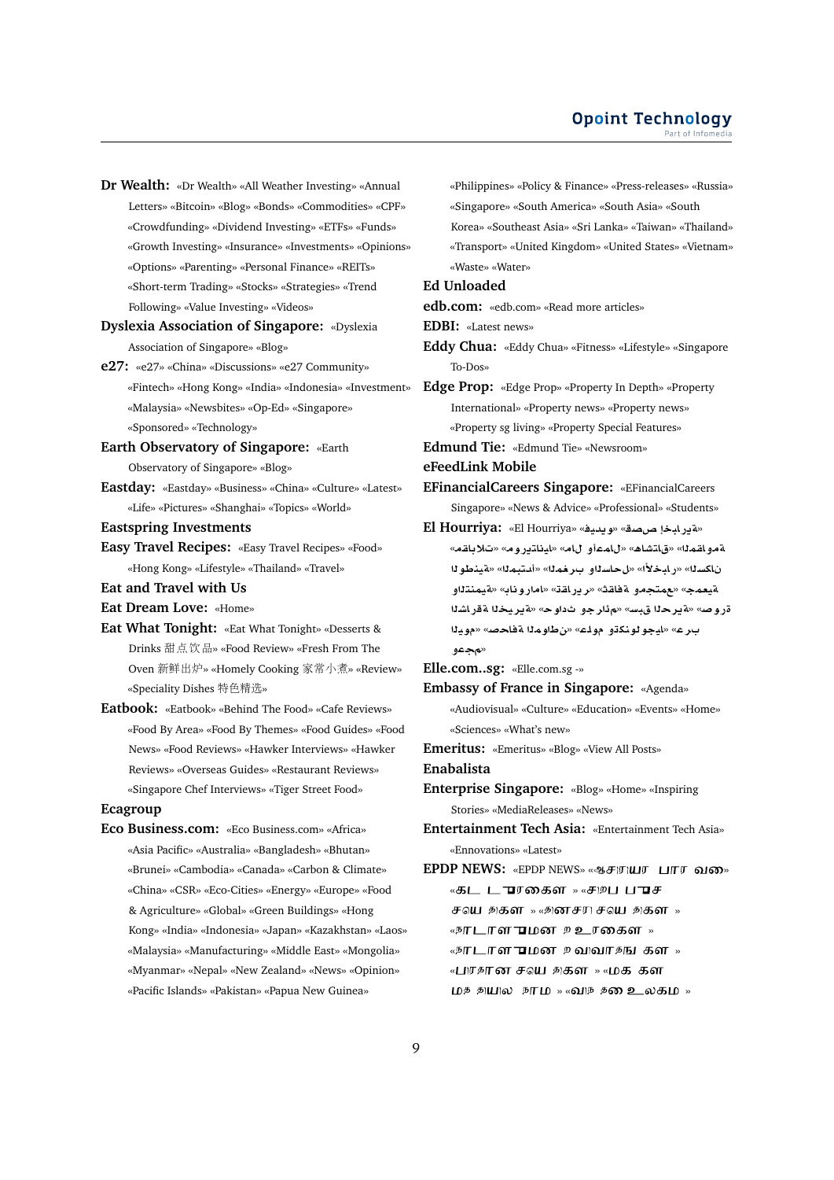**Dr Wealth:** «Dr Wealth» «All Weather Investing» «Annual Letters» «Bitcoin» «Blog» «Bonds» «Commodities» «CPF» «Crowdfunding» «Dividend Investing» «ETFs» «Funds» «Growth Investing» «Insurance» «Investments» «Opinions» «Options» «Parenting» «Personal Finance» «REITs» «Short-term Trading» «Stocks» «Strategies» «Trend Following» «Value Investing» «Videos»

**Dyslexia Association of Singapore:** «Dyslexia Association of Singapore» «Blog»

**e27:** «e27» «China» «Discussions» «e27 Community» «Fintech» «Hong Kong» «India» «Indonesia» «Investment» «Malaysia» «Newsbites» «Op-Ed» «Singapore» «Sponsored» «Technology»

**Earth Observatory of Singapore:** «Earth Observatory of Singapore» «Blog»

**Eastday:** «Eastday» «Business» «China» «Culture» «Latest» «Life» «Pictures» «Shanghai» «Topics» «World»

**Eastspring Investments**

**Easy Travel Recipes:** «Easy Travel Recipes» «Food» «Hong Kong» «Lifestyle» «Thailand» «Travel»

**Eat and Travel with Us**

**Eat Dream Love:** «Home»

**Eat What Tonight:** «Eat What Tonight» «Desserts & Drinks 甜点饮品» «Food Review» «Fresh From The Oven 新鲜出炉» «Homely Cooking 家常小煮» «Review» «Speciality Dishes 特色精选»

**Eatbook:** «Eatbook» «Behind The Food» «Cafe Reviews» «Food By Area» «Food By Themes» «Food Guides» «Food News» «Food Reviews» «Hawker Interviews» «Hawker Reviews» «Overseas Guides» «Restaurant Reviews» «Singapore Chef Interviews» «Tiger Street Food»

**Ecagroup**

**Eco Business.com:** «Eco Business.com» «Africa» «Asia Pacific» «Australia» «Bangladesh» «Bhutan» «Brunei» «Cambodia» «Canada» «Carbon & Climate» «China» «CSR» «Eco-Cities» «Energy» «Europe» «Food & Agriculture» «Global» «Green Buildings» «Hong Kong» «India» «Indonesia» «Japan» «Kazakhstan» «Laos» «Malaysia» «Manufacturing» «Middle East» «Mongolia» «Myanmar» «Nepal» «New Zealand» «News» «Opinion» «Pacific Islands» «Pakistan» «Papua New Guinea» «Philippines» «Policy & Finance» «Press-releases» «Russia» «Singapore» «South America» «South Asia» «South Korea» «Southeast Asia» «Sri Lanka» «Taiwan» «Thailand» «Transport» «United Kingdom» «United States» «Vietnam» «Waste» «Water»

**Ed Unloaded**

**edb.com:** «edb.com» «Read more articles»

**EDBI:** «Latest news»

**Eddy Chua:** «Eddy Chua» «Fitness» «Lifestyle» «Singapore To-Dos»

**Edge Prop:** «Edge Prop» «Property In Depth» «Property International» «Property news» «Property news» «Property sg living» «Property Special Features»

**Edmund Tie:** «Edmund Tie» «Newsroom»

**eFeedLink Mobile**

**EFinancialCareers Singapore:** «EFinancialCareers Singapore» «News & Advice» «Professional» «Students»

**El Hourriya:** «El Hourriya» «فيديو» «صحف إيرانية» «المقاومة» «شاهدات» «مال وأعمال» «مونديتانيا» «مقابلات» «الوطنية» «المبتدأ» «المغرب والساحل» «الأخبار» «السكان والتنمية» «بانوراما» «تقارير» «ثقافة ومجتمع» «جمعية صور الأراضي» «حوادث وجرائم» «سبق الحرية» «الشراكة الأوربية» «عرب» «علوم وتكنولوجيا» «صحافة الموطن» «اليوم وعجم»

**Elle.com..sg:** «Elle.com.sg -»

**Embassy of France in Singapore:** «Agenda» «Audiovisual» «Culture» «Education» «Events» «Home» «Sciences» «What's new»

**Emeritus:** «Emeritus» «Blog» «View All Posts»

**Enabalista**

**Enterprise Singapore:** «Blog» «Home» «Inspiring Stories» «MediaReleases» «News»

**Entertainment Tech Asia:** «Entertainment Tech Asia» «Ennovations» «Latest»

**EPDP NEWS:** «EPDP NEWS» «ஆசிரியர் பார்வை» «கட்டுரைகள்» «சிறப்பு செய்திகள்» «தினசரி செய்திகள்» «நாடாளுமன்ற உரைகள்» «நாடாளுமன்ற விவாதங்கள்» «பிராந்திய செய்திகள்» «மக்கள் மத்தியில் நாம்» «வாழ்த்து உலகம்»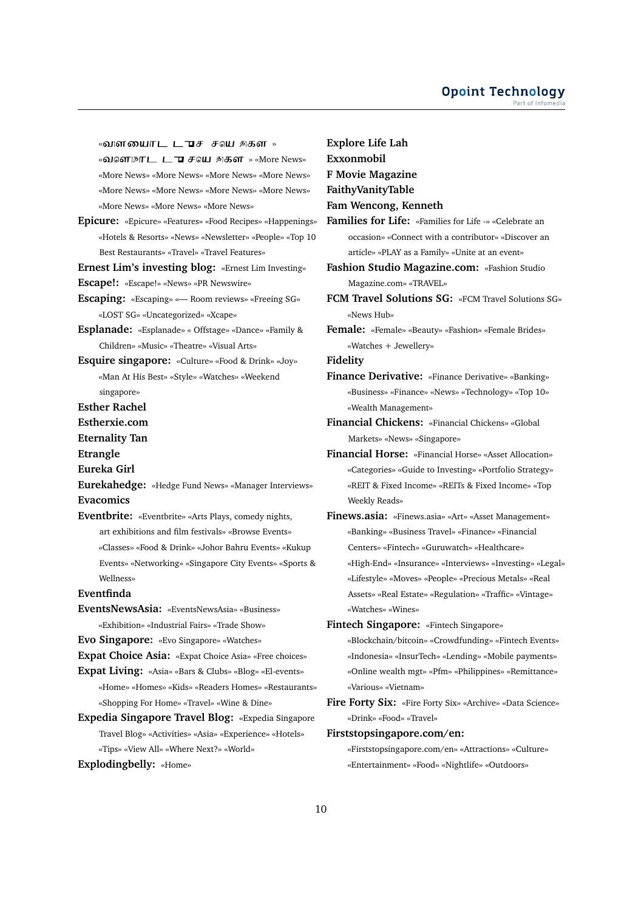«வளையொட டூச சயெ திகள »
«வளொநாட டூ சயெ திகள » «More News» «More News» «More News» «More News» «More News» «More News» «More News» «More News» «More News» «More News» «More News» «More News» «More News»

**Epicure:** «Epicure» «Features» «Food Recipes» «Happenings» «Hotels & Resorts» «News» «Newsletter» «People» «Top 10 Best Restaurants» «Travel» «Travel Features»

**Ernest Lim's investing blog:** «Ernest Lim Investing»

**Escape!:** «Escape!» «News» «PR Newswire»

**Escaping:** «Escaping» «— Room reviews» «Freeing SG» «LOST SG» «Uncategorized» «Xcape»

**Esplanade:** «Esplanade» « Offstage» «Dance» «Family & Children» «Music» «Theatre» «Visual Arts»

**Esquire singapore:** «Culture» «Food & Drink» «Joy» «Man At His Best» «Style» «Watches» «Weekend singapore»

**Esther Rachel**

**Estherxie.com**

**Eternality Tan**

**Etrangle**

**Eureka Girl**

**Eurekahedge:** «Hedge Fund News» «Manager Interviews»

**Evacomics**

**Eventbrite:** «Eventbrite» «Arts Plays, comedy nights, art exhibitions and film festivals» «Browse Events» «Classes» «Food & Drink» «Johor Bahru Events» «Kukup Events» «Networking» «Singapore City Events» «Sports & Wellness»

**Eventfinda**

**EventsNewsAsia:** «EventsNewsAsia» «Business» «Exhibition» «Industrial Fairs» «Trade Show»

**Evo Singapore:** «Evo Singapore» «Watches»

**Expat Choice Asia:** «Expat Choice Asia» «Free choices»

**Expat Living:** «Asia» «Bars & Clubs» «Blog» «El-events» «Home» «Homes» «Kids» «Readers Homes» «Restaurants» «Shopping For Home» «Travel» «Wine & Dine»

**Expedia Singapore Travel Blog:** «Expedia Singapore Travel Blog» «Activities» «Asia» «Experience» «Hotels» «Tips» «View All» «Where Next?» «World»

**Explodingbelly:** «Home»

**Explore Life Lah**

**Exxonmobil**

**F Movie Magazine**

**FaithyVanityTable**

**Fam Wencong, Kenneth**

**Families for Life:** «Families for Life -» «Celebrate an occasion» «Connect with a contributor» «Discover an article» «PLAY as a Family» «Unite at an event»

**Fashion Studio Magazine.com:** «Fashion Studio Magazine.com» «TRAVEL»

**FCM Travel Solutions SG:** «FCM Travel Solutions SG» «News Hub»

**Female:** «Female» «Beauty» «Fashion» «Female Brides» «Watches + Jewellery»

**Fidelity**

**Finance Derivative:** «Finance Derivative» «Banking» «Business» «Finance» «News» «Technology» «Top 10» «Wealth Management»

**Financial Chickens:** «Financial Chickens» «Global Markets» «News» «Singapore»

**Financial Horse:** «Financial Horse» «Asset Allocation» «Categories» «Guide to Investing» «Portfolio Strategy» «REIT & Fixed Income» «REITs & Fixed Income» «Top Weekly Reads»

**Finews.asia:** «Finews.asia» «Art» «Asset Management» «Banking» «Business Travel» «Finance» «Financial Centers» «Fintech» «Guruwatch» «Healthcare» «High-End» «Insurance» «Interviews» «Investing» «Legal» «Lifestyle» «Moves» «People» «Precious Metals» «Real Assets» «Real Estate» «Regulation» «Traffic» «Vintage» «Watches» «Wines»

**Fintech Singapore:** «Fintech Singapore» «Blockchain/bitcoin» «Crowdfunding» «Fintech Events» «Indonesia» «InsurTech» «Lending» «Mobile payments» «Online wealth mgt» «Pfm» «Philippines» «Remittance» «Various» «Vietnam»

**Fire Forty Six:** «Fire Forty Six» «Archive» «Data Science» «Drink» «Food» «Travel»

**Firststopsingapore.com/en:** «Firststopsingapore.com/en» «Attractions» «Culture» «Entertainment» «Food» «Nightlife» «Outdoors»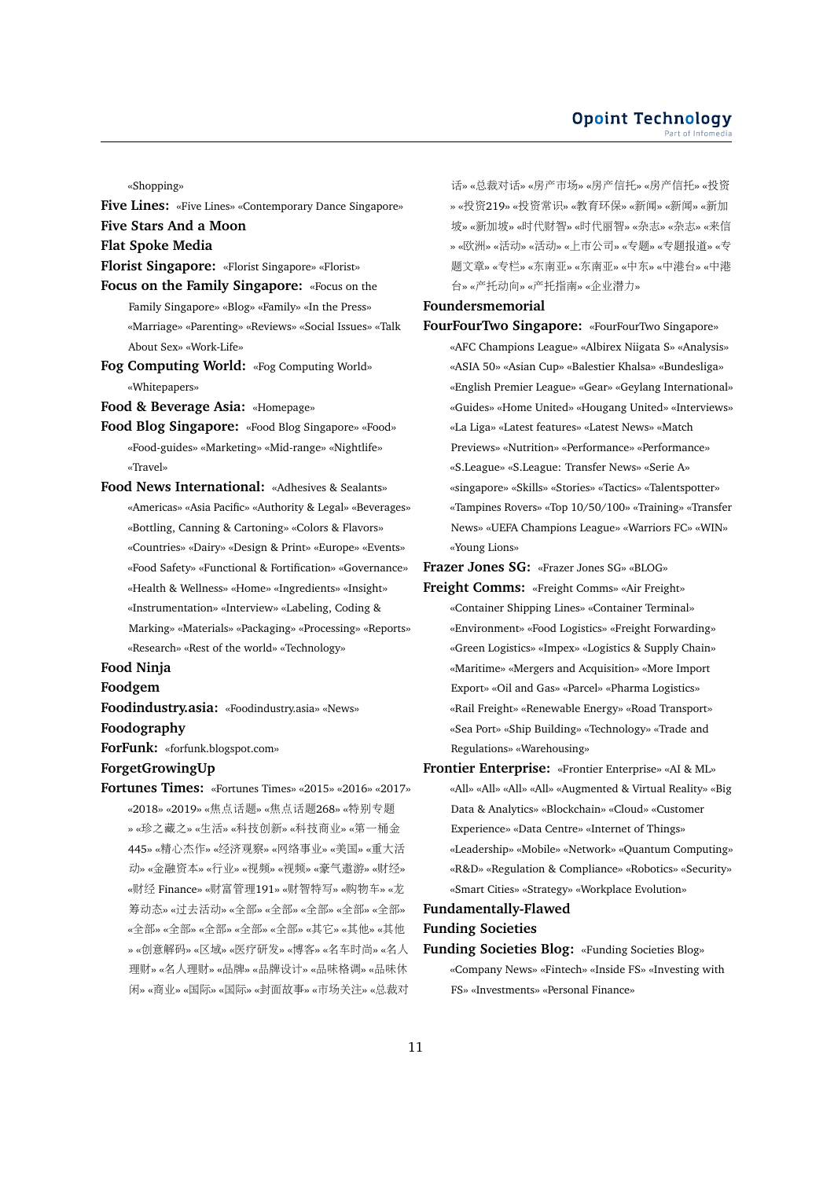«Shopping»

**Five Lines:** «Five Lines» «Contemporary Dance Singapore»

**Five Stars And a Moon**

**Flat Spoke Media**

**Florist Singapore:** «Florist Singapore» «Florist»

**Focus on the Family Singapore:** «Focus on the Family Singapore» «Blog» «Family» «In the Press» «Marriage» «Parenting» «Reviews» «Social Issues» «Talk About Sex» «Work-Life»

**Fog Computing World:** «Fog Computing World» «Whitepapers»

**Food & Beverage Asia:** «Homepage»

**Food Blog Singapore:** «Food Blog Singapore» «Food» «Food-guides» «Marketing» «Mid-range» «Nightlife» «Travel»

**Food News International:** «Adhesives & Sealants» «Americas» «Asia Pacific» «Authority & Legal» «Beverages» «Bottling, Canning & Cartoning» «Colors & Flavors» «Countries» «Dairy» «Design & Print» «Europe» «Events» «Food Safety» «Functional & Fortification» «Governance» «Health & Wellness» «Home» «Ingredients» «Insight» «Instrumentation» «Interview» «Labeling, Coding & Marking» «Materials» «Packaging» «Processing» «Reports» «Research» «Rest of the world» «Technology»

**Food Ninja**

**Foodgem**

**Foodindustry.asia:** «Foodindustry.asia» «News»

**Foodography**

**ForFunk:** «forfunk.blogspot.com»

**ForgetGrowingUp**

**Fortunes Times:** «Fortunes Times» «2015» «2016» «2017» «2018» «2019» «焦点话题» «焦点话题268» «特别专题» «珍之藏之» «生活» «科技创新» «科技商业» «第一桶金445» «精心杰作» «经济观察» «网络事业» «美国» «重大活动» «金融资本» «行业» «视频» «视频» «豪气遨游» «财经» «财经 Finance» «财富管理191» «财智特写» «购物车» «龙筹动态» «过去活动» «全部» «全部» «全部» «全部» «全部» «全部» «全部» «全部» «全部» «全部» «其它» «其他» «其他» «创意解码» «区域» «医疗研发» «博客» «名车时尚» «名人理财» «名人理财» «品牌» «品牌设计» «品味格调» «品味休闲» «商业» «国际» «国际» «封面故事» «市场关注» «总裁对话» «总裁对话» «房产市场» «房产信托» «房产信托» «投资» «投资219» «投资常识» «教育环保» «新闻» «新闻» «新加坡» «新加坡» «时代财智» «时代丽智» «杂志» «杂志» «来信» «欧洲» «活动» «活动» «上市公司» «专题» «专题报道» «专题文章» «专栏» «东南亚» «东南亚» «中东» «中港台» «中港台» «产托动向» «产托指南» «企业潜力»

**Foundersmemorial**

**FourFourTwo Singapore:** «FourFourTwo Singapore» «AFC Champions League» «Albirex Niigata S» «Analysis» «ASIA 50» «Asian Cup» «Balestier Khalsa» «Bundesliga» «English Premier League» «Gear» «Geylang International» «Guides» «Home United» «Hougang United» «Interviews» «La Liga» «Latest features» «Latest News» «Match Previews» «Nutrition» «Performance» «Performance» «S.League» «S.League: Transfer News» «Serie A» «singapore» «Skills» «Stories» «Tactics» «Talentspotter» «Tampines Rovers» «Top 10/50/100» «Training» «Transfer News» «UEFA Champions League» «Warriors FC» «WIN» «Young Lions»

**Frazer Jones SG:** «Frazer Jones SG» «BLOG»

**Freight Comms:** «Freight Comms» «Air Freight» «Container Shipping Lines» «Container Terminal» «Environment» «Food Logistics» «Freight Forwarding» «Green Logistics» «Impex» «Logistics & Supply Chain» «Maritime» «Mergers and Acquisition» «More Import Export» «Oil and Gas» «Parcel» «Pharma Logistics» «Rail Freight» «Renewable Energy» «Road Transport» «Sea Port» «Ship Building» «Technology» «Trade and Regulations» «Warehousing»

**Frontier Enterprise:** «Frontier Enterprise» «AI & ML» «All» «All» «All» «All» «Augmented & Virtual Reality» «Big Data & Analytics» «Blockchain» «Cloud» «Customer Experience» «Data Centre» «Internet of Things» «Leadership» «Mobile» «Network» «Quantum Computing» «R&D» «Regulation & Compliance» «Robotics» «Security» «Smart Cities» «Strategy» «Workplace Evolution»

**Fundamentally-Flawed**

**Funding Societies**

**Funding Societies Blog:** «Funding Societies Blog» «Company News» «Fintech» «Inside FS» «Investing with FS» «Investments» «Personal Finance»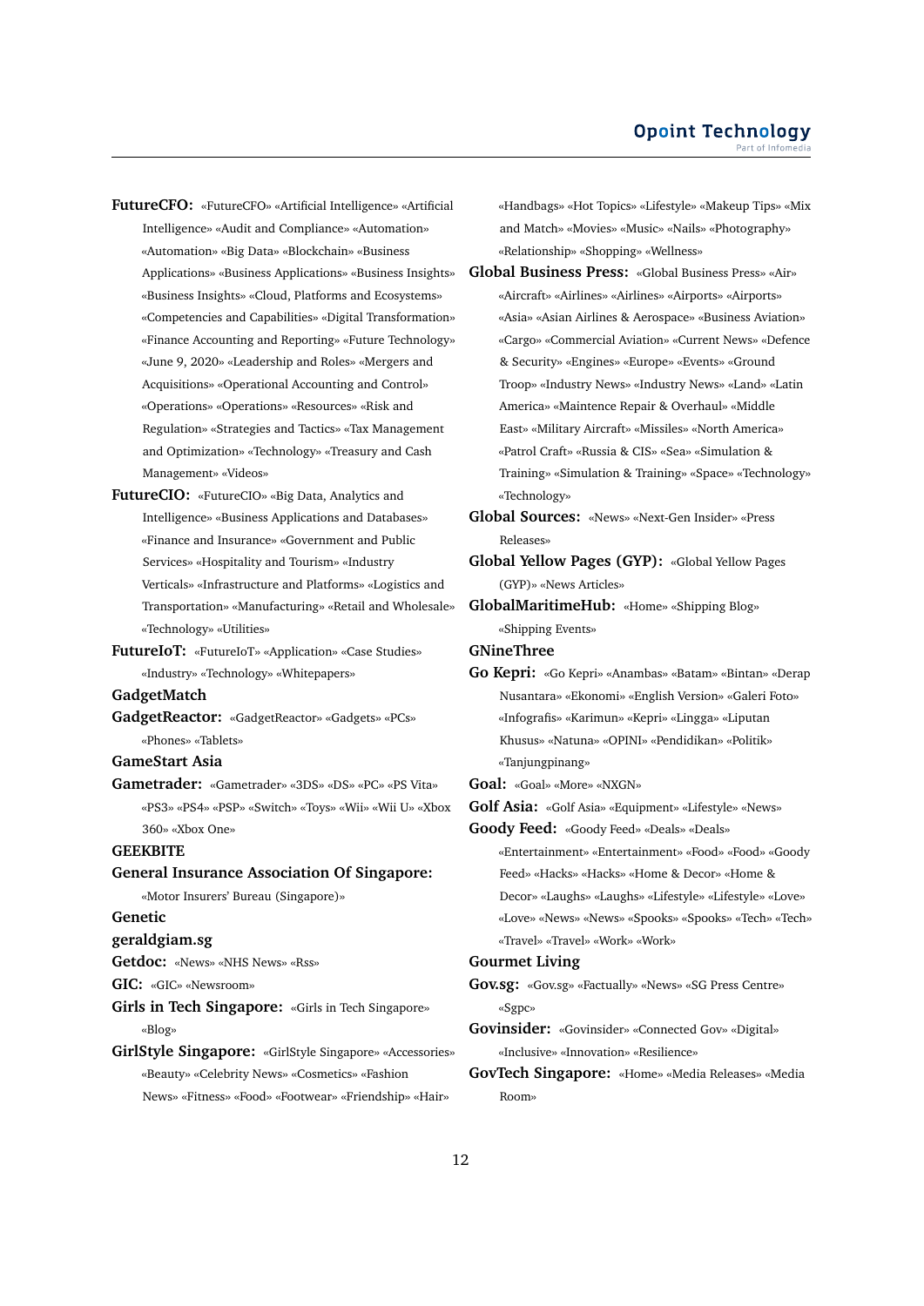**FutureCFO:** «FutureCFO» «Artificial Intelligence» «Artificial Intelligence» «Audit and Compliance» «Automation» «Automation» «Big Data» «Blockchain» «Business Applications» «Business Applications» «Business Insights» «Business Insights» «Cloud, Platforms and Ecosystems» «Competencies and Capabilities» «Digital Transformation» «Finance Accounting and Reporting» «Future Technology» «June 9, 2020» «Leadership and Roles» «Mergers and Acquisitions» «Operational Accounting and Control» «Operations» «Operations» «Resources» «Risk and Regulation» «Strategies and Tactics» «Tax Management and Optimization» «Technology» «Treasury and Cash Management» «Videos»

**FutureCIO:** «FutureCIO» «Big Data, Analytics and Intelligence» «Business Applications and Databases» «Finance and Insurance» «Government and Public Services» «Hospitality and Tourism» «Industry Verticals» «Infrastructure and Platforms» «Logistics and Transportation» «Manufacturing» «Retail and Wholesale» «Technology» «Utilities»

**FutureIoT:** «FutureIoT» «Application» «Case Studies» «Industry» «Technology» «Whitepapers»

**GadgetMatch**

**GadgetReactor:** «GadgetReactor» «Gadgets» «PCs» «Phones» «Tablets»

**GameStart Asia**

**Gametrader:** «Gametrader» «3DS» «DS» «PC» «PS Vita» «PS3» «PS4» «PSP» «Switch» «Toys» «Wii» «Wii U» «Xbox 360» «Xbox One»

**GEEKBITE**

**General Insurance Association Of Singapore:** «Motor Insurers' Bureau (Singapore)»

**Genetic**

**geraldgiam.sg**

**Getdoc:** «News» «NHS News» «Rss»

**GIC:** «GIC» «Newsroom»

**Girls in Tech Singapore:** «Girls in Tech Singapore» «Blog»

**GirlStyle Singapore:** «GirlStyle Singapore» «Accessories» «Beauty» «Celebrity News» «Cosmetics» «Fashion News» «Fitness» «Food» «Footwear» «Friendship» «Hair» «Handbags» «Hot Topics» «Lifestyle» «Makeup Tips» «Mix and Match» «Movies» «Music» «Nails» «Photography» «Relationship» «Shopping» «Wellness»

**Global Business Press:** «Global Business Press» «Air» «Aircraft» «Airlines» «Airlines» «Airports» «Airports» «Asia» «Asian Airlines & Aerospace» «Business Aviation» «Cargo» «Commercial Aviation» «Current News» «Defence & Security» «Engines» «Europe» «Events» «Ground Troop» «Industry News» «Industry News» «Land» «Latin America» «Maintence Repair & Overhaul» «Middle East» «Military Aircraft» «Missiles» «North America» «Patrol Craft» «Russia & CIS» «Sea» «Simulation & Training» «Simulation & Training» «Space» «Technology» «Technology»

**Global Sources:** «News» «Next-Gen Insider» «Press Releases»

**Global Yellow Pages (GYP):** «Global Yellow Pages (GYP)» «News Articles»

**GlobalMaritimeHub:** «Home» «Shipping Blog» «Shipping Events»

**GNineThree**

**Go Kepri:** «Go Kepri» «Anambas» «Batam» «Bintan» «Derap Nusantara» «Ekonomi» «English Version» «Galeri Foto» «Infografis» «Karimun» «Kepri» «Lingga» «Liputan Khusus» «Natuna» «OPINI» «Pendidikan» «Politik» «Tanjungpinang»

**Goal:** «Goal» «More» «NXGN»

**Golf Asia:** «Golf Asia» «Equipment» «Lifestyle» «News»

**Goody Feed:** «Goody Feed» «Deals» «Deals» «Entertainment» «Entertainment» «Food» «Food» «Goody Feed» «Hacks» «Hacks» «Home & Decor» «Home & Decor» «Laughs» «Laughs» «Lifestyle» «Lifestyle» «Love» «Love» «News» «News» «Spooks» «Spooks» «Tech» «Tech» «Travel» «Travel» «Work» «Work»

**Gourmet Living**

**Gov.sg:** «Gov.sg» «Factually» «News» «SG Press Centre» «Sgpc»

**Govinsider:** «Govinsider» «Connected Gov» «Digital» «Inclusive» «Innovation» «Resilience»

**GovTech Singapore:** «Home» «Media Releases» «Media Room»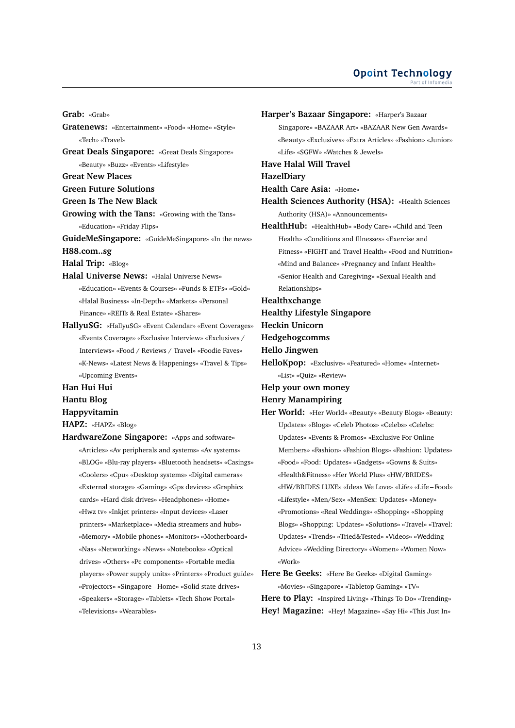**Grab:** «Grab»

**Gratenews:** «Entertainment» «Food» «Home» «Style» «Tech» «Travel»

**Great Deals Singapore:** «Great Deals Singapore» «Beauty» «Buzz» «Events» «Lifestyle»

**Great New Places**

**Green Future Solutions**

**Green Is The New Black**

**Growing with the Tans:** «Growing with the Tans» «Education» «Friday Flips»

**GuideMeSingapore:** «GuideMeSingapore» «In the news»

**H88.com..sg**

**Halal Trip:** «Blog»

**Halal Universe News:** «Halal Universe News» «Education» «Events & Courses» «Funds & ETFs» «Gold» «Halal Business» «In-Depth» «Markets» «Personal Finance» «REITs & Real Estate» «Shares»

**HallyuSG:** «HallyuSG» «Event Calendar» «Event Coverages» «Events Coverage» «Exclusive Interview» «Exclusives / Interviews» «Food / Reviews / Travel» «Foodie Faves» «K-News» «Latest News & Happenings» «Travel & Tips» «Upcoming Events»

**Han Hui Hui**

**Hantu Blog**

**Happyvitamin**

**HAPZ:** «HAPZ» «Blog»

**HardwareZone Singapore:** «Apps and software» «Articles» «Av peripherals and systems» «Av systems» «BLOG» «Blu-ray players» «Bluetooth headsets» «Casings» «Coolers» «Cpu» «Desktop systems» «Digital cameras» «External storage» «Gaming» «Gps devices» «Graphics cards» «Hard disk drives» «Headphones» «Home» «Hwz tv» «Inkjet printers» «Input devices» «Laser printers» «Marketplace» «Media streamers and hubs» «Memory» «Mobile phones» «Monitors» «Motherboard» «Nas» «Networking» «News» «Notebooks» «Optical drives» «Others» «Pc components» «Portable media players» «Power supply units» «Printers» «Product guide» «Projectors» «Singapore – Home» «Solid state drives» «Speakers» «Storage» «Tablets» «Tech Show Portal» «Televisions» «Wearables»

**Harper's Bazaar Singapore:** «Harper's Bazaar Singapore» «BAZAAR Art» «BAZAAR New Gen Awards» «Beauty» «Exclusives» «Extra Articles» «Fashion» «Junior» «Life» «SGFW» «Watches & Jewels»

**Have Halal Will Travel**

**HazelDiary**

**Health Care Asia:** «Home»

**Health Sciences Authority (HSA):** «Health Sciences Authority (HSA)» «Announcements»

**HealthHub:** «HealthHub» «Body Care» «Child and Teen Health» «Conditions and Illnesses» «Exercise and Fitness» «FIGHT and Travel Health» «Food and Nutrition» «Mind and Balance» «Pregnancy and Infant Health» «Senior Health and Caregiving» «Sexual Health and Relationships»

**Healthxchange**

**Healthy Lifestyle Singapore**

**Heckin Unicorn**

**Hedgehogcomms**

**Hello Jingwen**

**HelloKpop:** «Exclusive» «Featured» «Home» «Internet» «List» «Quiz» «Review»

**Help your own money**

**Henry Manampiring**

**Her World:** «Her World» «Beauty» «Beauty Blogs» «Beauty: Updates» «Blogs» «Celeb Photos» «Celebs» «Celebs: Updates» «Events & Promos» «Exclusive For Online Members» «Fashion» «Fashion Blogs» «Fashion: Updates» «Food» «Food: Updates» «Gadgets» «Gowns & Suits» «Health&Fitness» «Her World Plus» «HW/BRIDES» «HW/BRIDES LUXE» «Ideas We Love» «Life» «Life – Food» «Lifestyle» «Men/Sex» «MenSex: Updates» «Money» «Promotions» «Real Weddings» «Shopping» «Shopping Blogs» «Shopping: Updates» «Solutions» «Travel» «Travel: Updates» «Trends» «Tried&Tested» «Videos» «Wedding Advice» «Wedding Directory» «Women» «Women Now» «Work»

**Here Be Geeks:** «Here Be Geeks» «Digital Gaming» «Movies» «Singapore» «Tabletop Gaming» «TV»

**Here to Play:** «Inspired Living» «Things To Do» «Trending»

**Hey! Magazine:** «Hey! Magazine» «Say Hi» «This Just In»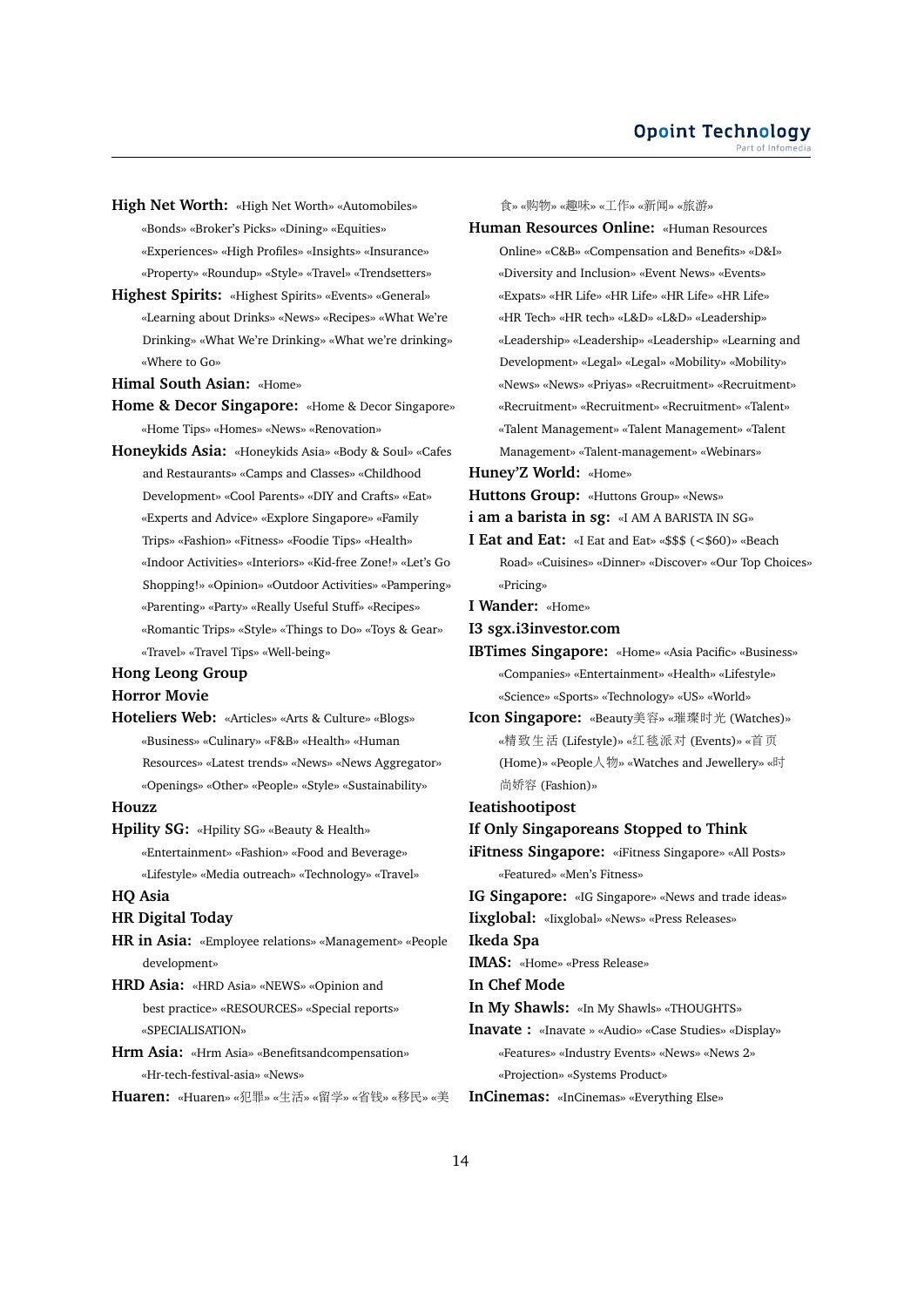**High Net Worth:** «High Net Worth» «Automobiles» «Bonds» «Broker's Picks» «Dining» «Equities» «Experiences» «High Profiles» «Insights» «Insurance» «Property» «Roundup» «Style» «Travel» «Trendsetters»

**Highest Spirits:** «Highest Spirits» «Events» «General» «Learning about Drinks» «News» «Recipes» «What We're Drinking» «What We're Drinking» «What we're drinking» «Where to Go»

**Himal South Asian:** «Home»

**Home & Decor Singapore:** «Home & Decor Singapore» «Home Tips» «Homes» «News» «Renovation»

**Honeykids Asia:** «Honeykids Asia» «Body & Soul» «Cafes and Restaurants» «Camps and Classes» «Childhood Development» «Cool Parents» «DIY and Crafts» «Eat» «Experts and Advice» «Explore Singapore» «Family Trips» «Fashion» «Fitness» «Foodie Tips» «Health» «Indoor Activities» «Interiors» «Kid-free Zone!» «Let's Go Shopping!» «Opinion» «Outdoor Activities» «Pampering» «Parenting» «Party» «Really Useful Stuff» «Recipes» «Romantic Trips» «Style» «Things to Do» «Toys & Gear» «Travel» «Travel Tips» «Well-being»

**Hong Leong Group**

**Horror Movie**

**Hoteliers Web:** «Articles» «Arts & Culture» «Blogs» «Business» «Culinary» «F&B» «Health» «Human Resources» «Latest trends» «News» «News Aggregator» «Openings» «Other» «People» «Style» «Sustainability»

**Houzz**

**Hpility SG:** «Hpility SG» «Beauty & Health» «Entertainment» «Fashion» «Food and Beverage» «Lifestyle» «Media outreach» «Technology» «Travel»

**HQ Asia**

**HR Digital Today**

**HR in Asia:** «Employee relations» «Management» «People development»

**HRD Asia:** «HRD Asia» «NEWS» «Opinion and best practice» «RESOURCES» «Special reports» «SPECIALISATION»

**Hrm Asia:** «Hrm Asia» «Benefitsandcompensation» «Hr-tech-festival-asia» «News»

**Huaren:** «Huaren» «犯罪» «生活» «留学» «省钱» «移民» «美食» «购物» «趣味» «工作» «新闻» «旅游»

**Human Resources Online:** «Human Resources Online» «C&B» «Compensation and Benefits» «D&I» «Diversity and Inclusion» «Event News» «Events» «Expats» «HR Life» «HR Life» «HR Life» «HR Life» «HR Tech» «HR tech» «L&D» «L&D» «Leadership» «Leadership» «Leadership» «Leadership» «Learning and Development» «Legal» «Legal» «Mobility» «Mobility» «News» «News» «Priyas» «Recruitment» «Recruitment» «Recruitment» «Recruitment» «Recruitment» «Talent» «Talent Management» «Talent Management» «Talent Management» «Talent-management» «Webinars»

**Huney'Z World:** «Home»

**Huttons Group:** «Huttons Group» «News»

**i am a barista in sg:** «I AM A BARISTA IN SG»

**I Eat and Eat:** «I Eat and Eat» «$$$ (<$60)» «Beach Road» «Cuisines» «Dinner» «Discover» «Our Top Choices» «Pricing»

**I Wander:** «Home»

**I3 sgx.i3investor.com**

**IBTimes Singapore:** «Home» «Asia Pacific» «Business» «Companies» «Entertainment» «Health» «Lifestyle» «Science» «Sports» «Technology» «US» «World»

**Icon Singapore:** «Beauty美容» «璀璨时光 (Watches)» «精致生活 (Lifestyle)» «红毯派对 (Events)» «首页 (Home)» «People人物» «Watches and Jewellery» «时尚娇容 (Fashion)»

**Ieatishootipost**

**If Only Singaporeans Stopped to Think**

**iFitness Singapore:** «iFitness Singapore» «All Posts» «Featured» «Men's Fitness»

**IG Singapore:** «IG Singapore» «News and trade ideas»

**Iixglobal:** «Iixglobal» «News» «Press Releases»

**Ikeda Spa**

**IMAS:** «Home» «Press Release»

**In Chef Mode**

**In My Shawls:** «In My Shawls» «THOUGHTS»

**Inavate :** «Inavate » «Audio» «Case Studies» «Display» «Features» «Industry Events» «News» «News 2» «Projection» «Systems Product»

**InCinemas:** «InCinemas» «Everything Else»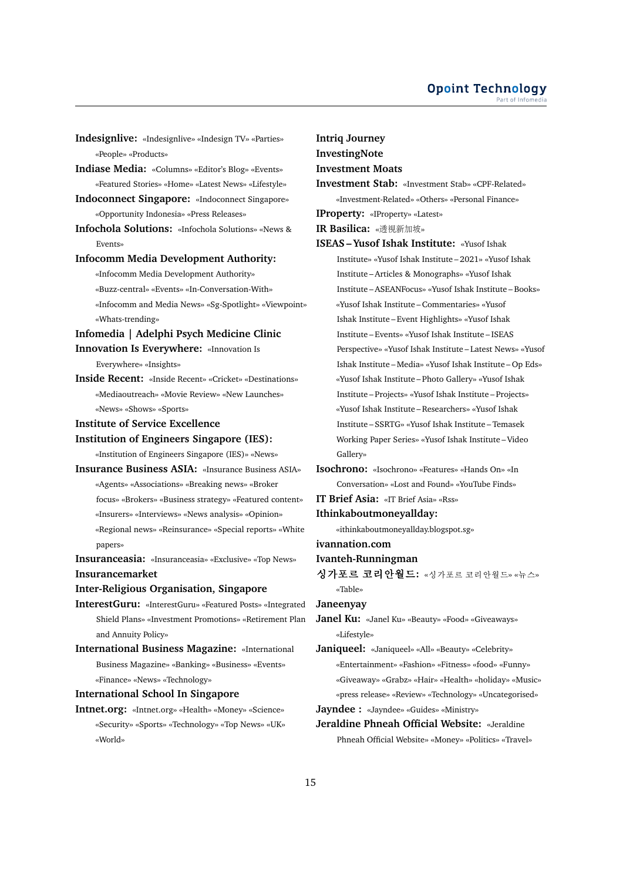**Indesignlive:** «Indesignlive» «Indesign TV» «Parties» «People» «Products»

**Indiase Media:** «Columns» «Editor's Blog» «Events» «Featured Stories» «Home» «Latest News» «Lifestyle»

**Indoconnect Singapore:** «Indoconnect Singapore» «Opportunity Indonesia» «Press Releases»

**Infochola Solutions:** «Infochola Solutions» «News & Events»

**Infocomm Media Development Authority:** «Infocomm Media Development Authority» «Buzz-central» «Events» «In-Conversation-With» «Infocomm and Media News» «Sg-Spotlight» «Viewpoint» «Whats-trending»

**Infomedia | Adelphi Psych Medicine Clinic**

**Innovation Is Everywhere:** «Innovation Is Everywhere» «Insights»

**Inside Recent:** «Inside Recent» «Cricket» «Destinations» «Mediaoutreach» «Movie Review» «New Launches» «News» «Shows» «Sports»

**Institute of Service Excellence**

**Institution of Engineers Singapore (IES):** «Institution of Engineers Singapore (IES)» «News»

**Insurance Business ASIA:** «Insurance Business ASIA» «Agents» «Associations» «Breaking news» «Broker focus» «Brokers» «Business strategy» «Featured content» «Insurers» «Interviews» «News analysis» «Opinion» «Regional news» «Reinsurance» «Special reports» «White papers»

**Insuranceasia:** «Insuranceasia» «Exclusive» «Top News»

**Insurancemarket**

**Inter-Religious Organisation, Singapore**

**InterestGuru:** «InterestGuru» «Featured Posts» «Integrated Shield Plans» «Investment Promotions» «Retirement Plan and Annuity Policy»

**International Business Magazine:** «International Business Magazine» «Banking» «Business» «Events» «Finance» «News» «Technology»

**International School In Singapore**

**Intnet.org:** «Intnet.org» «Health» «Money» «Science» «Security» «Sports» «Technology» «Top News» «UK» «World»

**Intriq Journey**

**InvestingNote**

**Investment Moats**

**Investment Stab:** «Investment Stab» «CPF-Related» «Investment-Related» «Others» «Personal Finance»

**IProperty:** «IProperty» «Latest»

**IR Basilica:** «透視新加坡»

**ISEAS – Yusof Ishak Institute:** «Yusof Ishak Institute» «Yusof Ishak Institute – 2021» «Yusof Ishak Institute – Articles & Monographs» «Yusof Ishak Institute – ASEANFocus» «Yusof Ishak Institute – Books» «Yusof Ishak Institute – Commentaries» «Yusof Ishak Institute – Event Highlights» «Yusof Ishak Institute – Events» «Yusof Ishak Institute – ISEAS Perspective» «Yusof Ishak Institute – Latest News» «Yusof Ishak Institute – Media» «Yusof Ishak Institute – Op Eds» «Yusof Ishak Institute – Photo Gallery» «Yusof Ishak Institute – Projects» «Yusof Ishak Institute – Projects» «Yusof Ishak Institute – Researchers» «Yusof Ishak Institute – SSRTG» «Yusof Ishak Institute – Temasek Working Paper Series» «Yusof Ishak Institute – Video Gallery»

**Isochrono:** «Isochrono» «Features» «Hands On» «In Conversation» «Lost and Found» «YouTube Finds»

**IT Brief Asia:** «IT Brief Asia» «Rss»

**Ithinkaboutmoneyallday:** «ithinkaboutmoneyallday.blogspot.sg»

**ivannation.com**

**Ivanteh-Runningman**

**싱가포르 코리안월드:** «싱가포르 코리안월드» «뉴스» «Table»

**Janeenyay**

**Janel Ku:** «Janel Ku» «Beauty» «Food» «Giveaways» «Lifestyle»

**Janiqueel:** «Janiqueel» «All» «Beauty» «Celebrity» «Entertainment» «Fashion» «Fitness» «food» «Funny» «Giveaway» «Grabz» «Hair» «Health» «holiday» «Music» «press release» «Review» «Technology» «Uncategorised»

**Jayndee :** «Jayndee» «Guides» «Ministry»

**Jeraldine Phneah Official Website:** «Jeraldine Phneah Official Website» «Money» «Politics» «Travel»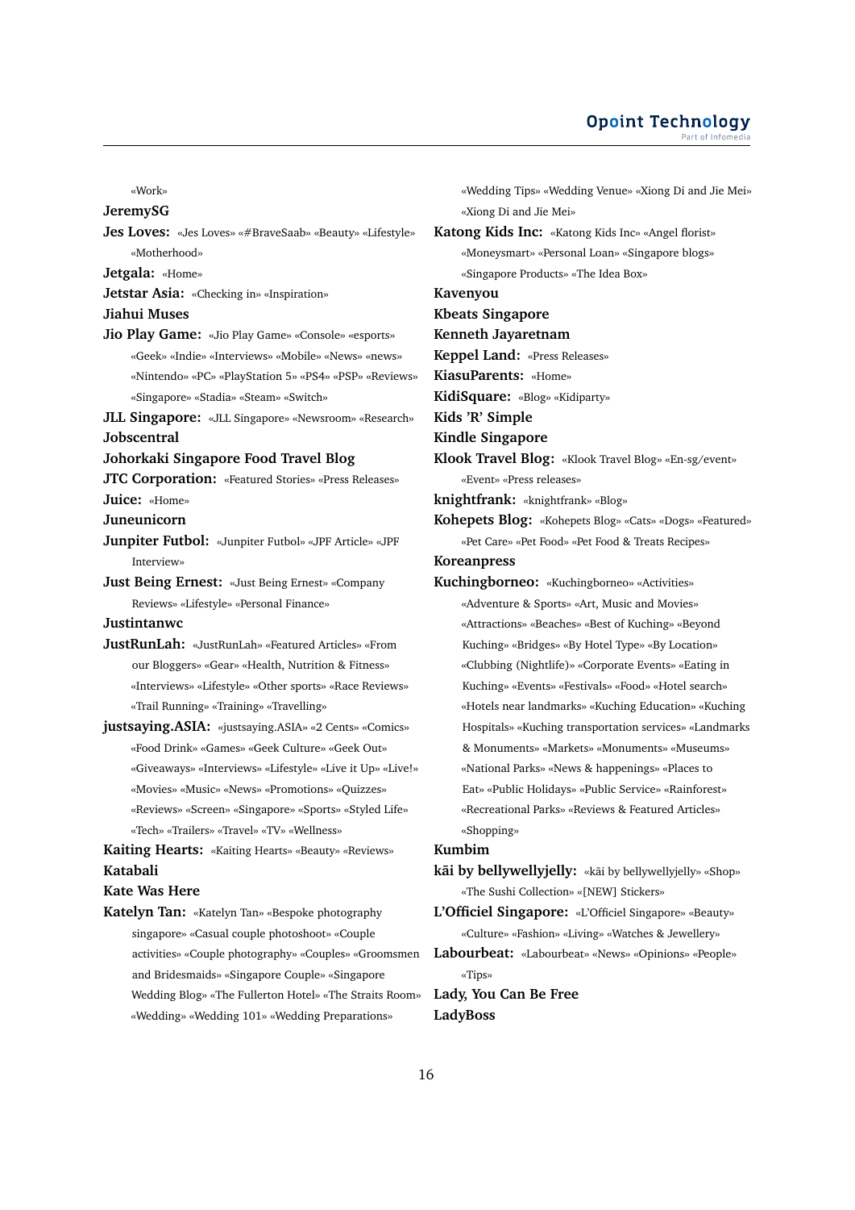«Work»

**JeremySG**

**Jes Loves:** «Jes Loves» «#BraveSaab» «Beauty» «Lifestyle» «Motherhood»

**Jetgala:** «Home»

**Jetstar Asia:** «Checking in» «Inspiration»

**Jiahui Muses**

**Jio Play Game:** «Jio Play Game» «Console» «esports» «Geek» «Indie» «Interviews» «Mobile» «News» «news» «Nintendo» «PC» «PlayStation 5» «PS4» «PSP» «Reviews» «Singapore» «Stadia» «Steam» «Switch»

**JLL Singapore:** «JLL Singapore» «Newsroom» «Research»

**Jobscentral**

**Johorkaki Singapore Food Travel Blog**

**JTC Corporation:** «Featured Stories» «Press Releases»

**Juice:** «Home»

**Juneunicorn**

**Junpiter Futbol:** «Junpiter Futbol» «JPF Article» «JPF Interview»

**Just Being Ernest:** «Just Being Ernest» «Company Reviews» «Lifestyle» «Personal Finance»

**Justintanwc**

**JustRunLah:** «JustRunLah» «Featured Articles» «From our Bloggers» «Gear» «Health, Nutrition & Fitness» «Interviews» «Lifestyle» «Other sports» «Race Reviews» «Trail Running» «Training» «Travelling»

**justsaying.ASIA:** «justsaying.ASIA» «2 Cents» «Comics» «Food Drink» «Games» «Geek Culture» «Geek Out» «Giveaways» «Interviews» «Lifestyle» «Live it Up» «Live!» «Movies» «Music» «News» «Promotions» «Quizzes» «Reviews» «Screen» «Singapore» «Sports» «Styled Life» «Tech» «Trailers» «Travel» «TV» «Wellness»

**Kaiting Hearts:** «Kaiting Hearts» «Beauty» «Reviews»

**Katabali**

**Kate Was Here**

**Katelyn Tan:** «Katelyn Tan» «Bespoke photography singapore» «Casual couple photoshoot» «Couple activities» «Couple photography» «Couples» «Groomsmen and Bridesmaids» «Singapore Couple» «Singapore Wedding Blog» «The Fullerton Hotel» «The Straits Room» «Wedding» «Wedding 101» «Wedding Preparations» «Wedding Tips» «Wedding Venue» «Xiong Di and Jie Mei» «Xiong Di and Jie Mei»

**Katong Kids Inc:** «Katong Kids Inc» «Angel florist» «Moneysmart» «Personal Loan» «Singapore blogs» «Singapore Products» «The Idea Box»

**Kavenyou**

**Kbeats Singapore**

**Kenneth Jayaretnam**

**Keppel Land:** «Press Releases»

**KiasuParents:** «Home»

**KidiSquare:** «Blog» «Kidiparty»

**Kids 'R' Simple**

**Kindle Singapore**

**Klook Travel Blog:** «Klook Travel Blog» «En-sg/event» «Event» «Press releases»

**knightfrank:** «knightfrank» «Blog»

**Kohepets Blog:** «Kohepets Blog» «Cats» «Dogs» «Featured» «Pet Care» «Pet Food» «Pet Food & Treats Recipes»

**Koreanpress**

**Kuchingborneo:** «Kuchingborneo» «Activities» «Adventure & Sports» «Art, Music and Movies» «Attractions» «Beaches» «Best of Kuching» «Beyond Kuching» «Bridges» «By Hotel Type» «By Location» «Clubbing (Nightlife)» «Corporate Events» «Eating in Kuching» «Events» «Festivals» «Food» «Hotel search» «Hotels near landmarks» «Kuching Education» «Kuching Hospitals» «Kuching transportation services» «Landmarks & Monuments» «Markets» «Monuments» «Museums» «National Parks» «News & happenings» «Places to Eat» «Public Holidays» «Public Service» «Rainforest» «Recreational Parks» «Reviews & Featured Articles» «Shopping»

**Kumbim**

**kāi by bellywellyjelly:** «kāi by bellywellyjelly» «Shop» «The Sushi Collection» «[NEW] Stickers»

**L'Officiel Singapore:** «L'Officiel Singapore» «Beauty» «Culture» «Fashion» «Living» «Watches & Jewellery»

**Labourbeat:** «Labourbeat» «News» «Opinions» «People» «Tips»

**Lady, You Can Be Free**

**LadyBoss**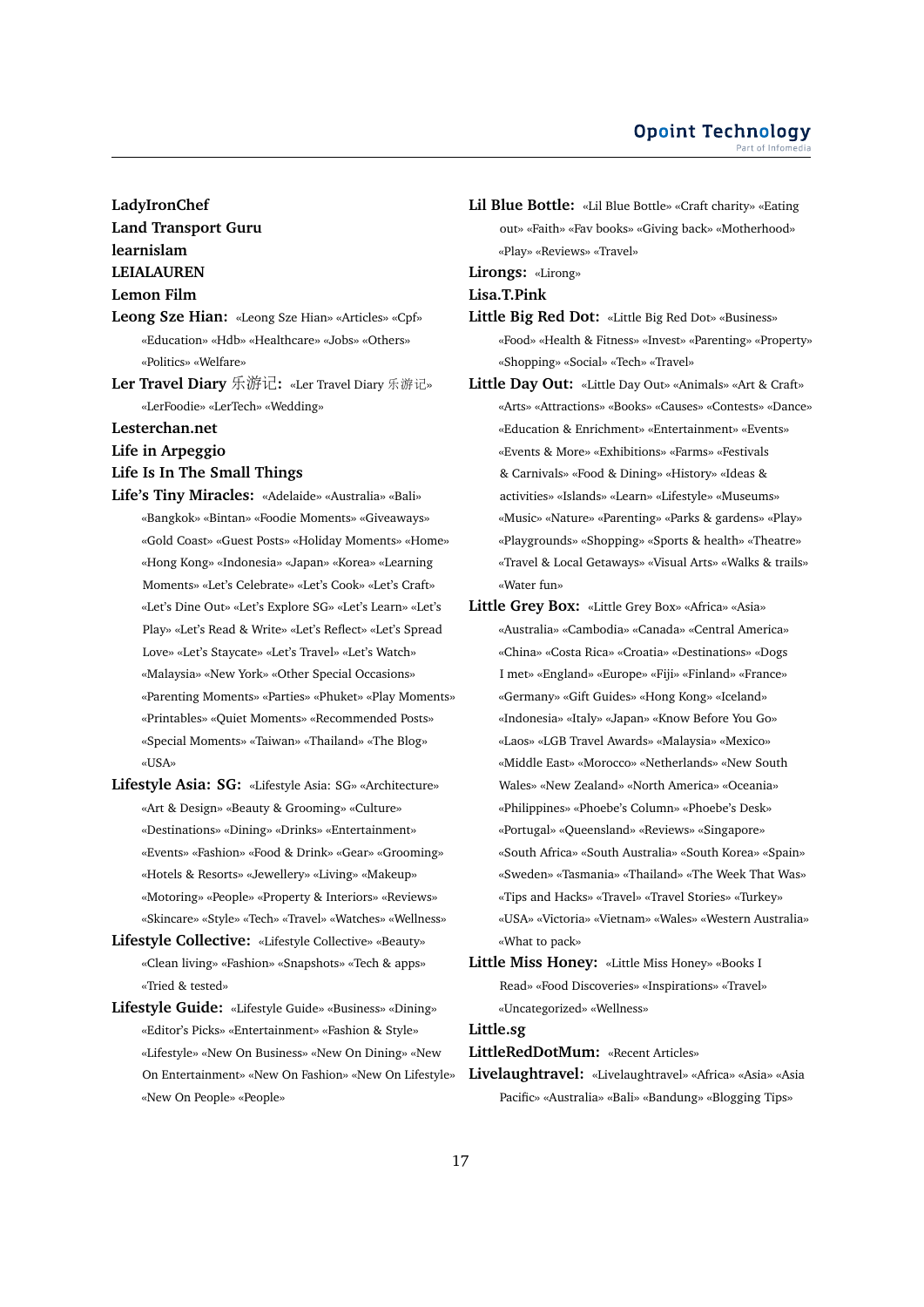**LadyIronChef**

**Land Transport Guru**

**learnislam**

**LEIALAUREN**

**Lemon Film**

**Leong Sze Hian:** «Leong Sze Hian» «Articles» «Cpf» «Education» «Hdb» «Healthcare» «Jobs» «Others» «Politics» «Welfare»

**Ler Travel Diary 乐游记:** «Ler Travel Diary 乐游记» «LerFoodie» «LerTech» «Wedding»

**Lesterchan.net**

**Life in Arpeggio**

**Life Is In The Small Things**

**Life's Tiny Miracles:** «Adelaide» «Australia» «Bali» «Bangkok» «Bintan» «Foodie Moments» «Giveaways» «Gold Coast» «Guest Posts» «Holiday Moments» «Home» «Hong Kong» «Indonesia» «Japan» «Korea» «Learning Moments» «Let's Celebrate» «Let's Cook» «Let's Craft» «Let's Dine Out» «Let's Explore SG» «Let's Learn» «Let's Play» «Let's Read & Write» «Let's Reflect» «Let's Spread Love» «Let's Staycate» «Let's Travel» «Let's Watch» «Malaysia» «New York» «Other Special Occasions» «Parenting Moments» «Parties» «Phuket» «Play Moments» «Printables» «Quiet Moments» «Recommended Posts» «Special Moments» «Taiwan» «Thailand» «The Blog» «USA»

**Lifestyle Asia: SG:** «Lifestyle Asia: SG» «Architecture» «Art & Design» «Beauty & Grooming» «Culture» «Destinations» «Dining» «Drinks» «Entertainment» «Events» «Fashion» «Food & Drink» «Gear» «Grooming» «Hotels & Resorts» «Jewellery» «Living» «Makeup» «Motoring» «People» «Property & Interiors» «Reviews» «Skincare» «Style» «Tech» «Travel» «Watches» «Wellness»

**Lifestyle Collective:** «Lifestyle Collective» «Beauty» «Clean living» «Fashion» «Snapshots» «Tech & apps» «Tried & tested»

**Lifestyle Guide:** «Lifestyle Guide» «Business» «Dining» «Editor's Picks» «Entertainment» «Fashion & Style» «Lifestyle» «New On Business» «New On Dining» «New On Entertainment» «New On Fashion» «New On Lifestyle» «New On People» «People»

**Lil Blue Bottle:** «Lil Blue Bottle» «Craft charity» «Eating out» «Faith» «Fav books» «Giving back» «Motherhood» «Play» «Reviews» «Travel»

**Lirongs:** «Lirong»

**Lisa.T.Pink**

**Little Big Red Dot:** «Little Big Red Dot» «Business» «Food» «Health & Fitness» «Invest» «Parenting» «Property» «Shopping» «Social» «Tech» «Travel»

**Little Day Out:** «Little Day Out» «Animals» «Art & Craft» «Arts» «Attractions» «Books» «Causes» «Contests» «Dance» «Education & Enrichment» «Entertainment» «Events» «Events & More» «Exhibitions» «Farms» «Festivals & Carnivals» «Food & Dining» «History» «Ideas & activities» «Islands» «Learn» «Lifestyle» «Museums» «Music» «Nature» «Parenting» «Parks & gardens» «Play» «Playgrounds» «Shopping» «Sports & health» «Theatre» «Travel & Local Getaways» «Visual Arts» «Walks & trails» «Water fun»

**Little Grey Box:** «Little Grey Box» «Africa» «Asia» «Australia» «Cambodia» «Canada» «Central America» «China» «Costa Rica» «Croatia» «Destinations» «Dogs I met» «England» «Europe» «Fiji» «Finland» «France» «Germany» «Gift Guides» «Hong Kong» «Iceland» «Indonesia» «Italy» «Japan» «Know Before You Go» «Laos» «LGB Travel Awards» «Malaysia» «Mexico» «Middle East» «Morocco» «Netherlands» «New South Wales» «New Zealand» «North America» «Oceania» «Philippines» «Phoebe's Column» «Phoebe's Desk» «Portugal» «Queensland» «Reviews» «Singapore» «South Africa» «South Australia» «South Korea» «Spain» «Sweden» «Tasmania» «Thailand» «The Week That Was» «Tips and Hacks» «Travel» «Travel Stories» «Turkey» «USA» «Victoria» «Vietnam» «Wales» «Western Australia» «What to pack»

**Little Miss Honey:** «Little Miss Honey» «Books I Read» «Food Discoveries» «Inspirations» «Travel» «Uncategorized» «Wellness»

**Little.sg**

**LittleRedDotMum:** «Recent Articles»

**Livelaughtravel:** «Livelaughtravel» «Africa» «Asia» «Asia Pacific» «Australia» «Bali» «Bandung» «Blogging Tips»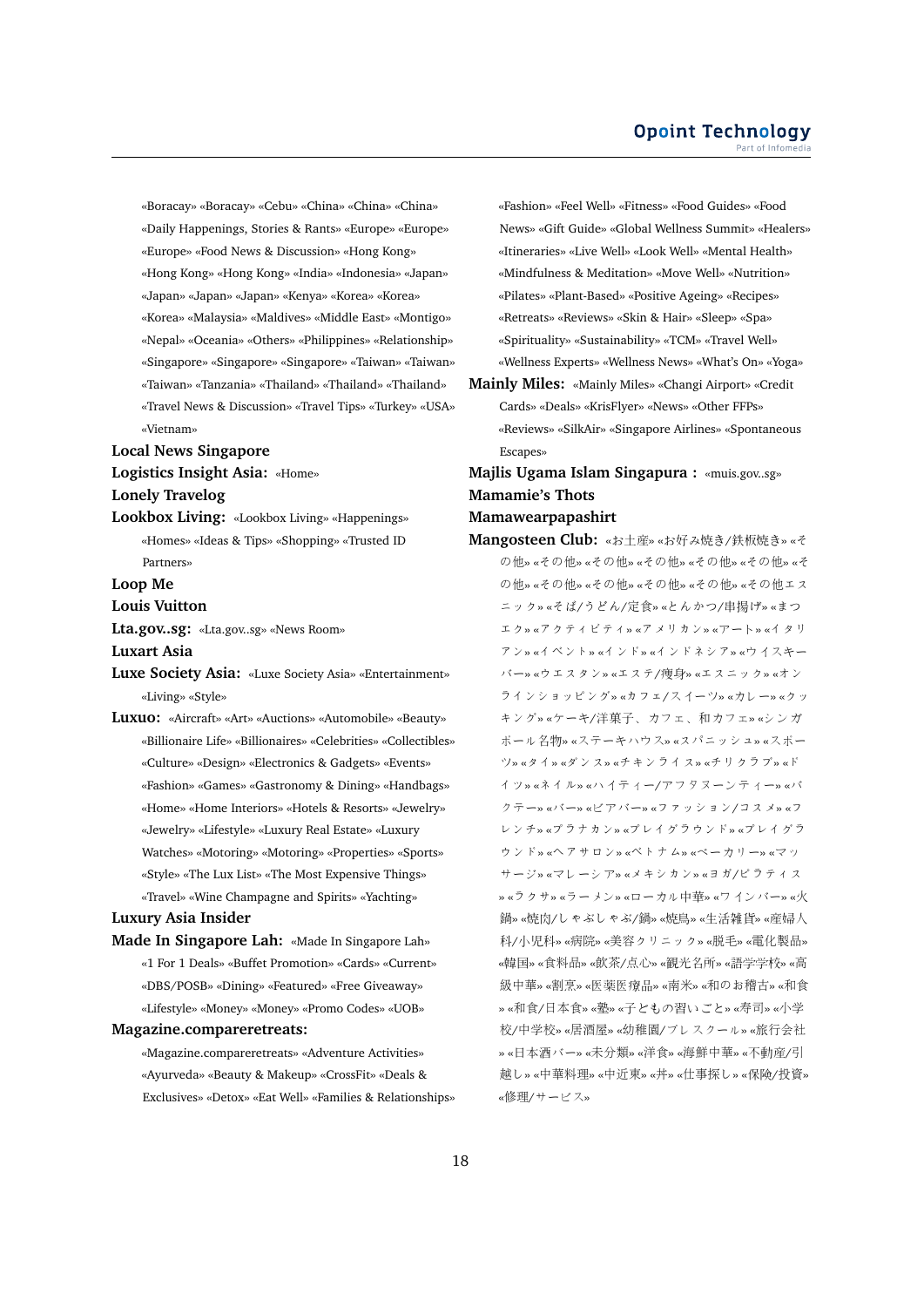«Boracay» «Boracay» «Cebu» «China» «China» «China» «Daily Happenings, Stories & Rants» «Europe» «Europe» «Europe» «Food News & Discussion» «Hong Kong» «Hong Kong» «Hong Kong» «India» «Indonesia» «Japan» «Japan» «Japan» «Japan» «Kenya» «Korea» «Korea» «Korea» «Malaysia» «Maldives» «Middle East» «Montigo» «Nepal» «Oceania» «Others» «Philippines» «Relationship» «Singapore» «Singapore» «Singapore» «Taiwan» «Taiwan» «Taiwan» «Tanzania» «Thailand» «Thailand» «Thailand» «Travel News & Discussion» «Travel Tips» «Turkey» «USA» «Vietnam»

**Local News Singapore**

**Logistics Insight Asia:** «Home»

**Lonely Travelog**

**Lookbox Living:** «Lookbox Living» «Happenings» «Homes» «Ideas & Tips» «Shopping» «Trusted ID Partners»

**Loop Me**

**Louis Vuitton**

**Lta.gov..sg:** «Lta.gov..sg» «News Room»

**Luxart Asia**

**Luxe Society Asia:** «Luxe Society Asia» «Entertainment» «Living» «Style»

**Luxuo:** «Aircraft» «Art» «Auctions» «Automobile» «Beauty» «Billionaire Life» «Billionaires» «Celebrities» «Collectibles» «Culture» «Design» «Electronics & Gadgets» «Events» «Fashion» «Games» «Gastronomy & Dining» «Handbags» «Home» «Home Interiors» «Hotels & Resorts» «Jewelry» «Jewelry» «Lifestyle» «Luxury Real Estate» «Luxury Watches» «Motoring» «Motoring» «Properties» «Sports» «Style» «The Lux List» «The Most Expensive Things» «Travel» «Wine Champagne and Spirits» «Yachting»

**Luxury Asia Insider**

**Made In Singapore Lah:** «Made In Singapore Lah» «1 For 1 Deals» «Buffet Promotion» «Cards» «Current» «DBS/POSB» «Dining» «Featured» «Free Giveaway» «Lifestyle» «Money» «Money» «Promo Codes» «UOB»

**Magazine.compareretreats:** «Magazine.compareretreats» «Adventure Activities» «Ayurveda» «Beauty & Makeup» «CrossFit» «Deals & Exclusives» «Detox» «Eat Well» «Families & Relationships» «Fashion» «Feel Well» «Fitness» «Food Guides» «Food News» «Gift Guide» «Global Wellness Summit» «Healers» «Itineraries» «Live Well» «Look Well» «Mental Health» «Mindfulness & Meditation» «Move Well» «Nutrition» «Pilates» «Plant-Based» «Positive Ageing» «Recipes» «Retreats» «Reviews» «Skin & Hair» «Sleep» «Spa» «Spirituality» «Sustainability» «TCM» «Travel Well» «Wellness Experts» «Wellness News» «What's On» «Yoga»

**Mainly Miles:** «Mainly Miles» «Changi Airport» «Credit Cards» «Deals» «KrisFlyer» «News» «Other FFPs» «Reviews» «SilkAir» «Singapore Airlines» «Spontaneous Escapes»

**Majlis Ugama Islam Singapura :** «muis.gov..sg»

**Mamamie's Thots**

**Mamawearpapashirt**

**Mangosteen Club:** «お土産» «お好み焼き/鉄板焼き» «その他» «その他» «その他» «その他» «その他» «その他» «その他» «その他» «その他» «その他» «その他エスニック» «そば/うどん/定食» «とんかつ/串揚げ» «まつエク» «アクティビティ» «アメリカン» «アート» «イタリアン» «イベント» «インド» «インドネシア» «ウイスキーバー» «ウエスタン» «エステ/痩身» «エスニック» «オンラインショッピング» «カフェ/スイーツ» «カレー» «クッキング» «ケーキ/洋菓子、カフェ、和カフェ» «シンガポール名物» «ステーキハウス» «スパニッシュ» «スポーツ» «タイ» «ダンス» «チキンライス» «チリクラブ» «ドイツ» «ネイル» «ハイティー/アフタヌーンティー» «バクテー» «バー» «ビアバー» «ファッション/コスメ» «フレンチ» «プラナカン» «プレイグラウンド» «プレイグラウンド» «ヘアサロン» «ベトナム» «ベーカリー» «マッサージ» «マレーシア» «メキシカン» «ヨガ/ピラティス» «ラクサ» «ラーメン» «ローカル中華» «ワインバー» «火鍋» «焼肉/しゃぶしゃぶ/鍋» «焼鳥» «生活雑貨» «産婦人科/小児科» «病院» «美容クリニック» «脱毛» «電化製品» «韓国» «食料品» «飲茶/点心» «観光名所» «語学学校» «高級中華» «割烹» «医薬医療品» «南米» «和のお稽古» «和食» «和食/日本食» «塾» «子どもの習いごと» «寿司» «小学校/中学校» «居酒屋» «幼稚園/プレスクール» «旅行会社» «日本酒バー» «未分類» «洋食» «海鮮中華» «不動産/引越し» «中華料理» «中近東» «丼» «仕事探し» «保険/投資» «修理/サービス»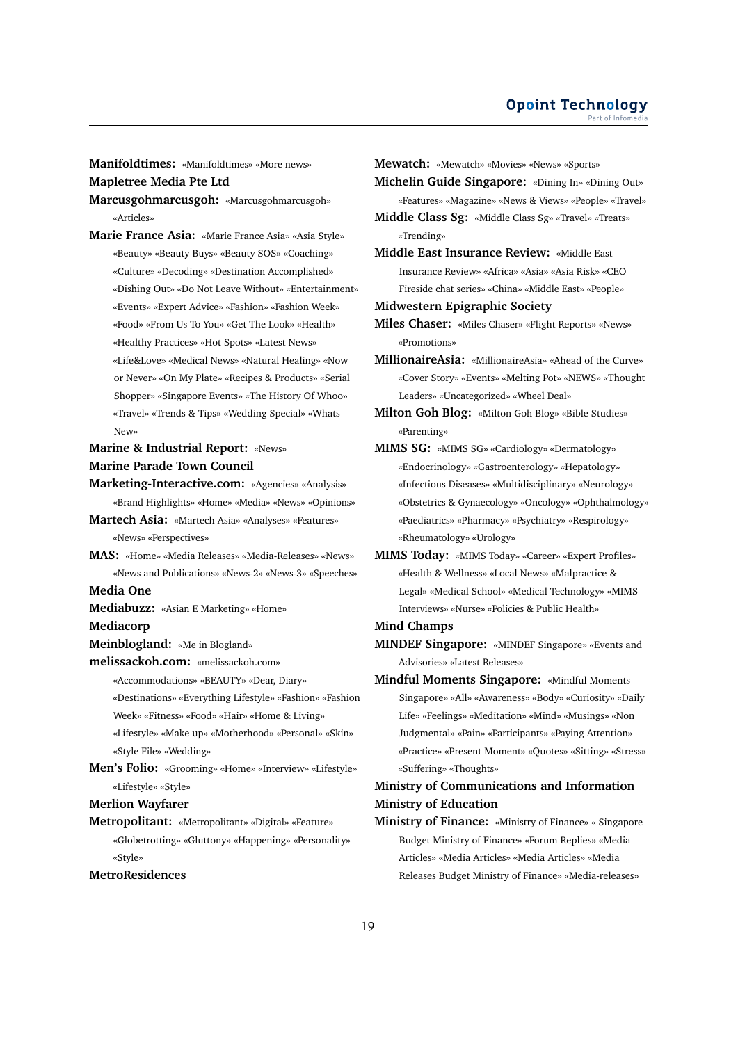**Manifoldtimes:** «Manifoldtimes» «More news»

**Mapletree Media Pte Ltd**

**Marcusgohmarcusgoh:** «Marcusgohmarcusgoh» «Articles»

**Marie France Asia:** «Marie France Asia» «Asia Style» «Beauty» «Beauty Buys» «Beauty SOS» «Coaching» «Culture» «Decoding» «Destination Accomplished» «Dishing Out» «Do Not Leave Without» «Entertainment» «Events» «Expert Advice» «Fashion» «Fashion Week» «Food» «From Us To You» «Get The Look» «Health» «Healthy Practices» «Hot Spots» «Latest News» «Life&Love» «Medical News» «Natural Healing» «Now or Never» «On My Plate» «Recipes & Products» «Serial Shopper» «Singapore Events» «The History Of Whoo» «Travel» «Trends & Tips» «Wedding Special» «Whats New»

**Marine & Industrial Report:** «News»

**Marine Parade Town Council**

**Marketing-Interactive.com:** «Agencies» «Analysis» «Brand Highlights» «Home» «Media» «News» «Opinions»

**Martech Asia:** «Martech Asia» «Analyses» «Features» «News» «Perspectives»

**MAS:** «Home» «Media Releases» «Media-Releases» «News» «News and Publications» «News-2» «News-3» «Speeches»

**Media One**

**Mediabuzz:** «Asian E Marketing» «Home»

**Mediacorp**

**Meinblogland:** «Me in Blogland»

**melissackoh.com:** «melissackoh.com» «Accommodations» «BEAUTY» «Dear, Diary» «Destinations» «Everything Lifestyle» «Fashion» «Fashion Week» «Fitness» «Food» «Hair» «Home & Living» «Lifestyle» «Make up» «Motherhood» «Personal» «Skin» «Style File» «Wedding»

**Men's Folio:** «Grooming» «Home» «Interview» «Lifestyle» «Lifestyle» «Style»

**Merlion Wayfarer**

**Metropolitant:** «Metropolitant» «Digital» «Feature» «Globetrotting» «Gluttony» «Happening» «Personality» «Style»

**MetroResidences**

**Mewatch:** «Mewatch» «Movies» «News» «Sports»

**Michelin Guide Singapore:** «Dining In» «Dining Out» «Features» «Magazine» «News & Views» «People» «Travel»

**Middle Class Sg:** «Middle Class Sg» «Travel» «Treats» «Trending»

**Middle East Insurance Review:** «Middle East Insurance Review» «Africa» «Asia» «Asia Risk» «CEO Fireside chat series» «China» «Middle East» «People»

**Midwestern Epigraphic Society**

**Miles Chaser:** «Miles Chaser» «Flight Reports» «News» «Promotions»

**MillionaireAsia:** «MillionaireAsia» «Ahead of the Curve» «Cover Story» «Events» «Melting Pot» «NEWS» «Thought Leaders» «Uncategorized» «Wheel Deal»

**Milton Goh Blog:** «Milton Goh Blog» «Bible Studies» «Parenting»

**MIMS SG:** «MIMS SG» «Cardiology» «Dermatology» «Endocrinology» «Gastroenterology» «Hepatology» «Infectious Diseases» «Multidisciplinary» «Neurology» «Obstetrics & Gynaecology» «Oncology» «Ophthalmology» «Paediatrics» «Pharmacy» «Psychiatry» «Respirology» «Rheumatology» «Urology»

**MIMS Today:** «MIMS Today» «Career» «Expert Profiles» «Health & Wellness» «Local News» «Malpractice & Legal» «Medical School» «Medical Technology» «MIMS Interviews» «Nurse» «Policies & Public Health»

**Mind Champs**

**MINDEF Singapore:** «MINDEF Singapore» «Events and Advisories» «Latest Releases»

**Mindful Moments Singapore:** «Mindful Moments Singapore» «All» «Awareness» «Body» «Curiosity» «Daily Life» «Feelings» «Meditation» «Mind» «Musings» «Non Judgmental» «Pain» «Participants» «Paying Attention» «Practice» «Present Moment» «Quotes» «Sitting» «Stress» «Suffering» «Thoughts»

**Ministry of Communications and Information**

**Ministry of Education**

**Ministry of Finance:** «Ministry of Finance» « Singapore Budget Ministry of Finance» «Forum Replies» «Media Articles» «Media Articles» «Media Articles» «Media Releases Budget Ministry of Finance» «Media-releases»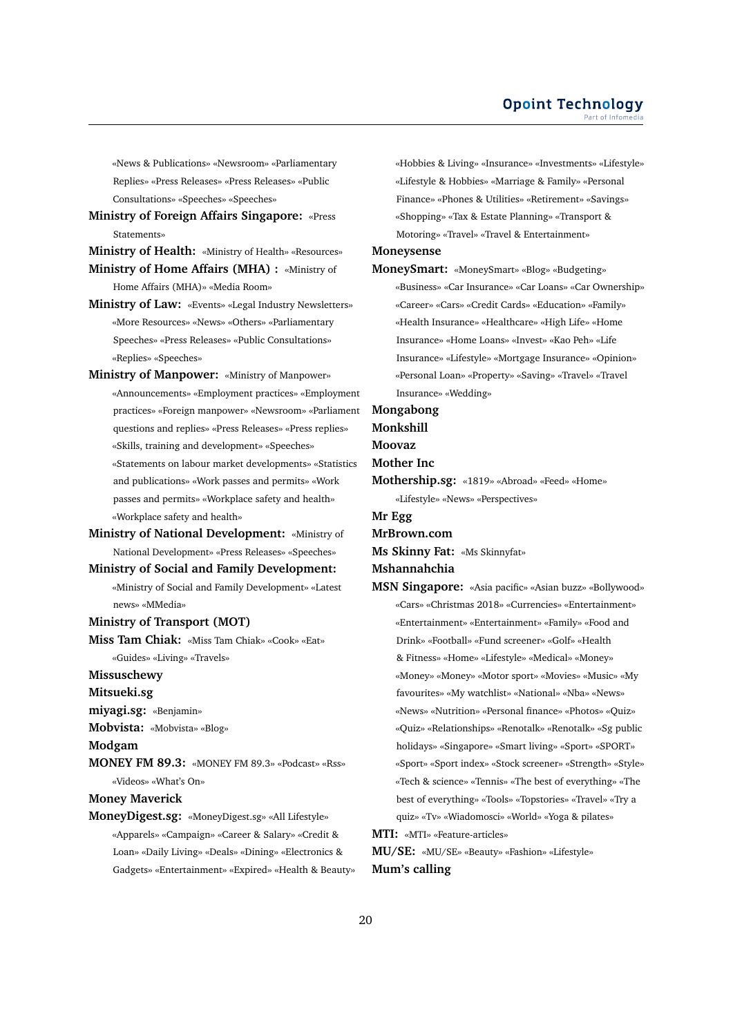«News & Publications» «Newsroom» «Parliamentary Replies» «Press Releases» «Press Releases» «Public Consultations» «Speeches» «Speeches»

**Ministry of Foreign Affairs Singapore:** «Press Statements»

**Ministry of Health:** «Ministry of Health» «Resources»

**Ministry of Home Affairs (MHA) :** «Ministry of Home Affairs (MHA)» «Media Room»

**Ministry of Law:** «Events» «Legal Industry Newsletters» «More Resources» «News» «Others» «Parliamentary Speeches» «Press Releases» «Public Consultations» «Replies» «Speeches»

**Ministry of Manpower:** «Ministry of Manpower» «Announcements» «Employment practices» «Employment practices» «Foreign manpower» «Newsroom» «Parliament questions and replies» «Press Releases» «Press replies» «Skills, training and development» «Speeches» «Statements on labour market developments» «Statistics and publications» «Work passes and permits» «Work passes and permits» «Workplace safety and health» «Workplace safety and health»

**Ministry of National Development:** «Ministry of National Development» «Press Releases» «Speeches»

**Ministry of Social and Family Development:** «Ministry of Social and Family Development» «Latest news» «MMedia»

**Ministry of Transport (MOT)**

**Miss Tam Chiak:** «Miss Tam Chiak» «Cook» «Eat» «Guides» «Living» «Travels»

**Missuschewy**

**Mitsueki.sg**

**miyagi.sg:** «Benjamin»

**Mobvista:** «Mobvista» «Blog»

**Modgam**

**MONEY FM 89.3:** «MONEY FM 89.3» «Podcast» «Rss» «Videos» «What's On»

**Money Maverick**

**MoneyDigest.sg:** «MoneyDigest.sg» «All Lifestyle» «Apparels» «Campaign» «Career & Salary» «Credit & Loan» «Daily Living» «Deals» «Dining» «Electronics & Gadgets» «Entertainment» «Expired» «Health & Beauty» «Hobbies & Living» «Insurance» «Investments» «Lifestyle» «Lifestyle & Hobbies» «Marriage & Family» «Personal Finance» «Phones & Utilities» «Retirement» «Savings» «Shopping» «Tax & Estate Planning» «Transport & Motoring» «Travel» «Travel & Entertainment»

**Moneysense**

**MoneySmart:** «MoneySmart» «Blog» «Budgeting» «Business» «Car Insurance» «Car Loans» «Car Ownership» «Career» «Cars» «Credit Cards» «Education» «Family» «Health Insurance» «Healthcare» «High Life» «Home Insurance» «Home Loans» «Invest» «Kao Peh» «Life Insurance» «Lifestyle» «Mortgage Insurance» «Opinion» «Personal Loan» «Property» «Saving» «Travel» «Travel Insurance» «Wedding»

**Mongabong**

**Monkshill**

**Moovaz**

**Mother Inc**

**Mothership.sg:** «1819» «Abroad» «Feed» «Home» «Lifestyle» «News» «Perspectives»

**Mr Egg**

**MrBrown.com**

**Ms Skinny Fat:** «Ms Skinnyfat»

**Mshannahchia**

**MSN Singapore:** «Asia pacific» «Asian buzz» «Bollywood» «Cars» «Christmas 2018» «Currencies» «Entertainment» «Entertainment» «Entertainment» «Family» «Food and Drink» «Football» «Fund screener» «Golf» «Health & Fitness» «Home» «Lifestyle» «Medical» «Money» «Money» «Money» «Motor sport» «Movies» «Music» «My favourites» «My watchlist» «National» «Nba» «News» «News» «Nutrition» «Personal finance» «Photos» «Quiz» «Quiz» «Relationships» «Renotalk» «Renotalk» «Sg public holidays» «Singapore» «Smart living» «Sport» «SPORT» «Sport» «Sport index» «Stock screener» «Strength» «Style» «Tech & science» «Tennis» «The best of everything» «The best of everything» «Tools» «Topstories» «Travel» «Try a quiz» «Tv» «Wiadomosci» «World» «Yoga & pilates»

**MTI:** «MTI» «Feature-articles»

**MU/SE:** «MU/SE» «Beauty» «Fashion» «Lifestyle»

**Mum's calling**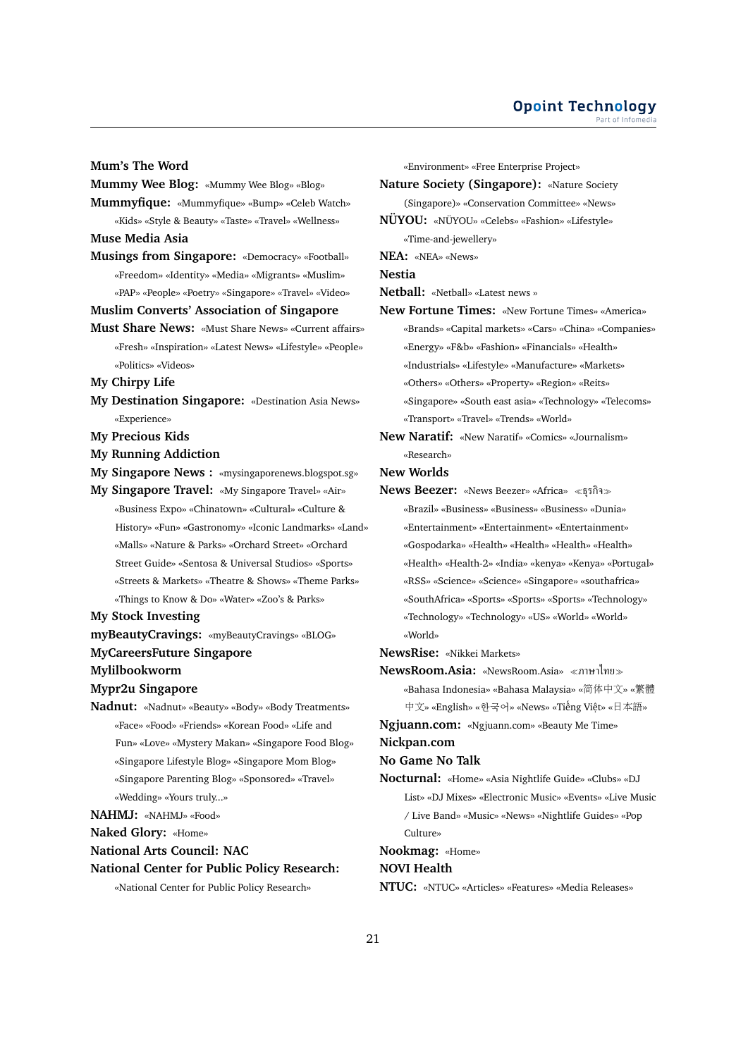**Mum's The Word**
**Mummy Wee Blog:** «Mummy Wee Blog» «Blog»
**Mummyfique:** «Mummyfique» «Bump» «Celeb Watch» «Kids» «Style & Beauty» «Taste» «Travel» «Wellness»
**Muse Media Asia**
**Musings from Singapore:** «Democracy» «Football» «Freedom» «Identity» «Media» «Migrants» «Muslim» «PAP» «People» «Poetry» «Singapore» «Travel» «Video»
**Muslim Converts' Association of Singapore**
**Must Share News:** «Must Share News» «Current affairs» «Fresh» «Inspiration» «Latest News» «Lifestyle» «People» «Politics» «Videos»
**My Chirpy Life**
**My Destination Singapore:** «Destination Asia News» «Experience»
**My Precious Kids**
**My Running Addiction**
**My Singapore News :** «mysingaporenews.blogspot.sg»
**My Singapore Travel:** «My Singapore Travel» «Air» «Business Expo» «Chinatown» «Cultural» «Culture & History» «Fun» «Gastronomy» «Iconic Landmarks» «Land» «Malls» «Nature & Parks» «Orchard Street» «Orchard Street Guide» «Sentosa & Universal Studios» «Sports» «Streets & Markets» «Theatre & Shows» «Theme Parks» «Things to Know & Do» «Water» «Zoo's & Parks»
**My Stock Investing**
**myBeautyCravings:** «myBeautyCravings» «BLOG»
**MyCareersFuture Singapore**
**Mylilbookworm**
**Mypr2u Singapore**
**Nadnut:** «Nadnut» «Beauty» «Body» «Body Treatments» «Face» «Food» «Friends» «Korean Food» «Life and Fun» «Love» «Mystery Makan» «Singapore Food Blog» «Singapore Lifestyle Blog» «Singapore Mom Blog» «Singapore Parenting Blog» «Sponsored» «Travel» «Wedding» «Yours truly...»
**NAHMJ:** «NAHMJ» «Food»
**Naked Glory:** «Home»
**National Arts Council: NAC**
**National Center for Public Policy Research:** «National Center for Public Policy Research» «Environment» «Free Enterprise Project»
**Nature Society (Singapore):** «Nature Society (Singapore)» «Conservation Committee» «News»
**NÜYOU:** «NÜYOU» «Celebs» «Fashion» «Lifestyle» «Time-and-jewellery»
**NEA:** «NEA» «News»
**Nestia**
**Netball:** «Netball» «Latest news »
**New Fortune Times:** «New Fortune Times» «America» «Brands» «Capital markets» «Cars» «China» «Companies» «Energy» «F&b» «Fashion» «Financials» «Health» «Industrials» «Lifestyle» «Manufacture» «Markets» «Others» «Others» «Property» «Region» «Reits» «Singapore» «South east asia» «Technology» «Telecoms» «Transport» «Travel» «Trends» «World»
**New Naratif:** «New Naratif» «Comics» «Journalism» «Research»
**New Worlds**
**News Beezer:** «News Beezer» «Africa» ≪ธุรกิจ≫ «Brazil» «Business» «Business» «Business» «Dunia» «Entertainment» «Entertainment» «Entertainment» «Gospodarka» «Health» «Health» «Health» «Health» «Health» «Health-2» «India» «kenya» «Kenya» «Portugal» «RSS» «Science» «Science» «Singapore» «southafrica» «SouthAfrica» «Sports» «Sports» «Sports» «Technology» «Technology» «Technology» «US» «World» «World» «World»
**NewsRise:** «Nikkei Markets»
**NewsRoom.Asia:** «NewsRoom.Asia» ≪ภาษาไทย≫ «Bahasa Indonesia» «Bahasa Malaysia» «简体中文» «繁體中文» «English» «한국어» «News» «Tiếng Việt» «日本語»
**Ngjuann.com:** «Ngjuann.com» «Beauty Me Time»
**Nickpan.com**
**No Game No Talk**
**Nocturnal:** «Home» «Asia Nightlife Guide» «Clubs» «DJ List» «DJ Mixes» «Electronic Music» «Events» «Live Music / Live Band» «Music» «News» «Nightlife Guides» «Pop Culture»
**Nookmag:** «Home»
**NOVI Health**
**NTUC:** «NTUC» «Articles» «Features» «Media Releases»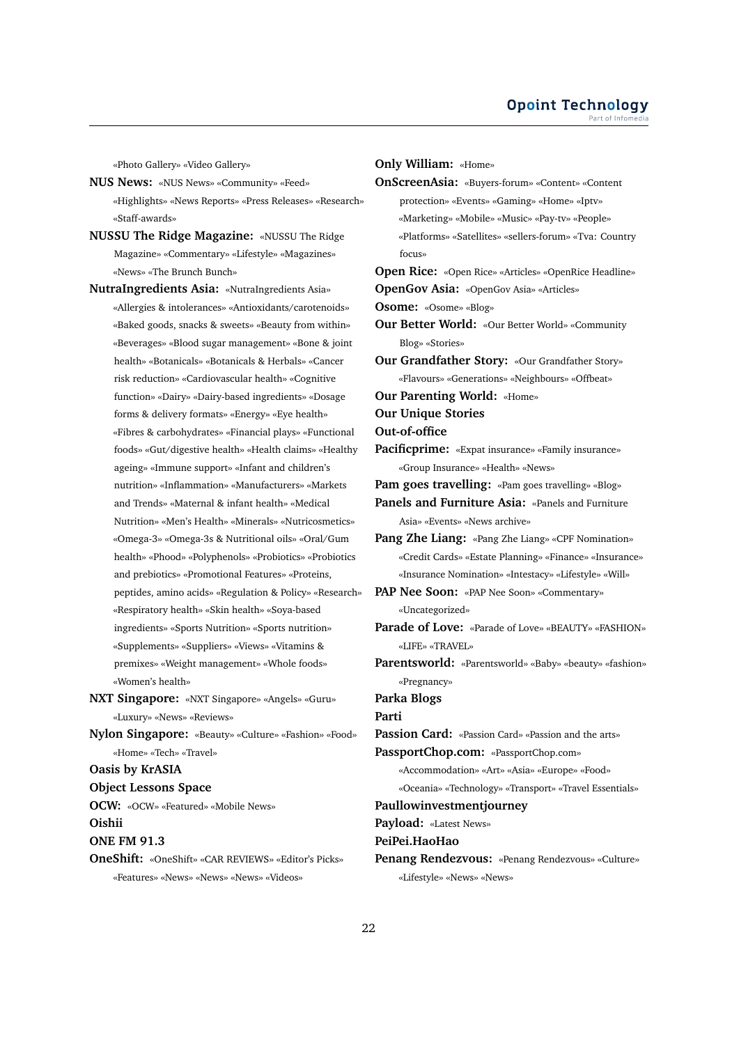«Photo Gallery» «Video Gallery»

**NUS News:** «NUS News» «Community» «Feed» «Highlights» «News Reports» «Press Releases» «Research» «Staff-awards»

**NUSSU The Ridge Magazine:** «NUSSU The Ridge Magazine» «Commentary» «Lifestyle» «Magazines» «News» «The Brunch Bunch»

**NutraIngredients Asia:** «NutraIngredients Asia» «Allergies & intolerances» «Antioxidants/carotenoids» «Baked goods, snacks & sweets» «Beauty from within» «Beverages» «Blood sugar management» «Bone & joint health» «Botanicals» «Botanicals & Herbals» «Cancer risk reduction» «Cardiovascular health» «Cognitive function» «Dairy» «Dairy-based ingredients» «Dosage forms & delivery formats» «Energy» «Eye health» «Fibres & carbohydrates» «Financial plays» «Functional foods» «Gut/digestive health» «Health claims» «Healthy ageing» «Immune support» «Infant and children's nutrition» «Inflammation» «Manufacturers» «Markets and Trends» «Maternal & infant health» «Medical Nutrition» «Men's Health» «Minerals» «Nutricosmetics» «Omega-3» «Omega-3s & Nutritional oils» «Oral/Gum health» «Phood» «Polyphenols» «Probiotics» «Probiotics and prebiotics» «Promotional Features» «Proteins, peptides, amino acids» «Regulation & Policy» «Research» «Respiratory health» «Skin health» «Soya-based ingredients» «Sports Nutrition» «Sports nutrition» «Supplements» «Suppliers» «Views» «Vitamins & premixes» «Weight management» «Whole foods» «Women's health»

**NXT Singapore:** «NXT Singapore» «Angels» «Guru» «Luxury» «News» «Reviews»

**Nylon Singapore:** «Beauty» «Culture» «Fashion» «Food» «Home» «Tech» «Travel»

**Oasis by KrASIA**

**Object Lessons Space**

**OCW:** «OCW» «Featured» «Mobile News»

**Oishii**

**ONE FM 91.3**

**OneShift:** «OneShift» «CAR REVIEWS» «Editor's Picks» «Features» «News» «News» «News» «Videos»

**Only William:** «Home»

**OnScreenAsia:** «Buyers-forum» «Content» «Content protection» «Events» «Gaming» «Home» «Iptv» «Marketing» «Mobile» «Music» «Pay-tv» «People» «Platforms» «Satellites» «sellers-forum» «Tva: Country focus»

**Open Rice:** «Open Rice» «Articles» «OpenRice Headline»

**OpenGov Asia:** «OpenGov Asia» «Articles»

**Osome:** «Osome» «Blog»

**Our Better World:** «Our Better World» «Community Blog» «Stories»

**Our Grandfather Story:** «Our Grandfather Story» «Flavours» «Generations» «Neighbours» «Offbeat»

**Our Parenting World:** «Home»

**Our Unique Stories**

**Out-of-office**

**Pacificprime:** «Expat insurance» «Family insurance» «Group Insurance» «Health» «News»

**Pam goes travelling:** «Pam goes travelling» «Blog»

**Panels and Furniture Asia:** «Panels and Furniture Asia» «Events» «News archive»

**Pang Zhe Liang:** «Pang Zhe Liang» «CPF Nomination» «Credit Cards» «Estate Planning» «Finance» «Insurance» «Insurance Nomination» «Intestacy» «Lifestyle» «Will»

**PAP Nee Soon:** «PAP Nee Soon» «Commentary» «Uncategorized»

**Parade of Love:** «Parade of Love» «BEAUTY» «FASHION» «LIFE» «TRAVEL»

**Parentsworld:** «Parentsworld» «Baby» «beauty» «fashion» «Pregnancy»

**Parka Blogs**

**Parti**

**Passion Card:** «Passion Card» «Passion and the arts»

**PassportChop.com:** «PassportChop.com» «Accommodation» «Art» «Asia» «Europe» «Food» «Oceania» «Technology» «Transport» «Travel Essentials»

**Paullowinvestmentjourney**

**Payload:** «Latest News»

**PeiPei.HaoHao**

**Penang Rendezvous:** «Penang Rendezvous» «Culture» «Lifestyle» «News» «News»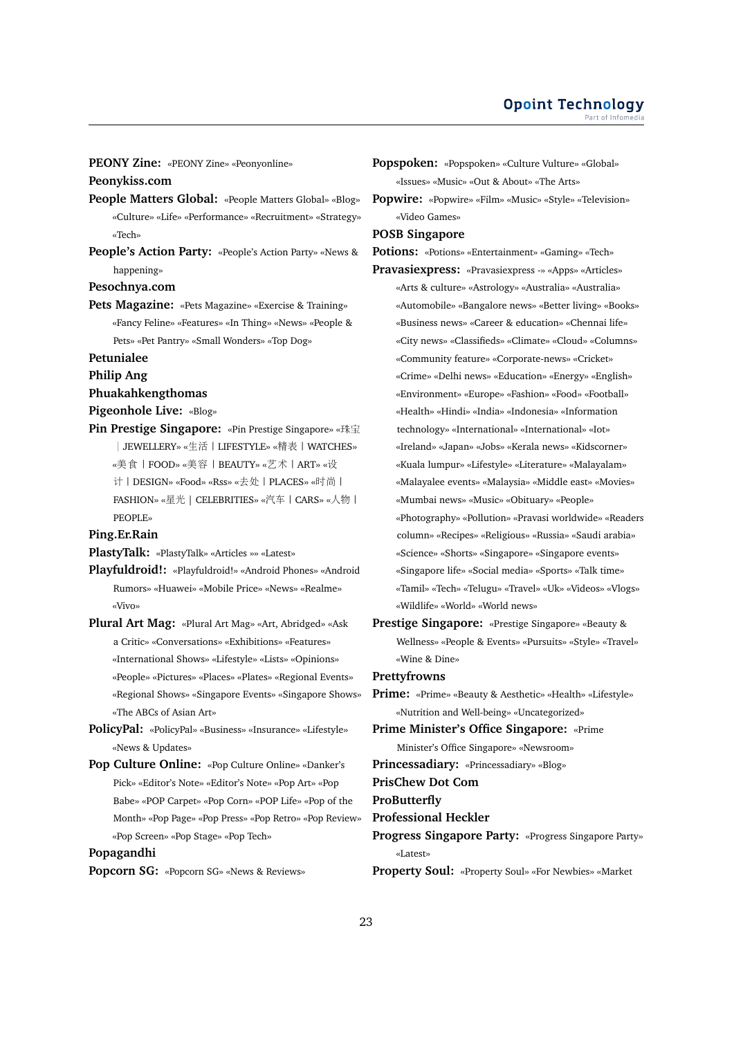**PEONY Zine:** «PEONY Zine» «Peonyonline»

**Peonykiss.com**

**People Matters Global:** «People Matters Global» «Blog» «Culture» «Life» «Performance» «Recruitment» «Strategy» «Tech»

**People's Action Party:** «People's Action Party» «News & happening»

**Pesochnya.com**

**Pets Magazine:** «Pets Magazine» «Exercise & Training» «Fancy Feline» «Features» «In Thing» «News» «People & Pets» «Pet Pantry» «Small Wonders» «Top Dog»

**Petunialee**

**Philip Ang**

**Phuakahkengthomas**

**Pigeonhole Live:** «Blog»

**Pin Prestige Singapore:** «Pin Prestige Singapore» «珠宝 | JEWELLERY» «生活 | LIFESTYLE» «精表 | WATCHES» «美食 | FOOD» «美容 | BEAUTY» «艺术 | ART» «设计 | DESIGN» «Food» «Rss» «去处 | PLACES» «时尚 | FASHION» «星光 | CELEBRITIES» «汽车 | CARS» «人物 | PEOPLE»

**Ping.Er.Rain**

**PlastyTalk:** «PlastyTalk» «Articles »» «Latest»

**Playfuldroid!:** «Playfuldroid!» «Android Phones» «Android Rumors» «Huawei» «Mobile Price» «News» «Realme» «Vivo»

**Plural Art Mag:** «Plural Art Mag» «Art, Abridged» «Ask a Critic» «Conversations» «Exhibitions» «Features» «International Shows» «Lifestyle» «Lists» «Opinions» «People» «Pictures» «Places» «Plates» «Regional Events» «Regional Shows» «Singapore Events» «Singapore Shows» «The ABCs of Asian Art»

**PolicyPal:** «PolicyPal» «Business» «Insurance» «Lifestyle» «News & Updates»

**Pop Culture Online:** «Pop Culture Online» «Danker's Pick» «Editor's Note» «Editor's Note» «Pop Art» «Pop Babe» «POP Carpet» «Pop Corn» «POP Life» «Pop of the Month» «Pop Page» «Pop Press» «Pop Retro» «Pop Review» «Pop Screen» «Pop Stage» «Pop Tech»

**Popagandhi**

**Popcorn SG:** «Popcorn SG» «News & Reviews»

**Popspoken:** «Popspoken» «Culture Vulture» «Global» «Issues» «Music» «Out & About» «The Arts»

**Popwire:** «Popwire» «Film» «Music» «Style» «Television» «Video Games»

**POSB Singapore**

**Potions:** «Potions» «Entertainment» «Gaming» «Tech»

**Pravasiexpress:** «Pravasiexpress -» «Apps» «Articles» «Arts & culture» «Astrology» «Australia» «Australia» «Automobile» «Bangalore news» «Better living» «Books» «Business news» «Career & education» «Chennai life» «City news» «Classifieds» «Climate» «Cloud» «Columns» «Community feature» «Corporate-news» «Cricket» «Crime» «Delhi news» «Education» «Energy» «English» «Environment» «Europe» «Fashion» «Food» «Football» «Health» «Hindi» «India» «Indonesia» «Information technology» «International» «International» «Iot» «Ireland» «Japan» «Jobs» «Kerala news» «Kidscorner» «Kuala lumpur» «Lifestyle» «Literature» «Malayalam» «Malayalee events» «Malaysia» «Middle east» «Movies» «Mumbai news» «Music» «Obituary» «People» «Photography» «Pollution» «Pravasi worldwide» «Readers column» «Recipes» «Religious» «Russia» «Saudi arabia» «Science» «Shorts» «Singapore» «Singapore events» «Singapore life» «Social media» «Sports» «Talk time» «Tamil» «Tech» «Telugu» «Travel» «Uk» «Videos» «Vlogs» «Wildlife» «World» «World news»

**Prestige Singapore:** «Prestige Singapore» «Beauty & Wellness» «People & Events» «Pursuits» «Style» «Travel» «Wine & Dine»

**Prettyfrowns**

**Prime:** «Prime» «Beauty & Aesthetic» «Health» «Lifestyle» «Nutrition and Well-being» «Uncategorized»

**Prime Minister's Office Singapore:** «Prime Minister's Office Singapore» «Newsroom»

**Princessadiary:** «Princessadiary» «Blog»

**PrisChew Dot Com**

**ProButterfly**

**Professional Heckler**

**Progress Singapore Party:** «Progress Singapore Party» «Latest»

**Property Soul:** «Property Soul» «For Newbies» «Market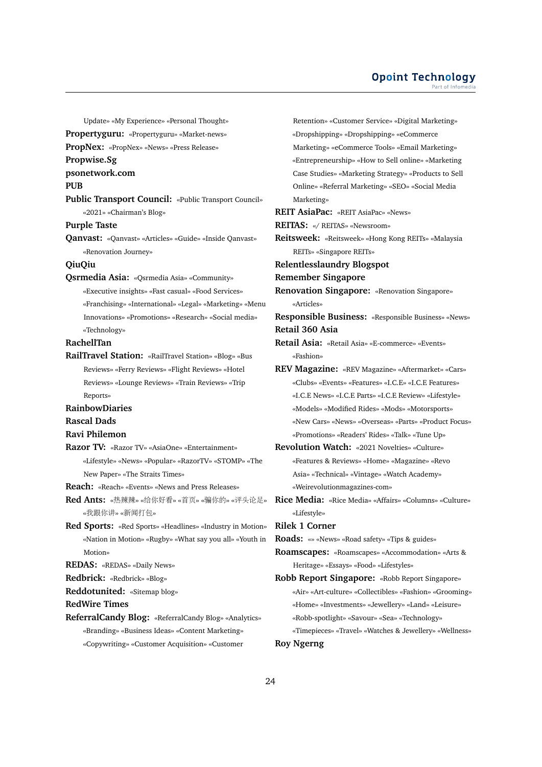Update» «My Experience» «Personal Thought»

**Propertyguru:** «Propertyguru» «Market-news»

**PropNex:** «PropNex» «News» «Press Release»

**Propwise.Sg**

**psonetwork.com**

**PUB**

**Public Transport Council:** «Public Transport Council» «2021» «Chairman's Blog»

**Purple Taste**

**Qanvast:** «Qanvast» «Articles» «Guide» «Inside Qanvast» «Renovation Journey»

**QiuQiu**

**Qsrmedia Asia:** «Qsrmedia Asia» «Community» «Executive insights» «Fast casual» «Food Services» «Franchising» «International» «Legal» «Marketing» «Menu Innovations» «Promotions» «Research» «Social media» «Technology»

**RachellTan**

**RailTravel Station:** «RailTravel Station» «Blog» «Bus Reviews» «Ferry Reviews» «Flight Reviews» «Hotel Reviews» «Lounge Reviews» «Train Reviews» «Trip Reports»

**RainbowDiaries**

**Rascal Dads**

**Ravi Philemon**

**Razor TV:** «Razor TV» «AsiaOne» «Entertainment» «Lifestyle» «News» «Popular» «RazorTV» «STOMP» «The New Paper» «The Straits Times»

**Reach:** «Reach» «Events» «News and Press Releases»

**Red Ants:** «热辣辣» «给你好看» «首页» «骗你的» «评头论足» «我跟你讲» «新闻打包»

**Red Sports:** «Red Sports» «Headlines» «Industry in Motion» «Nation in Motion» «Rugby» «What say you all» «Youth in Motion»

**REDAS:** «REDAS» «Daily News»

**Redbrick:** «Redbrick» «Blog»

**Reddotunited:** «Sitemap blog»

**RedWire Times**

**ReferralCandy Blog:** «ReferralCandy Blog» «Analytics» «Branding» «Business Ideas» «Content Marketing» «Copywriting» «Customer Acquisition» «Customer Retention» «Customer Service» «Digital Marketing» «Dropshipping» «Dropshipping» «eCommerce Marketing» «eCommerce Tools» «Email Marketing» «Entrepreneurship» «How to Sell online» «Marketing Case Studies» «Marketing Strategy» «Products to Sell Online» «Referral Marketing» «SEO» «Social Media Marketing»

**REIT AsiaPac:** «REIT AsiaPac» «News»

**REITAS:** «/ REITAS» «Newsroom»

**Reitsweek:** «Reitsweek» «Hong Kong REITs» «Malaysia REITs» «Singapore REITs»

**Relentlesslaundry Blogspot**

**Remember Singapore**

**Renovation Singapore:** «Renovation Singapore» «Articles»

**Responsible Business:** «Responsible Business» «News»

**Retail 360 Asia**

**Retail Asia:** «Retail Asia» «E-commerce» «Events» «Fashion»

**REV Magazine:** «REV Magazine» «Aftermarket» «Cars» «Clubs» «Events» «Features» «I.C.E» «I.C.E Features» «I.C.E News» «I.C.E Parts» «I.C.E Review» «Lifestyle» «Models» «Modified Rides» «Mods» «Motorsports» «New Cars» «News» «Overseas» «Parts» «Product Focus» «Promotions» «Readers' Rides» «Talk» «Tune Up»

**Revolution Watch:** «2021 Novelties» «Culture» «Features & Reviews» «Home» «Magazine» «Revo Asia» «Technical» «Vintage» «Watch Academy» «Weirevolutionmagazines-com»

**Rice Media:** «Rice Media» «Affairs» «Columns» «Culture» «Lifestyle»

**Rilek 1 Corner**

**Roads:** «» «News» «Road safety» «Tips & guides»

**Roamscapes:** «Roamscapes» «Accommodation» «Arts & Heritage» «Essays» «Food» «Lifestyles»

**Robb Report Singapore:** «Robb Report Singapore» «Air» «Art-culture» «Collectibles» «Fashion» «Grooming» «Home» «Investments» «Jewellery» «Land» «Leisure» «Robb-spotlight» «Savour» «Sea» «Technology» «Timepieces» «Travel» «Watches & Jewellery» «Wellness»

**Roy Ngerng**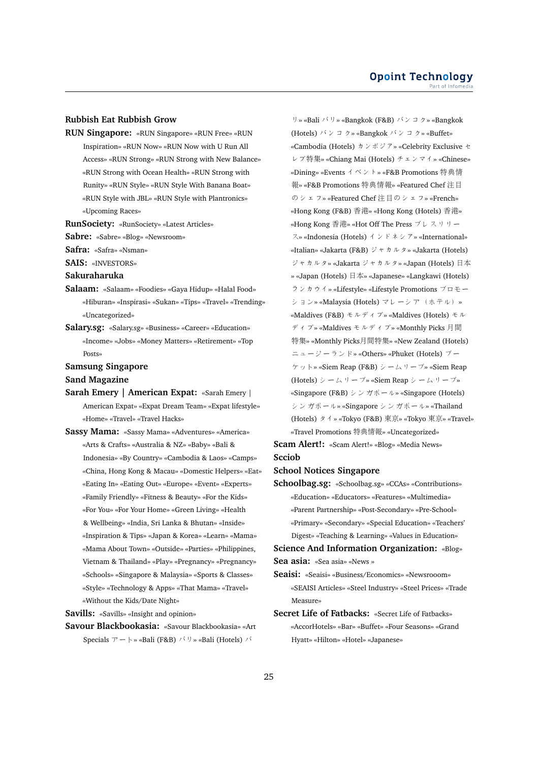**Rubbish Eat Rubbish Grow**

**RUN Singapore:** «RUN Singapore» «RUN Free» «RUN Inspiration» «RUN Now» «RUN Now with U Run All Access» «RUN Strong» «RUN Strong with New Balance» «RUN Strong with Ocean Health» «RUN Strong with Runity» «RUN Style» «RUN Style With Banana Boat» «RUN Style with JBL» «RUN Style with Plantronics» «Upcoming Races»

**RunSociety:** «RunSociety» «Latest Articles»

**Sabre:** «Sabre» «Blog» «Newsroom»

**Safra:** «Safra» «Nsman»

**SAIS:** «INVESTORS»

**Sakuraharuka**

**Salaam:** «Salaam» «Foodies» «Gaya Hidup» «Halal Food» «Hiburan» «Inspirasi» «Sukan» «Tips» «Travel» «Trending» «Uncategorized»

**Salary.sg:** «Salary.sg» «Business» «Career» «Education» «Income» «Jobs» «Money Matters» «Retirement» «Top Posts»

**Samsung Singapore**

**Sand Magazine**

**Sarah Emery | American Expat:** «Sarah Emery | American Expat» «Expat Dream Team» «Expat lifestyle» «Home» «Travel» «Travel Hacks»

**Sassy Mama:** «Sassy Mama» «Adventures» «America» «Arts & Crafts» «Australia & NZ» «Baby» «Bali & Indonesia» «By Country» «Cambodia & Laos» «Camps» «China, Hong Kong & Macau» «Domestic Helpers» «Eat» «Eating In» «Eating Out» «Europe» «Event» «Experts» «Family Friendly» «Fitness & Beauty» «For the Kids» «For You» «For Your Home» «Green Living» «Health & Wellbeing» «India, Sri Lanka & Bhutan» «Inside» «Inspiration & Tips» «Japan & Korea» «Learn» «Mama» «Mama About Town» «Outside» «Parties» «Philippines, Vietnam & Thailand» «Play» «Pregnancy» «Pregnancy» «Schools» «Singapore & Malaysia» «Sports & Classes» «Style» «Technology & Apps» «That Mama» «Travel» «Without the Kids/Date Night»

**Savills:** «Savills» «Insight and opinion»

**Savour Blackbookasia:** «Savour Blackbookasia» «Art Specials アート» «Bali (F&B) バリ» «Bali (Hotels) バリ» «Bali バリ» «Bangkok (F&B) バンコク» «Bangkok (Hotels) バンコク» «Bangkok バンコク» «Buffet» «Cambodia (Hotels) カンボジア» «Celebrity Exclusive セレブ特集» «Chiang Mai (Hotels) チェンマイ» «Chinese» «Dining» «Events イベント» «F&B Promotions 特典情報» «F&B Promotions 特典情報» «Featured Chef 注目のシェフ» «Featured Chef 注目のシェフ» «French» «Hong Kong (F&B) 香港» «Hong Kong (Hotels) 香港» «Hong Kong 香港» «Hot Off The Press プレスリリース» «Indonesia (Hotels) インドネシア» «International» «Italian» «Jakarta (F&B) ジャカルタ» «Jakarta (Hotels) ジャカルタ» «Jakarta ジャカルタ» «Japan (Hotels) 日本» «Japan (Hotels) 日本» «Japanese» «Langkawi (Hotels) ランカウイ» «Lifestyle» «Lifestyle Promotions プロモーション» «Malaysia (Hotels) マレーシア（ホテル）» «Maldives (F&B) モルディブ» «Maldives (Hotels) モルディブ» «Maldives モルディブ» «Monthly Picks 月間特集» «Monthly Picks月間特集» «New Zealand (Hotels) ニュージーランド» «Others» «Phuket (Hotels) プーケット» «Siem Reap (F&B) シームリーブ» «Siem Reap (Hotels) シームリーブ» «Siem Reap シームリーブ» «Singapore (F&B) シンガポール» «Singapore (Hotels) シンガポール» «Singapore シンガポール» «Thailand (Hotels) タイ» «Tokyo (F&B) 東京» «Tokyo 東京» «Travel» «Travel Promotions 特典情報» «Uncategorized»

**Scam Alert!:** «Scam Alert!» «Blog» «Media News»

**Scciob**

**School Notices Singapore**

**Schoolbag.sg:** «Schoolbag.sg» «CCAs» «Contributions» «Education» «Educators» «Features» «Multimedia» «Parent Partnership» «Post-Secondary» «Pre-School» «Primary» «Secondary» «Special Education» «Teachers' Digest» «Teaching & Learning» «Values in Education»

**Science And Information Organization:** «Blog»

**Sea asia:** «Sea asia» «News »

**Seaisi:** «Seaisi» «Business/Economics» «Newsrooom» «SEAISI Articles» «Steel Industry» «Steel Prices» «Trade Measure»

**Secret Life of Fatbacks:** «Secret Life of Fatbacks» «AccorHotels» «Bar» «Buffet» «Four Seasons» «Grand Hyatt» «Hilton» «Hotel» «Japanese»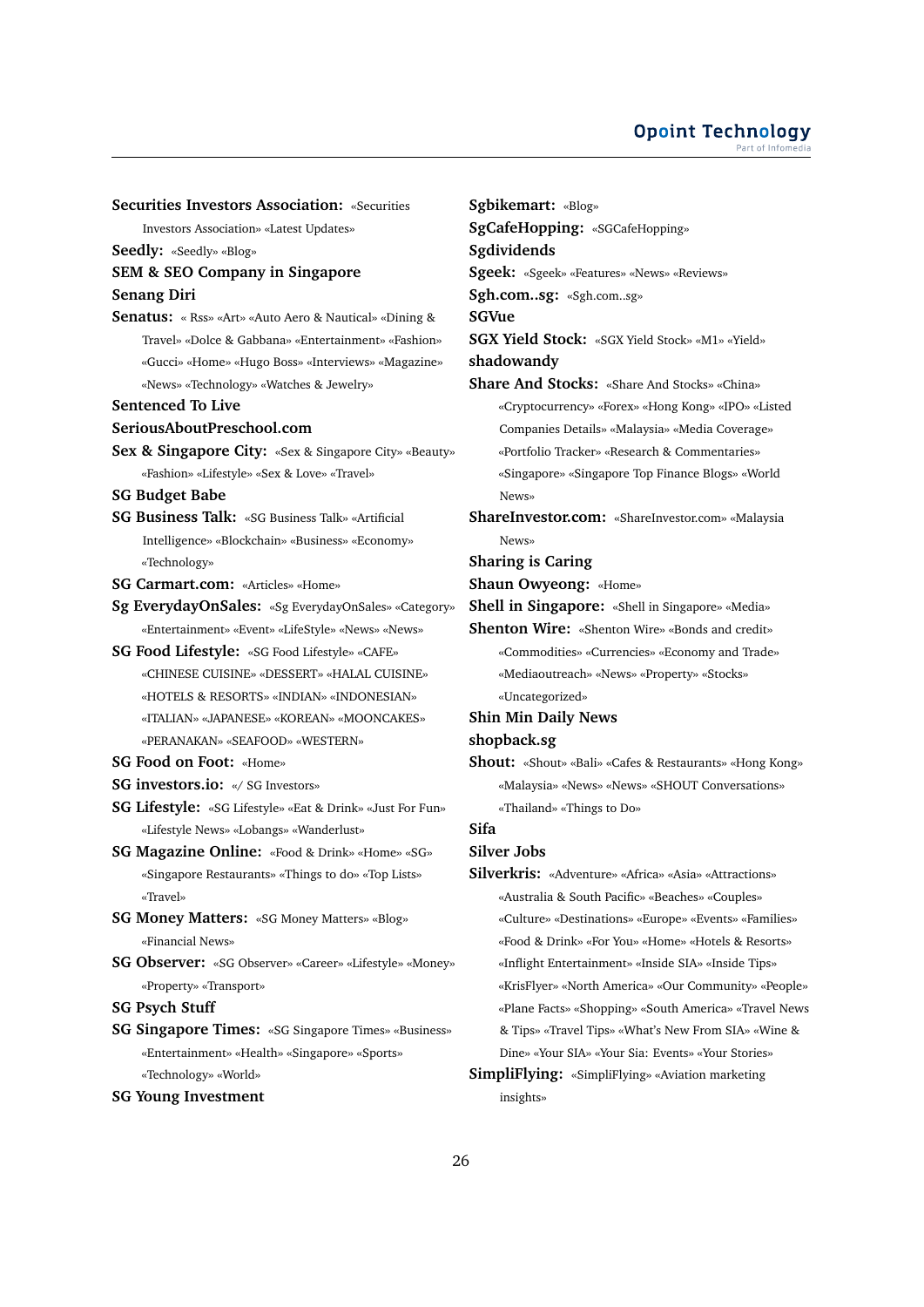**Securities Investors Association:** «Securities Investors Association» «Latest Updates»

**Seedly:** «Seedly» «Blog»

**SEM & SEO Company in Singapore**

**Senang Diri**

**Senatus:** « Rss» «Art» «Auto Aero & Nautical» «Dining & Travel» «Dolce & Gabbana» «Entertainment» «Fashion» «Gucci» «Home» «Hugo Boss» «Interviews» «Magazine» «News» «Technology» «Watches & Jewelry»

**Sentenced To Live**

**SeriousAboutPreschool.com**

**Sex & Singapore City:** «Sex & Singapore City» «Beauty» «Fashion» «Lifestyle» «Sex & Love» «Travel»

**SG Budget Babe**

**SG Business Talk:** «SG Business Talk» «Artificial Intelligence» «Blockchain» «Business» «Economy» «Technology»

**SG Carmart.com:** «Articles» «Home»

**Sg EverydayOnSales:** «Sg EverydayOnSales» «Category» «Entertainment» «Event» «LifeStyle» «News» «News»

**SG Food Lifestyle:** «SG Food Lifestyle» «CAFE» «CHINESE CUISINE» «DESSERT» «HALAL CUISINE» «HOTELS & RESORTS» «INDIAN» «INDONESIAN» «ITALIAN» «JAPANESE» «KOREAN» «MOONCAKES» «PERANAKAN» «SEAFOOD» «WESTERN»

**SG Food on Foot:** «Home»

**SG investors.io:** «/ SG Investors»

**SG Lifestyle:** «SG Lifestyle» «Eat & Drink» «Just For Fun» «Lifestyle News» «Lobangs» «Wanderlust»

**SG Magazine Online:** «Food & Drink» «Home» «SG» «Singapore Restaurants» «Things to do» «Top Lists» «Travel»

**SG Money Matters:** «SG Money Matters» «Blog» «Financial News»

**SG Observer:** «SG Observer» «Career» «Lifestyle» «Money» «Property» «Transport»

**SG Psych Stuff**

**SG Singapore Times:** «SG Singapore Times» «Business» «Entertainment» «Health» «Singapore» «Sports» «Technology» «World»

**SG Young Investment**

**Sgbikemart:** «Blog»

**SgCafeHopping:** «SGCafeHopping»

**Sgdividends**

**Sgeek:** «Sgeek» «Features» «News» «Reviews»

**Sgh.com..sg:** «Sgh.com..sg»

**SGVue**

**SGX Yield Stock:** «SGX Yield Stock» «M1» «Yield»

**shadowandy**

**Share And Stocks:** «Share And Stocks» «China» «Cryptocurrency» «Forex» «Hong Kong» «IPO» «Listed Companies Details» «Malaysia» «Media Coverage» «Portfolio Tracker» «Research & Commentaries» «Singapore» «Singapore Top Finance Blogs» «World News»

**ShareInvestor.com:** «ShareInvestor.com» «Malaysia News»

**Sharing is Caring**

**Shaun Owyeong:** «Home»

**Shell in Singapore:** «Shell in Singapore» «Media»

**Shenton Wire:** «Shenton Wire» «Bonds and credit» «Commodities» «Currencies» «Economy and Trade» «Mediaoutreach» «News» «Property» «Stocks» «Uncategorized»

**Shin Min Daily News**

**shopback.sg**

**Shout:** «Shout» «Bali» «Cafes & Restaurants» «Hong Kong» «Malaysia» «News» «News» «SHOUT Conversations» «Thailand» «Things to Do»

**Sifa**

**Silver Jobs**

**Silverkris:** «Adventure» «Africa» «Asia» «Attractions» «Australia & South Pacific» «Beaches» «Couples» «Culture» «Destinations» «Europe» «Events» «Families» «Food & Drink» «For You» «Home» «Hotels & Resorts» «Inflight Entertainment» «Inside SIA» «Inside Tips» «KrisFlyer» «North America» «Our Community» «People» «Plane Facts» «Shopping» «South America» «Travel News & Tips» «Travel Tips» «What's New From SIA» «Wine & Dine» «Your SIA» «Your Sia: Events» «Your Stories»

**SimpliFlying:** «SimpliFlying» «Aviation marketing insights»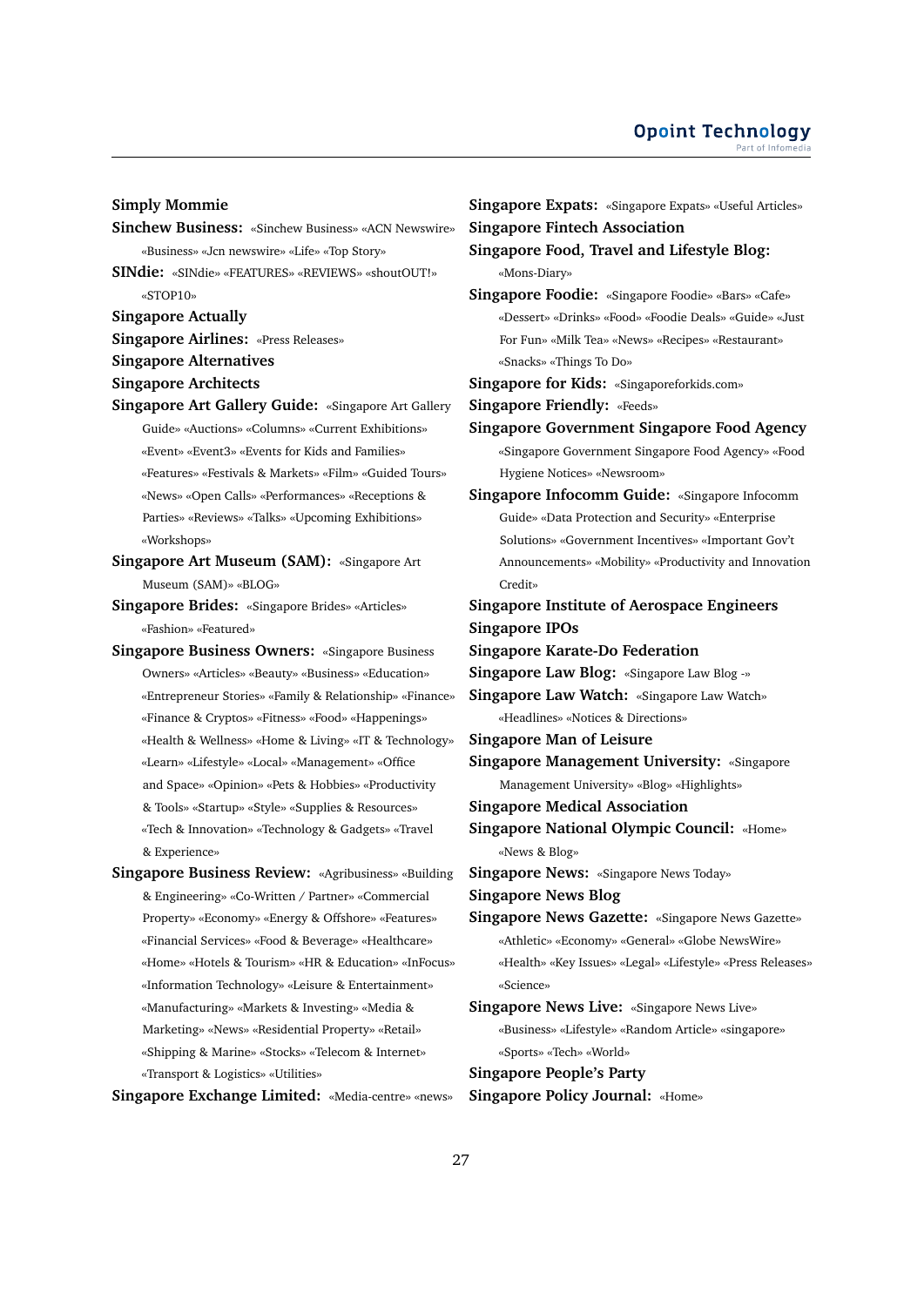**Simply Mommie**

**Sinchew Business:** «Sinchew Business» «ACN Newswire» «Business» «Jcn newswire» «Life» «Top Story»

**SINdie:** «SINdie» «FEATURES» «REVIEWS» «shoutOUT!» «STOP10»

**Singapore Actually**

**Singapore Airlines:** «Press Releases»

**Singapore Alternatives**

**Singapore Architects**

**Singapore Art Gallery Guide:** «Singapore Art Gallery Guide» «Auctions» «Columns» «Current Exhibitions» «Event» «Event3» «Events for Kids and Families» «Features» «Festivals & Markets» «Film» «Guided Tours» «News» «Open Calls» «Performances» «Receptions & Parties» «Reviews» «Talks» «Upcoming Exhibitions» «Workshops»

**Singapore Art Museum (SAM):** «Singapore Art Museum (SAM)» «BLOG»

**Singapore Brides:** «Singapore Brides» «Articles» «Fashion» «Featured»

**Singapore Business Owners:** «Singapore Business Owners» «Articles» «Beauty» «Business» «Education» «Entrepreneur Stories» «Family & Relationship» «Finance» «Finance & Cryptos» «Fitness» «Food» «Happenings» «Health & Wellness» «Home & Living» «IT & Technology» «Learn» «Lifestyle» «Local» «Management» «Office and Space» «Opinion» «Pets & Hobbies» «Productivity & Tools» «Startup» «Style» «Supplies & Resources» «Tech & Innovation» «Technology & Gadgets» «Travel & Experience»

**Singapore Business Review:** «Agribusiness» «Building & Engineering» «Co-Written / Partner» «Commercial Property» «Economy» «Energy & Offshore» «Features» «Financial Services» «Food & Beverage» «Healthcare» «Home» «Hotels & Tourism» «HR & Education» «InFocus» «Information Technology» «Leisure & Entertainment» «Manufacturing» «Markets & Investing» «Media & Marketing» «News» «Residential Property» «Retail» «Shipping & Marine» «Stocks» «Telecom & Internet» «Transport & Logistics» «Utilities»

**Singapore Exchange Limited:** «Media-centre» «news»

**Singapore Expats:** «Singapore Expats» «Useful Articles»

**Singapore Fintech Association**

**Singapore Food, Travel and Lifestyle Blog:** «Mons-Diary»

**Singapore Foodie:** «Singapore Foodie» «Bars» «Cafe» «Dessert» «Drinks» «Food» «Foodie Deals» «Guide» «Just For Fun» «Milk Tea» «News» «Recipes» «Restaurant» «Snacks» «Things To Do»

**Singapore for Kids:** «Singaporeforkids.com»

**Singapore Friendly:** «Feeds»

**Singapore Government Singapore Food Agency** «Singapore Government Singapore Food Agency» «Food Hygiene Notices» «Newsroom»

**Singapore Infocomm Guide:** «Singapore Infocomm Guide» «Data Protection and Security» «Enterprise Solutions» «Government Incentives» «Important Gov't Announcements» «Mobility» «Productivity and Innovation Credit»

**Singapore Institute of Aerospace Engineers**

**Singapore IPOs**

**Singapore Karate-Do Federation**

**Singapore Law Blog:** «Singapore Law Blog -»

**Singapore Law Watch:** «Singapore Law Watch» «Headlines» «Notices & Directions»

**Singapore Man of Leisure**

**Singapore Management University:** «Singapore Management University» «Blog» «Highlights»

**Singapore Medical Association**

**Singapore National Olympic Council:** «Home» «News & Blog»

**Singapore News:** «Singapore News Today»

**Singapore News Blog**

**Singapore News Gazette:** «Singapore News Gazette» «Athletic» «Economy» «General» «Globe NewsWire» «Health» «Key Issues» «Legal» «Lifestyle» «Press Releases» «Science»

**Singapore News Live:** «Singapore News Live» «Business» «Lifestyle» «Random Article» «singapore» «Sports» «Tech» «World»

**Singapore People's Party**

**Singapore Policy Journal:** «Home»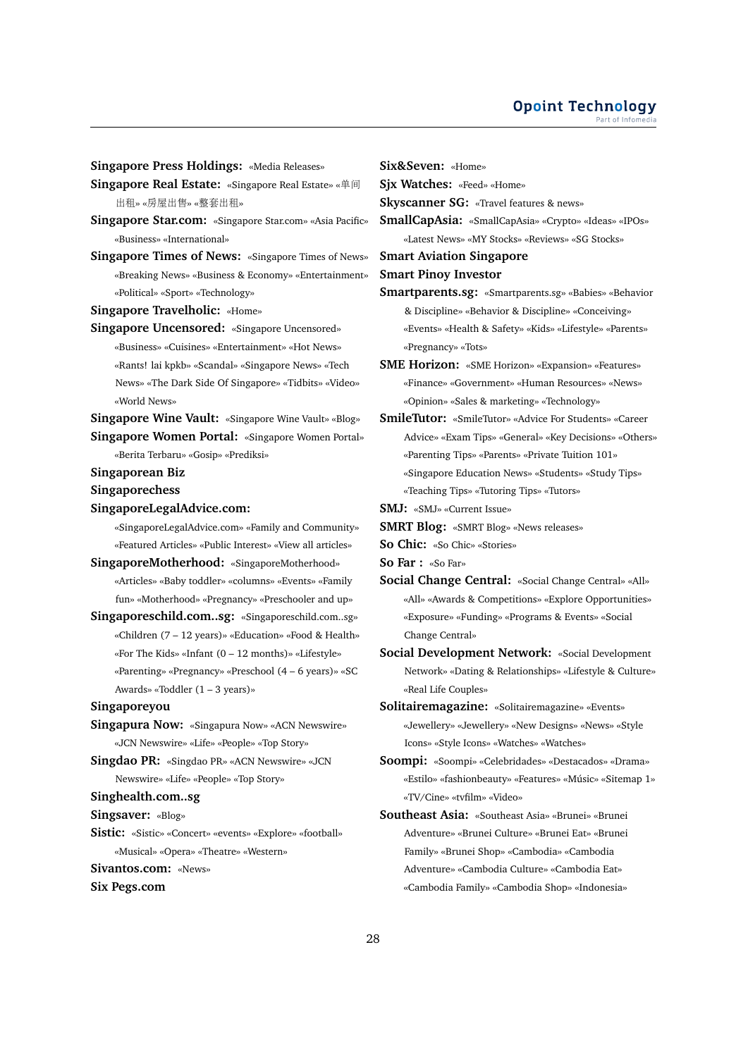**Singapore Press Holdings:** «Media Releases»

**Singapore Real Estate:** «Singapore Real Estate» «单间出租» «房屋出售» «整套出租»

**Singapore Star.com:** «Singapore Star.com» «Asia Pacific» «Business» «International»

**Singapore Times of News:** «Singapore Times of News» «Breaking News» «Business & Economy» «Entertainment» «Political» «Sport» «Technology»

**Singapore Travelholic:** «Home»

**Singapore Uncensored:** «Singapore Uncensored» «Business» «Cuisines» «Entertainment» «Hot News» «Rants! lai kpkb» «Scandal» «Singapore News» «Tech News» «The Dark Side Of Singapore» «Tidbits» «Video» «World News»

**Singapore Wine Vault:** «Singapore Wine Vault» «Blog»

**Singapore Women Portal:** «Singapore Women Portal» «Berita Terbaru» «Gosip» «Prediksi»

**Singaporean Biz**

**Singaporechess**

**SingaporeLegalAdvice.com:** «SingaporeLegalAdvice.com» «Family and Community» «Featured Articles» «Public Interest» «View all articles»

**SingaporeMotherhood:** «SingaporeMotherhood» «Articles» «Baby toddler» «columns» «Events» «Family fun» «Motherhood» «Pregnancy» «Preschooler and up»

**Singaporeschild.com..sg:** «Singaporeschild.com..sg» «Children (7 – 12 years)» «Education» «Food & Health» «For The Kids» «Infant (0 – 12 months)» «Lifestyle» «Parenting» «Pregnancy» «Preschool (4 – 6 years)» «SC Awards» «Toddler (1 – 3 years)»

**Singaporeyou**

**Singapura Now:** «Singapura Now» «ACN Newswire» «JCN Newswire» «Life» «People» «Top Story»

**Singdao PR:** «Singdao PR» «ACN Newswire» «JCN Newswire» «Life» «People» «Top Story»

**Singhealth.com..sg**

**Singsaver:** «Blog»

**Sistic:** «Sistic» «Concert» «events» «Explore» «football» «Musical» «Opera» «Theatre» «Western»

**Sivantos.com:** «News»

**Six Pegs.com**

**Six&Seven:** «Home»

**Sjx Watches:** «Feed» «Home»

**Skyscanner SG:** «Travel features & news»

**SmallCapAsia:** «SmallCapAsia» «Crypto» «Ideas» «IPOs» «Latest News» «MY Stocks» «Reviews» «SG Stocks»

**Smart Aviation Singapore**

**Smart Pinoy Investor**

**Smartparents.sg:** «Smartparents.sg» «Babies» «Behavior & Discipline» «Behavior & Discipline» «Conceiving» «Events» «Health & Safety» «Kids» «Lifestyle» «Parents» «Pregnancy» «Tots»

**SME Horizon:** «SME Horizon» «Expansion» «Features» «Finance» «Government» «Human Resources» «News» «Opinion» «Sales & marketing» «Technology»

**SmileTutor:** «SmileTutor» «Advice For Students» «Career Advice» «Exam Tips» «General» «Key Decisions» «Others» «Parenting Tips» «Parents» «Private Tuition 101» «Singapore Education News» «Students» «Study Tips» «Teaching Tips» «Tutoring Tips» «Tutors»

**SMJ:** «SMJ» «Current Issue»

**SMRT Blog:** «SMRT Blog» «News releases»

**So Chic:** «So Chic» «Stories»

**So Far :** «So Far»

**Social Change Central:** «Social Change Central» «All» «All» «Awards & Competitions» «Explore Opportunities» «Exposure» «Funding» «Programs & Events» «Social Change Central»

**Social Development Network:** «Social Development Network» «Dating & Relationships» «Lifestyle & Culture» «Real Life Couples»

**Solitairemagazine:** «Solitairemagazine» «Events» «Jewellery» «Jewellery» «New Designs» «News» «Style Icons» «Style Icons» «Watches» «Watches»

**Soompi:** «Soompi» «Celebridades» «Destacados» «Drama» «Estilo» «fashionbeauty» «Features» «Músic» «Sitemap 1» «TV/Cine» «tvfilm» «Video»

**Southeast Asia:** «Southeast Asia» «Brunei» «Brunei Adventure» «Brunei Culture» «Brunei Eat» «Brunei Family» «Brunei Shop» «Cambodia» «Cambodia Adventure» «Cambodia Culture» «Cambodia Eat» «Cambodia Family» «Cambodia Shop» «Indonesia»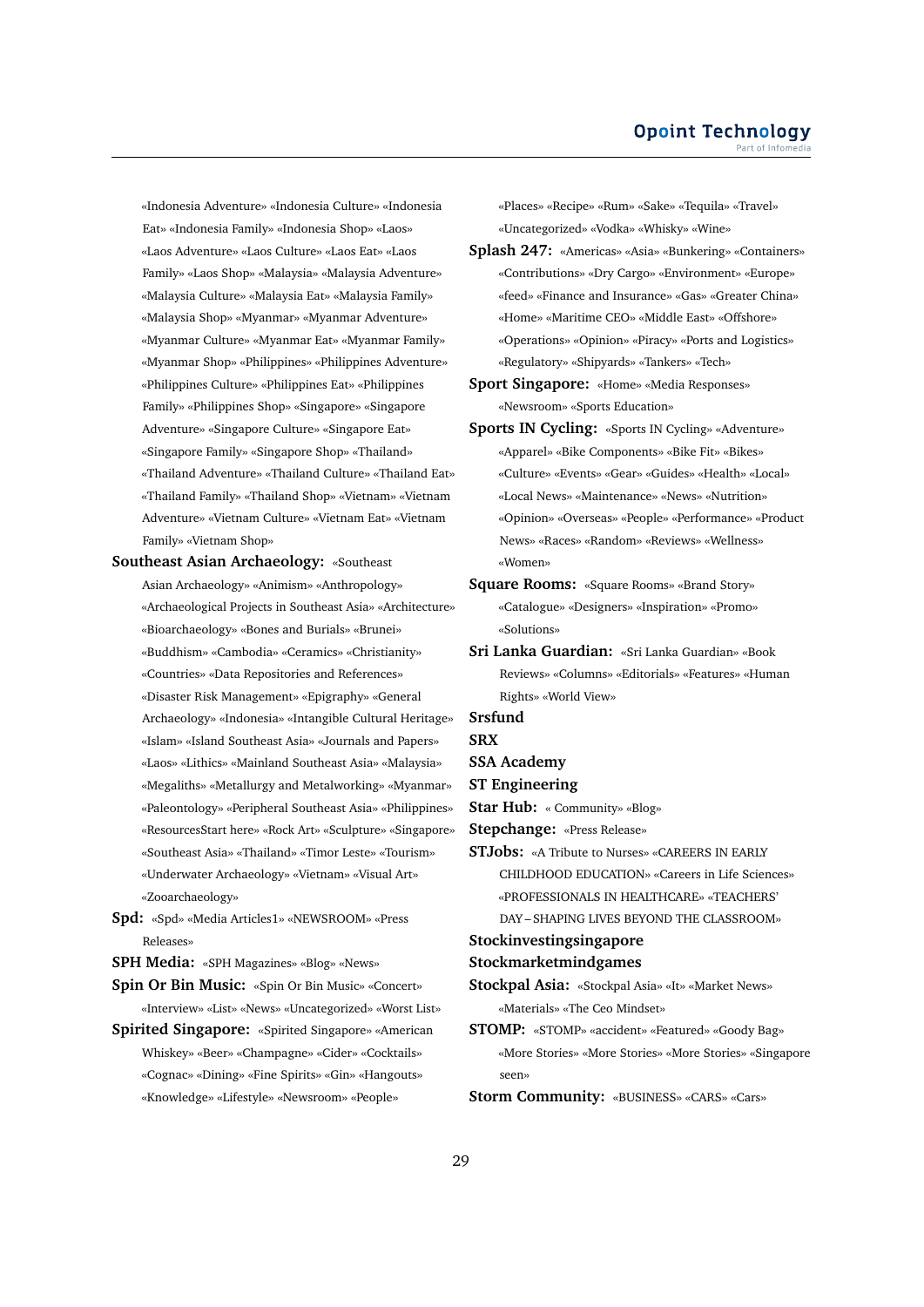«Indonesia Adventure» «Indonesia Culture» «Indonesia Eat» «Indonesia Family» «Indonesia Shop» «Laos» «Laos Adventure» «Laos Culture» «Laos Eat» «Laos Family» «Laos Shop» «Malaysia» «Malaysia Adventure» «Malaysia Culture» «Malaysia Eat» «Malaysia Family» «Malaysia Shop» «Myanmar» «Myanmar Adventure» «Myanmar Culture» «Myanmar Eat» «Myanmar Family» «Myanmar Shop» «Philippines» «Philippines Adventure» «Philippines Culture» «Philippines Eat» «Philippines Family» «Philippines Shop» «Singapore» «Singapore Adventure» «Singapore Culture» «Singapore Eat» «Singapore Family» «Singapore Shop» «Thailand» «Thailand Adventure» «Thailand Culture» «Thailand Eat» «Thailand Family» «Thailand Shop» «Vietnam» «Vietnam Adventure» «Vietnam Culture» «Vietnam Eat» «Vietnam Family» «Vietnam Shop»

**Southeast Asian Archaeology:** «Southeast Asian Archaeology» «Animism» «Anthropology» «Archaeological Projects in Southeast Asia» «Architecture» «Bioarchaeology» «Bones and Burials» «Brunei» «Buddhism» «Cambodia» «Ceramics» «Christianity» «Countries» «Data Repositories and References» «Disaster Risk Management» «Epigraphy» «General Archaeology» «Indonesia» «Intangible Cultural Heritage» «Islam» «Island Southeast Asia» «Journals and Papers» «Laos» «Lithics» «Mainland Southeast Asia» «Malaysia» «Megaliths» «Metallurgy and Metalworking» «Myanmar» «Paleontology» «Peripheral Southeast Asia» «Philippines» «ResourcesStart here» «Rock Art» «Sculpture» «Singapore» «Southeast Asia» «Thailand» «Timor Leste» «Tourism» «Underwater Archaeology» «Vietnam» «Visual Art» «Zooarchaeology»

**Spd:** «Spd» «Media Articles1» «NEWSROOM» «Press Releases»

**SPH Media:** «SPH Magazines» «Blog» «News»

**Spin Or Bin Music:** «Spin Or Bin Music» «Concert» «Interview» «List» «News» «Uncategorized» «Worst List»

**Spirited Singapore:** «Spirited Singapore» «American Whiskey» «Beer» «Champagne» «Cider» «Cocktails» «Cognac» «Dining» «Fine Spirits» «Gin» «Hangouts» «Knowledge» «Lifestyle» «Newsroom» «People» «Places» «Recipe» «Rum» «Sake» «Tequila» «Travel» «Uncategorized» «Vodka» «Whisky» «Wine»

**Splash 247:** «Americas» «Asia» «Bunkering» «Containers» «Contributions» «Dry Cargo» «Environment» «Europe» «feed» «Finance and Insurance» «Gas» «Greater China» «Home» «Maritime CEO» «Middle East» «Offshore» «Operations» «Opinion» «Piracy» «Ports and Logistics» «Regulatory» «Shipyards» «Tankers» «Tech»

**Sport Singapore:** «Home» «Media Responses» «Newsroom» «Sports Education»

**Sports IN Cycling:** «Sports IN Cycling» «Adventure» «Apparel» «Bike Components» «Bike Fit» «Bikes» «Culture» «Events» «Gear» «Guides» «Health» «Local» «Local News» «Maintenance» «News» «Nutrition» «Opinion» «Overseas» «People» «Performance» «Product News» «Races» «Random» «Reviews» «Wellness» «Women»

**Square Rooms:** «Square Rooms» «Brand Story» «Catalogue» «Designers» «Inspiration» «Promo» «Solutions»

**Sri Lanka Guardian:** «Sri Lanka Guardian» «Book Reviews» «Columns» «Editorials» «Features» «Human Rights» «World View»

**Srsfund**

**SRX**

**SSA Academy**

**ST Engineering**

**Star Hub:** « Community» «Blog»

**Stepchange:** «Press Release»

**STJobs:** «A Tribute to Nurses» «CAREERS IN EARLY CHILDHOOD EDUCATION» «Careers in Life Sciences» «PROFESSIONALS IN HEALTHCARE» «TEACHERS' DAY – SHAPING LIVES BEYOND THE CLASSROOM»

**Stockinvestingsingapore**

**Stockmarketmindgames**

**Stockpal Asia:** «Stockpal Asia» «It» «Market News» «Materials» «The Ceo Mindset»

**STOMP:** «STOMP» «accident» «Featured» «Goody Bag» «More Stories» «More Stories» «More Stories» «Singapore seen»

**Storm Community:** «BUSINESS» «CARS» «Cars»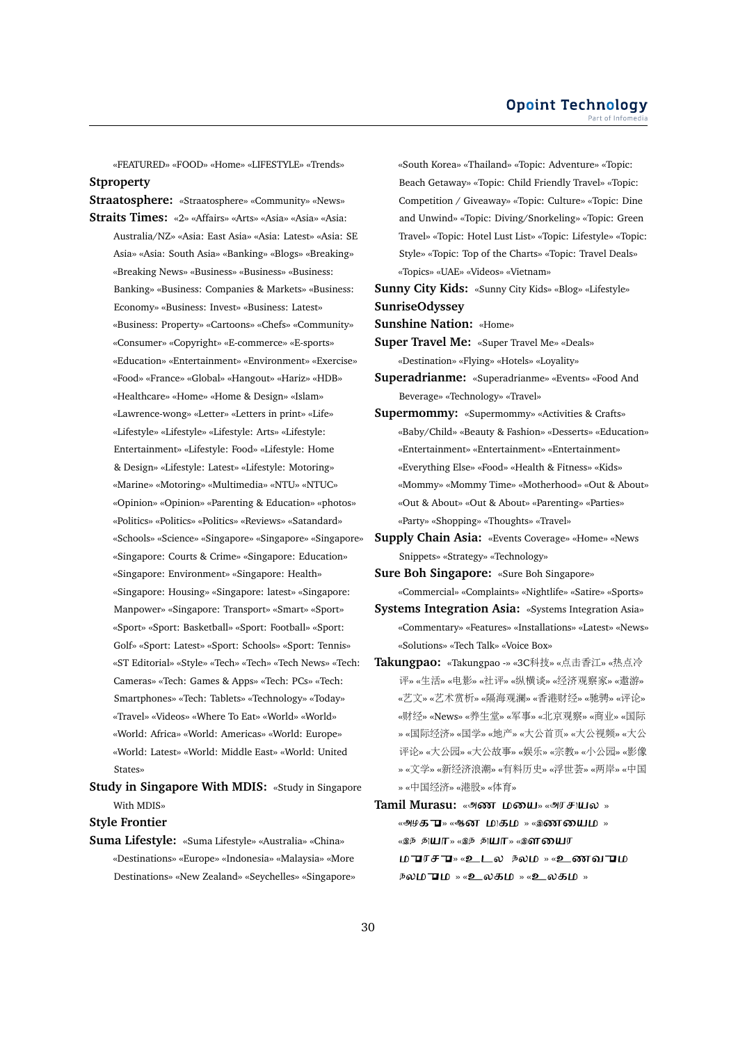«FEATURED» «FOOD» «Home» «LIFESTYLE» «Trends»

**Stproperty**

**Straatosphere:** «Straatosphere» «Community» «News»

**Straits Times:** «2» «Affairs» «Arts» «Asia» «Asia» «Asia: Australia/NZ» «Asia: East Asia» «Asia: Latest» «Asia: SE Asia» «Asia: South Asia» «Banking» «Blogs» «Breaking» «Breaking News» «Business» «Business» «Business: Banking» «Business: Companies & Markets» «Business: Economy» «Business: Invest» «Business: Latest» «Business: Property» «Cartoons» «Chefs» «Community» «Consumer» «Copyright» «E-commerce» «E-sports» «Education» «Entertainment» «Environment» «Exercise» «Food» «France» «Global» «Hangout» «Hariz» «HDB» «Healthcare» «Home» «Home & Design» «Islam» «Lawrence-wong» «Letter» «Letters in print» «Life» «Lifestyle» «Lifestyle» «Lifestyle: Arts» «Lifestyle: Entertainment» «Lifestyle: Food» «Lifestyle: Home & Design» «Lifestyle: Latest» «Lifestyle: Motoring» «Marine» «Motoring» «Multimedia» «NTU» «NTUC» «Opinion» «Opinion» «Parenting & Education» «photos» «Politics» «Politics» «Politics» «Reviews» «Satandard» «Schools» «Science» «Singapore» «Singapore» «Singapore» «Singapore: Courts & Crime» «Singapore: Education» «Singapore: Environment» «Singapore: Health» «Singapore: Housing» «Singapore: latest» «Singapore: Manpower» «Singapore: Transport» «Smart» «Sport» «Sport» «Sport: Basketball» «Sport: Football» «Sport: Golf» «Sport: Latest» «Sport: Schools» «Sport: Tennis» «ST Editorial» «Style» «Tech» «Tech» «Tech News» «Tech: Cameras» «Tech: Games & Apps» «Tech: PCs» «Tech: Smartphones» «Tech: Tablets» «Technology» «Today» «Travel» «Videos» «Where To Eat» «World» «World» «World: Africa» «World: Americas» «World: Europe» «World: Latest» «World: Middle East» «World: United States»

**Study in Singapore With MDIS:** «Study in Singapore With MDIS»

**Style Frontier**

**Suma Lifestyle:** «Suma Lifestyle» «Australia» «China» «Destinations» «Europe» «Indonesia» «Malaysia» «More Destinations» «New Zealand» «Seychelles» «Singapore» «South Korea» «Thailand» «Topic: Adventure» «Topic: Beach Getaway» «Topic: Child Friendly Travel» «Topic: Competition / Giveaway» «Topic: Culture» «Topic: Dine and Unwind» «Topic: Diving/Snorkeling» «Topic: Green Travel» «Topic: Hotel Lust List» «Topic: Lifestyle» «Topic: Style» «Topic: Top of the Charts» «Topic: Travel Deals» «Topics» «UAE» «Videos» «Vietnam»

**Sunny City Kids:** «Sunny City Kids» «Blog» «Lifestyle»

**SunriseOdyssey**

**Sunshine Nation:** «Home»

**Super Travel Me:** «Super Travel Me» «Deals» «Destination» «Flying» «Hotels» «Loyality»

**Superadrianme:** «Superadrianme» «Events» «Food And Beverage» «Technology» «Travel»

**Supermommy:** «Supermommy» «Activities & Crafts» «Baby/Child» «Beauty & Fashion» «Desserts» «Education» «Entertainment» «Entertainment» «Entertainment» «Everything Else» «Food» «Health & Fitness» «Kids» «Mommy» «Mommy Time» «Motherhood» «Out & About» «Out & About» «Out & About» «Parenting» «Parties» «Party» «Shopping» «Thoughts» «Travel»

**Supply Chain Asia:** «Events Coverage» «Home» «News Snippets» «Strategy» «Technology»

**Sure Boh Singapore:** «Sure Boh Singapore» «Commercial» «Complaints» «Nightlife» «Satire» «Sports»

**Systems Integration Asia:** «Systems Integration Asia» «Commentary» «Features» «Installations» «Latest» «News» «Solutions» «Tech Talk» «Voice Box»

**Takungpao:** «Takungpao -» «3C科技» «点击香江» «热点冷评» «生活» «电影» «社评» «纵横谈» «经济观察家» «遨游» «艺文» «艺术赏析» «隔海观澜» «香港财经» «驰骋» «评论» «财经» «News» «养生堂» «军事» «北京观察» «商业» «国际» «国际经济» «国学» «地产» «大公首页» «大公视频» «大公评论» «大公园» «大公故事» «娱乐» «宗教» «小公园» «影像» «文学» «新经济浪潮» «有料历史» «浮世荟» «两岸» «中国» «中国经济» «港股» «体育»

**Tamil Murasu:** «அண மனை» «அரசியல» «அழகு» «ஆன மிகம» «இணையம» «இந தியா» «இந தியா» «இளையர மரசு» «உடல நலம» «உணவு ம நலமும» «உலகம» «உலகம»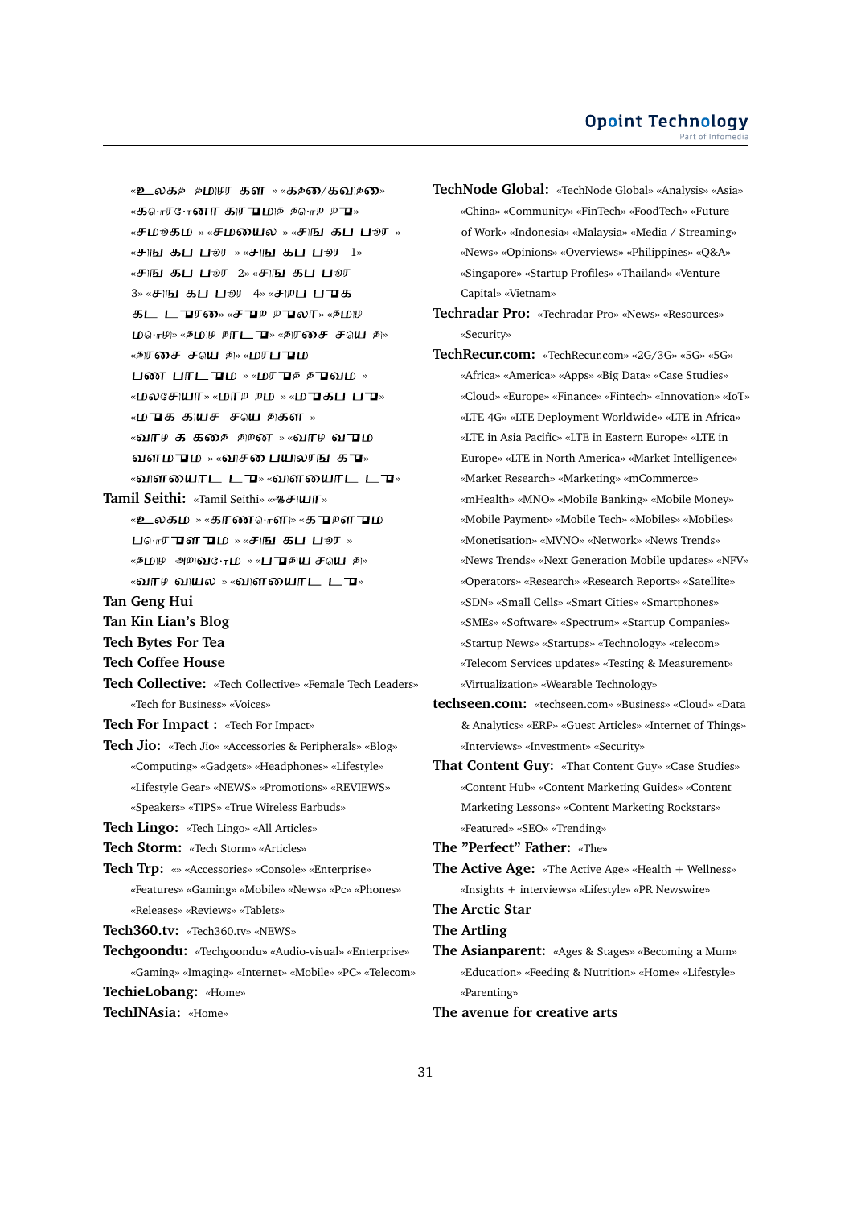«உலகத் தமிழர்கள்» «கதை/கவிதை» «கொரோனா காலத் தொடர்» «சமூகம்» «சமையல்» «சிறுகதை» «சிறுகதை 1» «சிறுகதை 2» «சிறுகதை 3» «சிறுகதை 4» «சிறப்புக் கட்டுரை» «சுற்றுலா» «தமிழ்மொழி» «தமிழ்நாடு» «திரைச் செய்தி» «திரைச் செய்தி» «மரபும் பண்பாடும்» «மருத்துவம்» «மலேசியா» «மாற்றம்» «முகப்பு» «முக்கியச் செய்திகள்» «வாழ்க்கைத் திறன்» «வாழ்வும் வளமும்» «வாசகர் பயிலரங்கம்» «விளையாட்டு» «விளையாட்டு»

**Tamil Seithi:** «Tamil Seithi» «ஆசியா» «உலகம்» «காணொளி» «கலையும் பொருளும்» «சிறுகதை» «தமிழ் அறிவோம்» «புதிய செய்தி» «வாழ்வியல்» «விளையாட்டு»

**Tan Geng Hui**

**Tan Kin Lian's Blog**

**Tech Bytes For Tea**

**Tech Coffee House**

**Tech Collective:** «Tech Collective» «Female Tech Leaders» «Tech for Business» «Voices»

**Tech For Impact :** «Tech For Impact»

**Tech Jio:** «Tech Jio» «Accessories & Peripherals» «Blog» «Computing» «Gadgets» «Headphones» «Lifestyle» «Lifestyle Gear» «NEWS» «Promotions» «REVIEWS» «Speakers» «TIPS» «True Wireless Earbuds»

**Tech Lingo:** «Tech Lingo» «All Articles»

**Tech Storm:** «Tech Storm» «Articles»

**Tech Trp:** «» «Accessories» «Console» «Enterprise» «Features» «Gaming» «Mobile» «News» «Pc» «Phones» «Releases» «Reviews» «Tablets»

**Tech360.tv:** «Tech360.tv» «NEWS»

**Techgoondu:** «Techgoondu» «Audio-visual» «Enterprise» «Gaming» «Imaging» «Internet» «Mobile» «PC» «Telecom»

**TechieLobang:** «Home»

**TechINAsia:** «Home»

**TechNode Global:** «TechNode Global» «Analysis» «Asia» «China» «Community» «FinTech» «FoodTech» «Future of Work» «Indonesia» «Malaysia» «Media / Streaming» «News» «Opinions» «Overviews» «Philippines» «Q&A» «Singapore» «Startup Profiles» «Thailand» «Venture Capital» «Vietnam»

**Techradar Pro:** «Techradar Pro» «News» «Resources» «Security»

**TechRecur.com:** «TechRecur.com» «2G/3G» «5G» «5G» «Africa» «America» «Apps» «Big Data» «Case Studies» «Cloud» «Europe» «Finance» «Fintech» «Innovation» «IoT» «LTE 4G» «LTE Deployment Worldwide» «LTE in Africa» «LTE in Asia Pacific» «LTE in Eastern Europe» «LTE in Europe» «LTE in North America» «Market Intelligence» «Market Research» «Marketing» «mCommerce» «mHealth» «MNO» «Mobile Banking» «Mobile Money» «Mobile Payment» «Mobile Tech» «Mobiles» «Mobiles» «Monetisation» «MVNO» «Network» «News Trends» «News Trends» «Next Generation Mobile updates» «NFV» «Operators» «Research» «Research Reports» «Satellite» «SDN» «Small Cells» «Smart Cities» «Smartphones» «SMEs» «Software» «Spectrum» «Startup Companies» «Startup News» «Startups» «Technology» «telecom» «Telecom Services updates» «Testing & Measurement» «Virtualization» «Wearable Technology»

**techseen.com:** «techseen.com» «Business» «Cloud» «Data & Analytics» «ERP» «Guest Articles» «Internet of Things» «Interviews» «Investment» «Security»

**That Content Guy:** «That Content Guy» «Case Studies» «Content Hub» «Content Marketing Guides» «Content Marketing Lessons» «Content Marketing Rockstars» «Featured» «SEO» «Trending»

**The "Perfect" Father:** «The»

**The Active Age:** «The Active Age» «Health + Wellness» «Insights + interviews» «Lifestyle» «PR Newswire»

**The Arctic Star**

**The Artling**

**The Asianparent:** «Ages & Stages» «Becoming a Mum» «Education» «Feeding & Nutrition» «Home» «Lifestyle» «Parenting»

**The avenue for creative arts**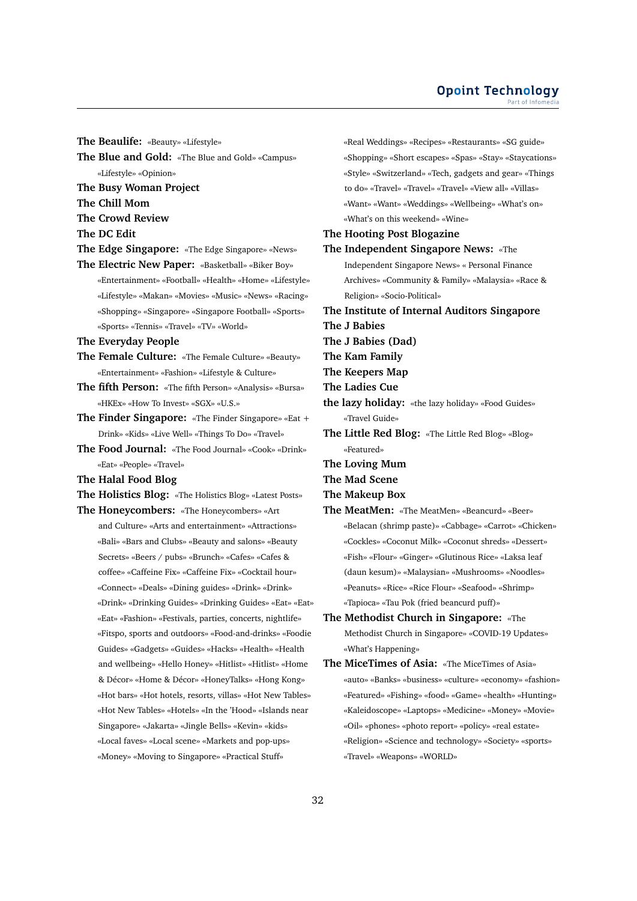**The Beaulife:** «Beauty» «Lifestyle»

**The Blue and Gold:** «The Blue and Gold» «Campus» «Lifestyle» «Opinion»

**The Busy Woman Project**

**The Chill Mom**

**The Crowd Review**

**The DC Edit**

**The Edge Singapore:** «The Edge Singapore» «News»

**The Electric New Paper:** «Basketball» «Biker Boy» «Entertainment» «Football» «Health» «Home» «Lifestyle» «Lifestyle» «Makan» «Movies» «Music» «News» «Racing» «Shopping» «Singapore» «Singapore Football» «Sports» «Sports» «Tennis» «Travel» «TV» «World»

**The Everyday People**

**The Female Culture:** «The Female Culture» «Beauty» «Entertainment» «Fashion» «Lifestyle & Culture»

**The fifth Person:** «The fifth Person» «Analysis» «Bursa» «HKEx» «How To Invest» «SGX» «U.S.»

**The Finder Singapore:** «The Finder Singapore» «Eat + Drink» «Kids» «Live Well» «Things To Do» «Travel»

**The Food Journal:** «The Food Journal» «Cook» «Drink» «Eat» «People» «Travel»

**The Halal Food Blog**

**The Holistics Blog:** «The Holistics Blog» «Latest Posts»

**The Honeycombers:** «The Honeycombers» «Art and Culture» «Arts and entertainment» «Attractions» «Bali» «Bars and Clubs» «Beauty and salons» «Beauty Secrets» «Beers / pubs» «Brunch» «Cafes» «Cafes & coffee» «Caffeine Fix» «Caffeine Fix» «Cocktail hour» «Connect» «Deals» «Dining guides» «Drink» «Drink» «Drink» «Drinking Guides» «Drinking Guides» «Eat» «Eat» «Eat» «Fashion» «Festivals, parties, concerts, nightlife» «Fitspo, sports and outdoors» «Food-and-drinks» «Foodie Guides» «Gadgets» «Guides» «Hacks» «Health» «Health and wellbeing» «Hello Honey» «Hitlist» «Hitlist» «Home & Décor» «Home & Décor» «HoneyTalks» «Hong Kong» «Hot bars» «Hot hotels, resorts, villas» «Hot New Tables» «Hot New Tables» «Hotels» «In the 'Hood» «Islands near Singapore» «Jakarta» «Jingle Bells» «Kevin» «kids» «Local faves» «Local scene» «Markets and pop-ups» «Money» «Moving to Singapore» «Practical Stuff» «Real Weddings» «Recipes» «Restaurants» «SG guide» «Shopping» «Short escapes» «Spas» «Stay» «Staycations» «Style» «Switzerland» «Tech, gadgets and gear» «Things to do» «Travel» «Travel» «Travel» «View all» «Villas» «Want» «Want» «Weddings» «Wellbeing» «What's on» «What's on this weekend» «Wine»

**The Hooting Post Blogazine**

**The Independent Singapore News:** «The Independent Singapore News» « Personal Finance Archives» «Community & Family» «Malaysia» «Race & Religion» «Socio-Political»

**The Institute of Internal Auditors Singapore**

**The J Babies**

**The J Babies (Dad)**

**The Kam Family**

**The Keepers Map**

**The Ladies Cue**

**the lazy holiday:** «the lazy holiday» «Food Guides» «Travel Guide»

**The Little Red Blog:** «The Little Red Blog» «Blog» «Featured»

**The Loving Mum**

**The Mad Scene**

**The Makeup Box**

**The MeatMen:** «The MeatMen» «Beancurd» «Beer» «Belacan (shrimp paste)» «Cabbage» «Carrot» «Chicken» «Cockles» «Coconut Milk» «Coconut shreds» «Dessert» «Fish» «Flour» «Ginger» «Glutinous Rice» «Laksa leaf (daun kesum)» «Malaysian» «Mushrooms» «Noodles» «Peanuts» «Rice» «Rice Flour» «Seafood» «Shrimp» «Tapioca» «Tau Pok (fried beancurd puff)»

**The Methodist Church in Singapore:** «The Methodist Church in Singapore» «COVID-19 Updates» «What's Happening»

**The MiceTimes of Asia:** «The MiceTimes of Asia» «auto» «Banks» «business» «culture» «economy» «fashion» «Featured» «Fishing» «food» «Game» «health» «Hunting» «Kaleidoscope» «Laptops» «Medicine» «Money» «Movie» «Oil» «phones» «photo report» «policy» «real estate» «Religion» «Science and technology» «Society» «sports» «Travel» «Weapons» «WORLD»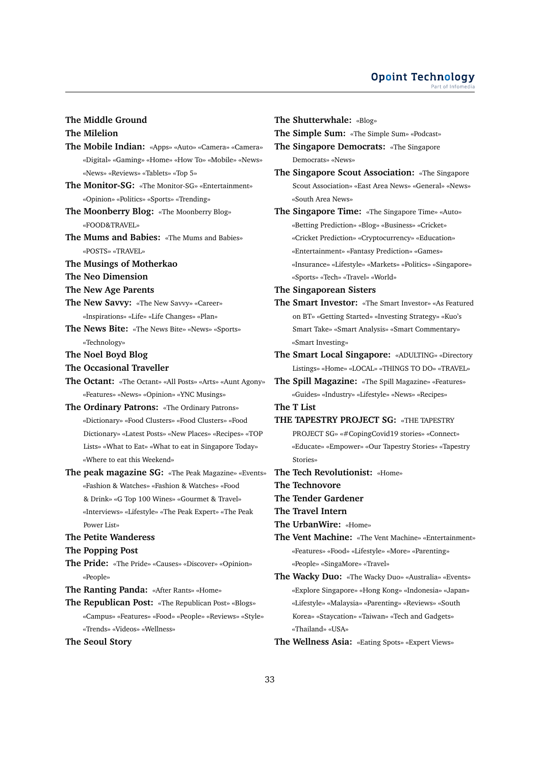**The Middle Ground**

**The Milelion**

**The Mobile Indian:** «Apps» «Auto» «Camera» «Camera» «Digital» «Gaming» «Home» «How To» «Mobile» «News» «News» «Reviews» «Tablets» «Top 5»

**The Monitor-SG:** «The Monitor-SG» «Entertainment» «Opinion» «Politics» «Sports» «Trending»

**The Moonberry Blog:** «The Moonberry Blog» «FOOD&TRAVEL»

**The Mums and Babies:** «The Mums and Babies» «POSTS» «TRAVEL»

**The Musings of Motherkao**

**The Neo Dimension**

**The New Age Parents**

**The New Savvy:** «The New Savvy» «Career» «Inspirations» «Life» «Life Changes» «Plan»

**The News Bite:** «The News Bite» «News» «Sports» «Technology»

**The Noel Boyd Blog**

**The Occasional Traveller**

**The Octant:** «The Octant» «All Posts» «Arts» «Aunt Agony» «Features» «News» «Opinion» «YNC Musings»

**The Ordinary Patrons:** «The Ordinary Patrons» «Dictionary» «Food Clusters» «Food Clusters» «Food Dictionary» «Latest Posts» «New Places» «Recipes» «TOP Lists» «What to Eat» «What to eat in Singapore Today» «Where to eat this Weekend»

**The peak magazine SG:** «The Peak Magazine» «Events» «Fashion & Watches» «Fashion & Watches» «Food & Drink» «G Top 100 Wines» «Gourmet & Travel» «Interviews» «Lifestyle» «The Peak Expert» «The Peak Power List»

**The Petite Wanderess**

**The Popping Post**

**The Pride:** «The Pride» «Causes» «Discover» «Opinion» «People»

**The Ranting Panda:** «After Rants» «Home»

**The Republican Post:** «The Republican Post» «Blogs» «Campus» «Features» «Food» «People» «Reviews» «Style» «Trends» «Videos» «Wellness»

**The Seoul Story**

**The Shutterwhale:** «Blog»

**The Simple Sum:** «The Simple Sum» «Podcast»

**The Singapore Democrats:** «The Singapore Democrats» «News»

**The Singapore Scout Association:** «The Singapore Scout Association» «East Area News» «General» «News» «South Area News»

**The Singapore Time:** «The Singapore Time» «Auto» «Betting Prediction» «Blog» «Business» «Cricket» «Cricket Prediction» «Cryptocurrency» «Education» «Entertainment» «Fantasy Prediction» «Games» «Insurance» «Lifestyle» «Markets» «Politics» «Singapore» «Sports» «Tech» «Travel» «World»

**The Singaporean Sisters**

**The Smart Investor:** «The Smart Investor» «As Featured on BT» «Getting Started» «Investing Strategy» «Kuo's Smart Take» «Smart Analysis» «Smart Commentary» «Smart Investing»

**The Smart Local Singapore:** «ADULTING» «Directory Listings» «Home» «LOCAL» «THINGS TO DO» «TRAVEL»

**The Spill Magazine:** «The Spill Magazine» «Features» «Guides» «Industry» «Lifestyle» «News» «Recipes»

**The T List**

**THE TAPESTRY PROJECT SG:** «THE TAPESTRY PROJECT SG» «#CopingCovid19 stories» «Connect» «Educate» «Empower» «Our Tapestry Stories» «Tapestry Stories»

**The Tech Revolutionist:** «Home»

**The Technovore**

**The Tender Gardener**

**The Travel Intern**

**The UrbanWire:** «Home»

**The Vent Machine:** «The Vent Machine» «Entertainment» «Features» «Food» «Lifestyle» «More» «Parenting» «People» «SingaMore» «Travel»

**The Wacky Duo:** «The Wacky Duo» «Australia» «Events» «Explore Singapore» «Hong Kong» «Indonesia» «Japan» «Lifestyle» «Malaysia» «Parenting» «Reviews» «South Korea» «Staycation» «Taiwan» «Tech and Gadgets» «Thailand» «USA»

**The Wellness Asia:** «Eating Spots» «Expert Views»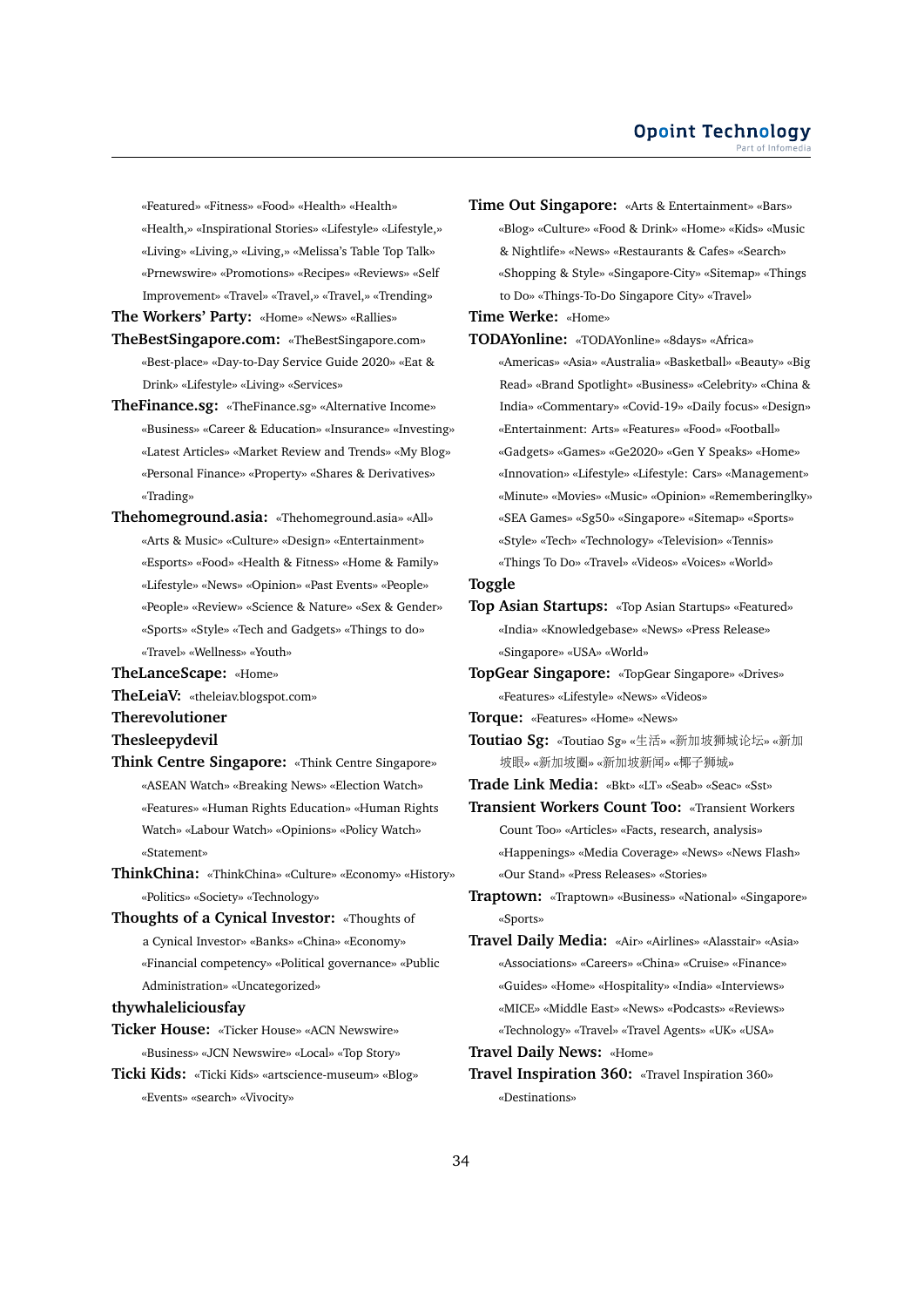«Featured» «Fitness» «Food» «Health» «Health» «Health,» «Inspirational Stories» «Lifestyle» «Lifestyle,» «Living» «Living,» «Living,» «Melissa's Table Top Talk» «Prnewswire» «Promotions» «Recipes» «Reviews» «Self Improvement» «Travel» «Travel,» «Travel,» «Trending»

**The Workers' Party:** «Home» «News» «Rallies»

**TheBestSingapore.com:** «TheBestSingapore.com» «Best-place» «Day-to-Day Service Guide 2020» «Eat & Drink» «Lifestyle» «Living» «Services»

**TheFinance.sg:** «TheFinance.sg» «Alternative Income» «Business» «Career & Education» «Insurance» «Investing» «Latest Articles» «Market Review and Trends» «My Blog» «Personal Finance» «Property» «Shares & Derivatives» «Trading»

**Thehomeground.asia:** «Thehomeground.asia» «All» «Arts & Music» «Culture» «Design» «Entertainment» «Esports» «Food» «Health & Fitness» «Home & Family» «Lifestyle» «News» «Opinion» «Past Events» «People» «People» «Review» «Science & Nature» «Sex & Gender» «Sports» «Style» «Tech and Gadgets» «Things to do» «Travel» «Wellness» «Youth»

**TheLanceScape:** «Home»

**TheLeiaV:** «theleiav.blogspot.com»

**Therevolutioner**

**Thesleepydevil**

**Think Centre Singapore:** «Think Centre Singapore» «ASEAN Watch» «Breaking News» «Election Watch» «Features» «Human Rights Education» «Human Rights Watch» «Labour Watch» «Opinions» «Policy Watch» «Statement»

**ThinkChina:** «ThinkChina» «Culture» «Economy» «History» «Politics» «Society» «Technology»

**Thoughts of a Cynical Investor:** «Thoughts of a Cynical Investor» «Banks» «China» «Economy» «Financial competency» «Political governance» «Public Administration» «Uncategorized»

**thywhaleliciousfay**

**Ticker House:** «Ticker House» «ACN Newswire» «Business» «JCN Newswire» «Local» «Top Story»

**Ticki Kids:** «Ticki Kids» «artscience-museum» «Blog» «Events» «search» «Vivocity»

**Time Out Singapore:** «Arts & Entertainment» «Bars» «Blog» «Culture» «Food & Drink» «Home» «Kids» «Music & Nightlife» «News» «Restaurants & Cafes» «Search» «Shopping & Style» «Singapore-City» «Sitemap» «Things to Do» «Things-To-Do Singapore City» «Travel»

**Time Werke:** «Home»

**TODAYonline:** «TODAYonline» «8days» «Africa» «Americas» «Asia» «Australia» «Basketball» «Beauty» «Big Read» «Brand Spotlight» «Business» «Celebrity» «China & India» «Commentary» «Covid-19» «Daily focus» «Design» «Entertainment: Arts» «Features» «Food» «Football» «Gadgets» «Games» «Ge2020» «Gen Y Speaks» «Home» «Innovation» «Lifestyle» «Lifestyle: Cars» «Management» «Minute» «Movies» «Music» «Opinion» «Rememberinglky» «SEA Games» «Sg50» «Singapore» «Sitemap» «Sports» «Style» «Tech» «Technology» «Television» «Tennis» «Things To Do» «Travel» «Videos» «Voices» «World»

**Toggle**

**Top Asian Startups:** «Top Asian Startups» «Featured» «India» «Knowledgebase» «News» «Press Release» «Singapore» «USA» «World»

**TopGear Singapore:** «TopGear Singapore» «Drives» «Features» «Lifestyle» «News» «Videos»

**Torque:** «Features» «Home» «News»

**Toutiao Sg:** «Toutiao Sg» «生活» «新加坡狮城论坛» «新加坡眼» «新加坡圈» «新加坡新闻» «椰子狮城»

**Trade Link Media:** «Bkt» «LT» «Seab» «Seac» «Sst»

**Transient Workers Count Too:** «Transient Workers Count Too» «Articles» «Facts, research, analysis» «Happenings» «Media Coverage» «News» «News Flash» «Our Stand» «Press Releases» «Stories»

**Traptown:** «Traptown» «Business» «National» «Singapore» «Sports»

**Travel Daily Media:** «Air» «Airlines» «Alasstair» «Asia» «Associations» «Careers» «China» «Cruise» «Finance» «Guides» «Home» «Hospitality» «India» «Interviews» «MICE» «Middle East» «News» «Podcasts» «Reviews» «Technology» «Travel» «Travel Agents» «UK» «USA»

**Travel Daily News:** «Home»

**Travel Inspiration 360:** «Travel Inspiration 360» «Destinations»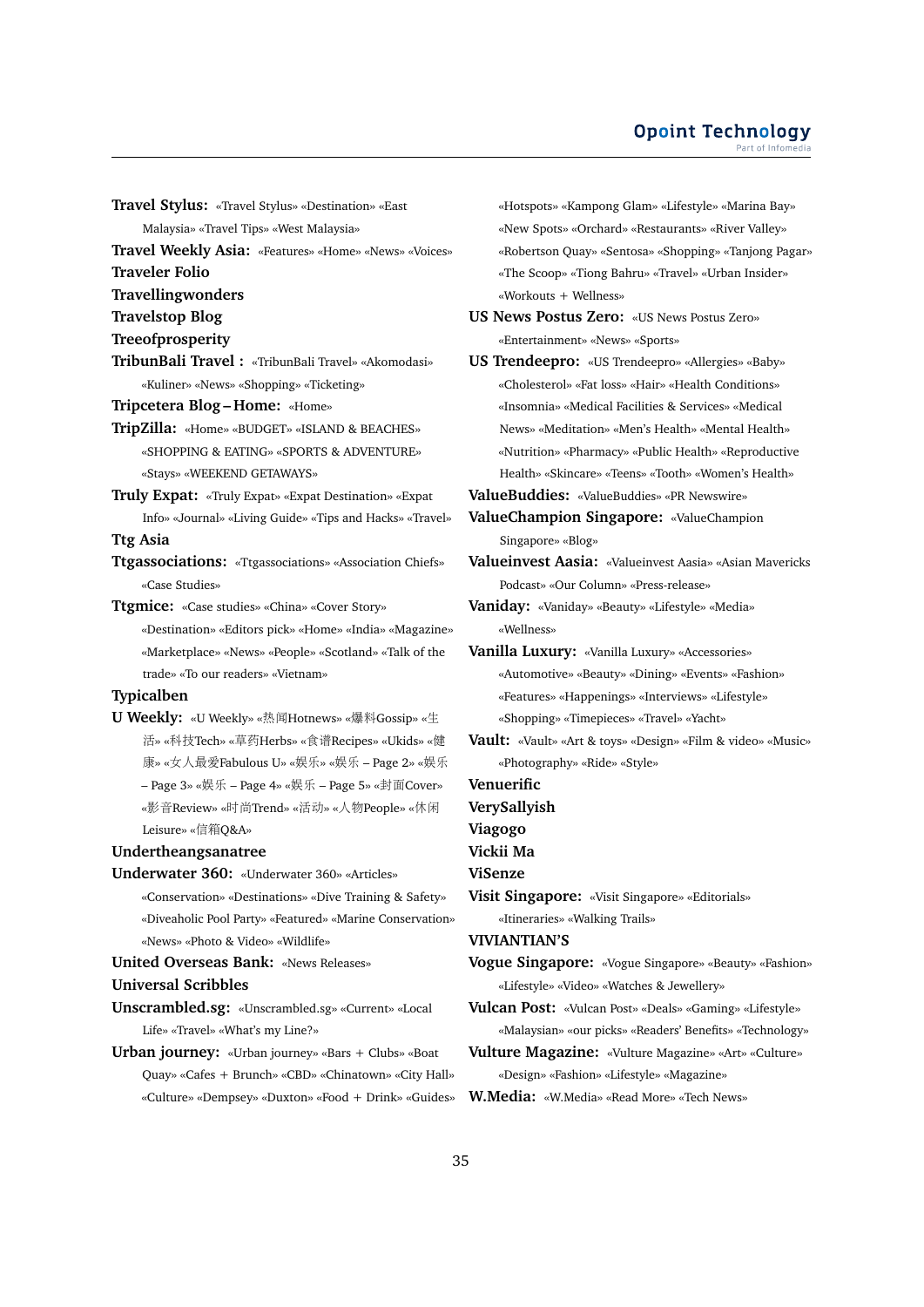**Travel Stylus:** «Travel Stylus» «Destination» «East Malaysia» «Travel Tips» «West Malaysia»

**Travel Weekly Asia:** «Features» «Home» «News» «Voices»

**Traveler Folio**

**Travellingwonders**

**Travelstop Blog**

**Treeofprosperity**

**TribunBali Travel :** «TribunBali Travel» «Akomodasi» «Kuliner» «News» «Shopping» «Ticketing»

**Tripcetera Blog – Home:** «Home»

**TripZilla:** «Home» «BUDGET» «ISLAND & BEACHES» «SHOPPING & EATING» «SPORTS & ADVENTURE» «Stays» «WEEKEND GETAWAYS»

**Truly Expat:** «Truly Expat» «Expat Destination» «Expat Info» «Journal» «Living Guide» «Tips and Hacks» «Travel»

**Ttg Asia**

**Ttgassociations:** «Ttgassociations» «Association Chiefs» «Case Studies»

**Ttgmice:** «Case studies» «China» «Cover Story» «Destination» «Editors pick» «Home» «India» «Magazine» «Marketplace» «News» «People» «Scotland» «Talk of the trade» «To our readers» «Vietnam»

**Typicalben**

**U Weekly:** «U Weekly» «热闻Hotnews» «爆料Gossip» «生活» «科技Tech» «草药Herbs» «食谱Recipes» «Ukids» «健康» «女人最爱Fabulous U» «娱乐» «娱乐 – Page 2» «娱乐 – Page 3» «娱乐 – Page 4» «娱乐 – Page 5» «封面Cover» «影音Review» «时尚Trend» «活动» «人物People» «休闲Leisure» «信箱Q&A»

**Undertheangsanatree**

**Underwater 360:** «Underwater 360» «Articles» «Conservation» «Destinations» «Dive Training & Safety» «Diveaholic Pool Party» «Featured» «Marine Conservation» «News» «Photo & Video» «Wildlife»

**United Overseas Bank:** «News Releases»

**Universal Scribbles**

**Unscrambled.sg:** «Unscrambled.sg» «Current» «Local Life» «Travel» «What's my Line?»

**Urban journey:** «Urban journey» «Bars + Clubs» «Boat Quay» «Cafes + Brunch» «CBD» «Chinatown» «City Hall» «Culture» «Dempsey» «Duxton» «Food + Drink» «Guides» «Hotspots» «Kampong Glam» «Lifestyle» «Marina Bay» «New Spots» «Orchard» «Restaurants» «River Valley» «Robertson Quay» «Sentosa» «Shopping» «Tanjong Pagar» «The Scoop» «Tiong Bahru» «Travel» «Urban Insider» «Workouts + Wellness»

**US News Postus Zero:** «US News Postus Zero» «Entertainment» «News» «Sports»

**US Trendeepro:** «US Trendeepro» «Allergies» «Baby» «Cholesterol» «Fat loss» «Hair» «Health Conditions» «Insomnia» «Medical Facilities & Services» «Medical News» «Meditation» «Men's Health» «Mental Health» «Nutrition» «Pharmacy» «Public Health» «Reproductive Health» «Skincare» «Teens» «Tooth» «Women's Health»

**ValueBuddies:** «ValueBuddies» «PR Newswire»

**ValueChampion Singapore:** «ValueChampion Singapore» «Blog»

**Valueinvest Aasia:** «Valueinvest Aasia» «Asian Mavericks Podcast» «Our Column» «Press-release»

**Vaniday:** «Vaniday» «Beauty» «Lifestyle» «Media» «Wellness»

**Vanilla Luxury:** «Vanilla Luxury» «Accessories» «Automotive» «Beauty» «Dining» «Events» «Fashion» «Features» «Happenings» «Interviews» «Lifestyle» «Shopping» «Timepieces» «Travel» «Yacht»

**Vault:** «Vault» «Art & toys» «Design» «Film & video» «Music» «Photography» «Ride» «Style»

**Venuerific**

**VerySallyish**

**Viagogo**

**Vickii Ma**

**ViSenze**

**Visit Singapore:** «Visit Singapore» «Editorials» «Itineraries» «Walking Trails»

**VIVIANTIAN'S**

**Vogue Singapore:** «Vogue Singapore» «Beauty» «Fashion» «Lifestyle» «Video» «Watches & Jewellery»

**Vulcan Post:** «Vulcan Post» «Deals» «Gaming» «Lifestyle» «Malaysian» «our picks» «Readers' Benefits» «Technology»

**Vulture Magazine:** «Vulture Magazine» «Art» «Culture» «Design» «Fashion» «Lifestyle» «Magazine»

**W.Media:** «W.Media» «Read More» «Tech News»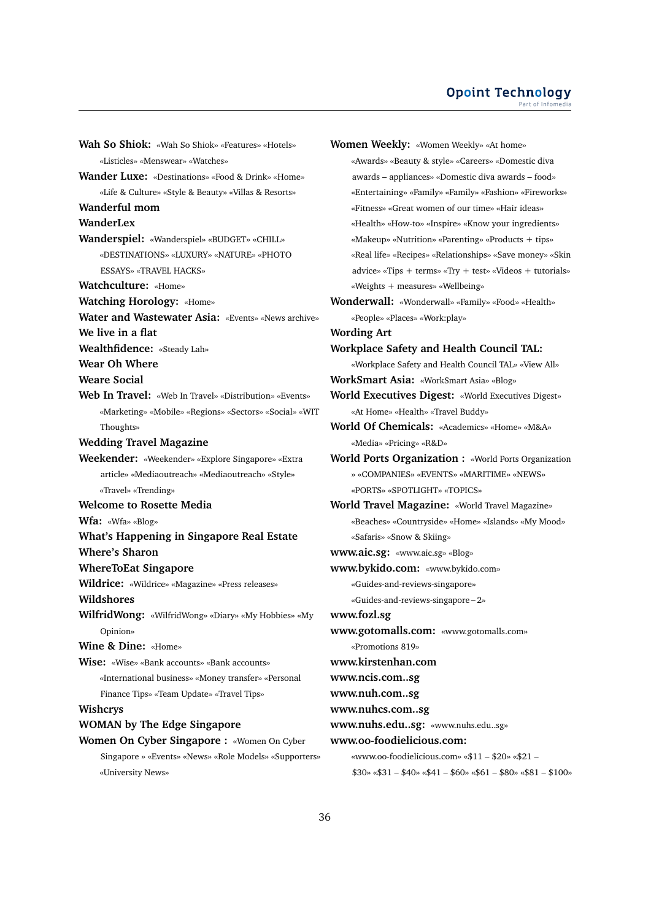**Wah So Shiok:** «Wah So Shiok» «Features» «Hotels» «Listicles» «Menswear» «Watches»

**Wander Luxe:** «Destinations» «Food & Drink» «Home» «Life & Culture» «Style & Beauty» «Villas & Resorts»

**Wanderful mom**

**WanderLex**

**Wanderspiel:** «Wanderspiel» «BUDGET» «CHILL» «DESTINATIONS» «LUXURY» «NATURE» «PHOTO ESSAYS» «TRAVEL HACKS»

**Watchculture:** «Home»

**Watching Horology:** «Home»

**Water and Wastewater Asia:** «Events» «News archive»

**We live in a flat**

**Wealthfidence:** «Steady Lah»

**Wear Oh Where**

**Weare Social**

**Web In Travel:** «Web In Travel» «Distribution» «Events» «Marketing» «Mobile» «Regions» «Sectors» «Social» «WIT Thoughts»

**Wedding Travel Magazine**

**Weekender:** «Weekender» «Explore Singapore» «Extra article» «Mediaoutreach» «Mediaoutreach» «Style» «Travel» «Trending»

**Welcome to Rosette Media**

**Wfa:** «Wfa» «Blog»

**What's Happening in Singapore Real Estate**

**Where's Sharon**

**WhereToEat Singapore**

**Wildrice:** «Wildrice» «Magazine» «Press releases»

**Wildshores**

**WilfridWong:** «WilfridWong» «Diary» «My Hobbies» «My Opinion»

**Wine & Dine:** «Home»

**Wise:** «Wise» «Bank accounts» «Bank accounts» «International business» «Money transfer» «Personal Finance Tips» «Team Update» «Travel Tips»

**Wishcrys**

**WOMAN by The Edge Singapore**

**Women On Cyber Singapore :** «Women On Cyber Singapore » «Events» «News» «Role Models» «Supporters» «University News»

**Women Weekly:** «Women Weekly» «At home» «Awards» «Beauty & style» «Careers» «Domestic diva awards – appliances» «Domestic diva awards – food» «Entertaining» «Family» «Family» «Fashion» «Fireworks» «Fitness» «Great women of our time» «Hair ideas» «Health» «How-to» «Inspire» «Know your ingredients» «Makeup» «Nutrition» «Parenting» «Products + tips» «Real life» «Recipes» «Relationships» «Save money» «Skin advice» «Tips + terms» «Try + test» «Videos + tutorials» «Weights + measures» «Wellbeing»

**Wonderwall:** «Wonderwall» «Family» «Food» «Health» «People» «Places» «Work:play»

**Wording Art**

**Workplace Safety and Health Council TAL:** «Workplace Safety and Health Council TAL» «View All»

**WorkSmart Asia:** «WorkSmart Asia» «Blog»

**World Executives Digest:** «World Executives Digest» «At Home» «Health» «Travel Buddy»

**World Of Chemicals:** «Academics» «Home» «M&A» «Media» «Pricing» «R&D»

**World Ports Organization :** «World Ports Organization » «COMPANIES» «EVENTS» «MARITIME» «NEWS» «PORTS» «SPOTLIGHT» «TOPICS»

**World Travel Magazine:** «World Travel Magazine» «Beaches» «Countryside» «Home» «Islands» «My Mood» «Safaris» «Snow & Skiing»

**www.aic.sg:** «www.aic.sg» «Blog»

**www.bykido.com:** «www.bykido.com» «Guides-and-reviews-singapore» «Guides-and-reviews-singapore – 2»

**www.fozl.sg**

**www.gotomalls.com:** «www.gotomalls.com» «Promotions 819»

**www.kirstenhan.com**

**www.ncis.com..sg**

**www.nuh.com..sg**

**www.nuhcs.com..sg**

**www.nuhs.edu..sg:** «www.nuhs.edu..sg»

**www.oo-foodielicious.com:** «www.oo-foodielicious.com» «$11 – $20» «$21 – $30» «$31 – $40» «$41 – $60» «$61 – $80» «$81 – $100»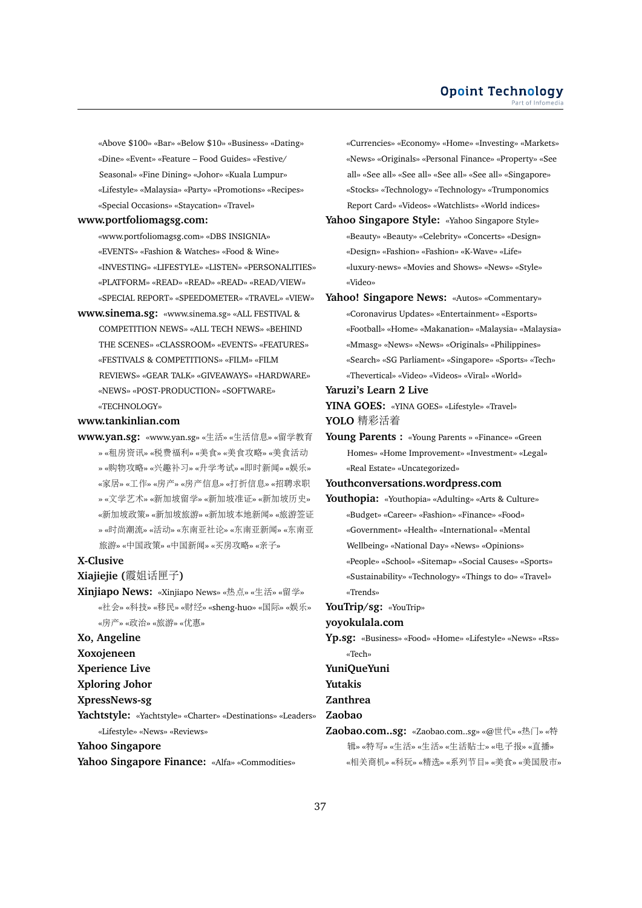«Above $100» «Bar» «Below $10» «Business» «Dating» «Dine» «Event» «Feature – Food Guides» «Festive/ Seasonal» «Fine Dining» «Johor» «Kuala Lumpur» «Lifestyle» «Malaysia» «Party» «Promotions» «Recipes» «Special Occasions» «Staycation» «Travel»

**www.portfoliomagsg.com:** «www.portfoliomagsg.com» «DBS INSIGNIA» «EVENTS» «Fashion & Watches» «Food & Wine» «INVESTING» «LIFESTYLE» «LISTEN» «PERSONALITIES» «PLATFORM» «READ» «READ» «READ» «READ/VIEW» «SPECIAL REPORT» «SPEEDOMETER» «TRAVEL» «VIEW»

**www.sinema.sg:** «www.sinema.sg» «ALL FESTIVAL & COMPETITION NEWS» «ALL TECH NEWS» «BEHIND THE SCENES» «CLASSROOM» «EVENTS» «FEATURES» «FESTIVALS & COMPETITIONS» «FILM» «FILM REVIEWS» «GEAR TALK» «GIVEAWAYS» «HARDWARE» «NEWS» «POST-PRODUCTION» «SOFTWARE» «TECHNOLOGY»

**www.tankinlian.com**

**www.yan.sg:** «www.yan.sg» «生活» «生活信息» «留学教育» «租房资讯» «税费福利» «美食» «美食攻略» «美食活动» «购物攻略» «兴趣补习» «升学考试» «即时新闻» «娱乐» «家居» «工作» «房产» «房产信息» «打折信息» «招聘求职» «文学艺术» «新加坡留学» «新加坡准证» «新加坡历史» «新加坡政策» «新加坡旅游» «新加坡本地新闻» «旅游签证» «时尚潮流» «活动» «东南亚社论» «东南亚新闻» «东南亚旅游» «中国政策» «中国新闻» «买房攻略» «亲子»

**X-Clusive**

**Xiajiejie (霞姐话匣子)**

**Xinjiapo News:** «Xinjiapo News» «热点» «生活» «留学» «社会» «科技» «移民» «财经» «sheng-huo» «国际» «娱乐» «房产» «政治» «旅游» «优惠»

**Xo, Angeline**

**Xoxojeneen**

**Xperience Live**

**Xploring Johor**

**XpressNews-sg**

**Yachtstyle:** «Yachtstyle» «Charter» «Destinations» «Leaders» «Lifestyle» «News» «Reviews»

**Yahoo Singapore**

**Yahoo Singapore Finance:** «Alfa» «Commodities» «Currencies» «Economy» «Home» «Investing» «Markets» «News» «Originals» «Personal Finance» «Property» «See all» «See all» «See all» «See all» «See all» «Singapore» «Stocks» «Technology» «Technology» «Trumponomics Report Card» «Videos» «Watchlists» «World indices»

**Yahoo Singapore Style:** «Yahoo Singapore Style» «Beauty» «Beauty» «Celebrity» «Concerts» «Design» «Design» «Fashion» «Fashion» «K-Wave» «Life» «luxury-news» «Movies and Shows» «News» «Style» «Video»

**Yahoo! Singapore News:** «Autos» «Commentary» «Coronavirus Updates» «Entertainment» «Esports» «Football» «Home» «Makanation» «Malaysia» «Malaysia» «Mmasg» «News» «News» «Originals» «Philippines» «Search» «SG Parliament» «Singapore» «Sports» «Tech» «Thevertical» «Video» «Videos» «Viral» «World»

**Yaruzi's Learn 2 Live**

**YINA GOES:** «YINA GOES» «Lifestyle» «Travel»

**YOLO 精彩活着**

**Young Parents :** «Young Parents » «Finance» «Green Homes» «Home Improvement» «Investment» «Legal» «Real Estate» «Uncategorized»

**Youthconversations.wordpress.com**

**Youthopia:** «Youthopia» «Adulting» «Arts & Culture» «Budget» «Career» «Fashion» «Finance» «Food» «Government» «Health» «International» «Mental Wellbeing» «National Day» «News» «Opinions» «People» «School» «Sitemap» «Social Causes» «Sports» «Sustainability» «Technology» «Things to do» «Travel» «Trends»

**YouTrip/sg:** «YouTrip»

**yoyokulala.com**

**Yp.sg:** «Business» «Food» «Home» «Lifestyle» «News» «Rss» «Tech»

**YuniQueYuni**

**Yutakis**

**Zanthrea**

**Zaobao**

**Zaobao.com..sg:** «Zaobao.com..sg» «@世代» «热门» «特辑» «特写» «生活» «生活» «生活贴士» «电子报» «直播» «相关商机» «科玩» «精选» «系列节目» «美食» «美国股市»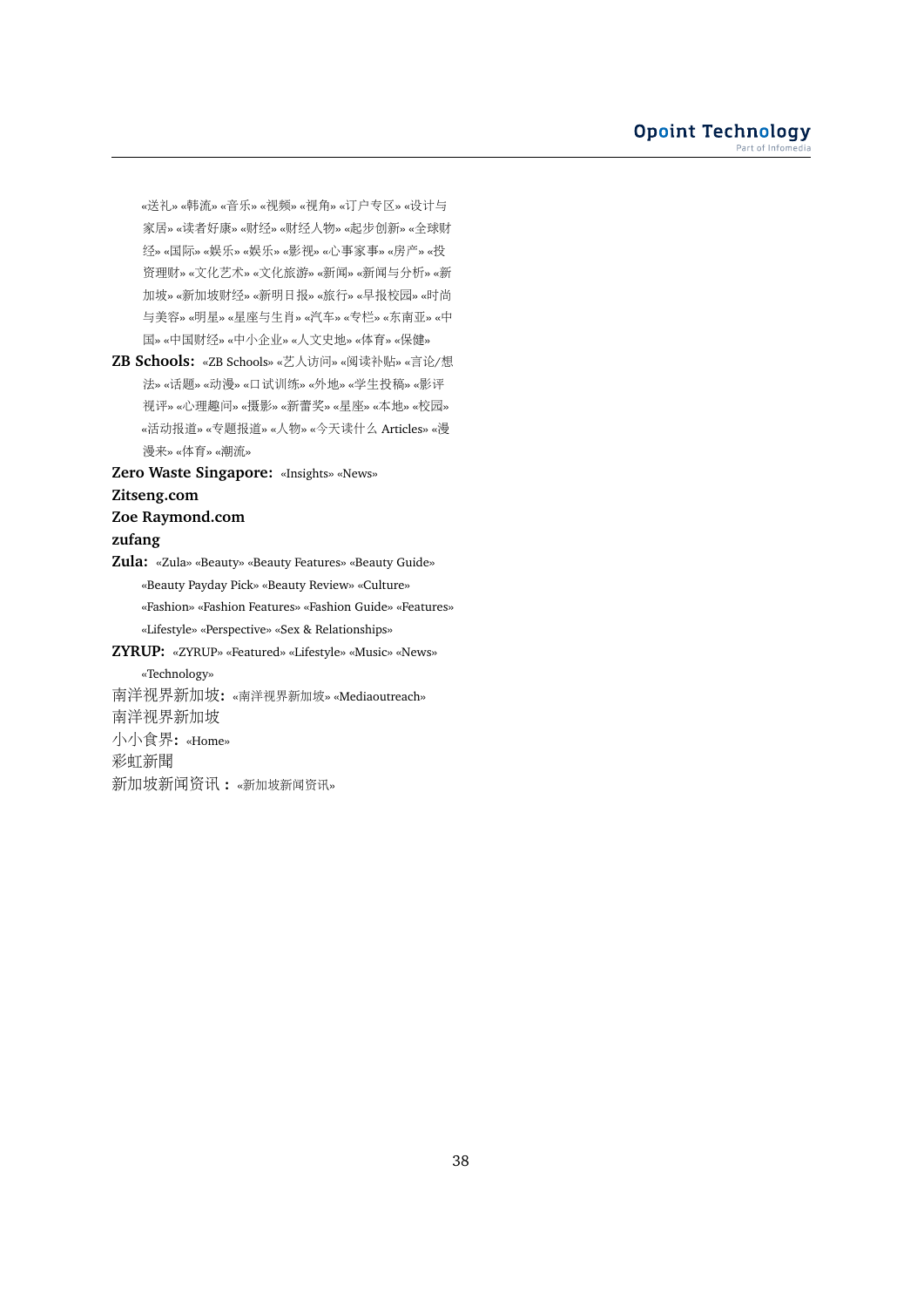«送礼» «韩流» «音乐» «视频» «视角» «订户专区» «设计与家居» «读者好康» «财经» «财经人物» «起步创新» «全球财经» «国际» «娱乐» «娱乐» «影视» «心事家事» «房产» «投资理财» «文化艺术» «文化旅游» «新闻» «新闻与分析» «新加坡» «新加坡财经» «新明日报» «旅行» «早报校园» «时尚与美容» «明星» «星座与生肖» «汽车» «专栏» «东南亚» «中国» «中国财经» «中小企业» «人文史地» «体育» «保健»

**ZB Schools:** «ZB Schools» «艺人访问» «阅读补贴» «言论/想法» «话题» «动漫» «口试训练» «外地» «学生投稿» «影评视评» «心理趣问» «摄影» «新蕾奖» «星座» «本地» «校园» «活动报道» «专题报道» «人物» «今天读什么 Articles» «漫漫来» «体育» «潮流»

**Zero Waste Singapore:** «Insights» «News»

**Zitseng.com**

**Zoe Raymond.com**

**zufang**

**Zula:** «Zula» «Beauty» «Beauty Features» «Beauty Guide» «Beauty Payday Pick» «Beauty Review» «Culture» «Fashion» «Fashion Features» «Fashion Guide» «Features» «Lifestyle» «Perspective» «Sex & Relationships»

**ZYRUP:** «ZYRUP» «Featured» «Lifestyle» «Music» «News» «Technology»

南洋视界新加坡: «南洋视界新加坡» «Mediaoutreach»

南洋视界新加坡

小小食界: «Home»

彩虹新聞

新加坡新闻资讯 : «新加坡新闻资讯»